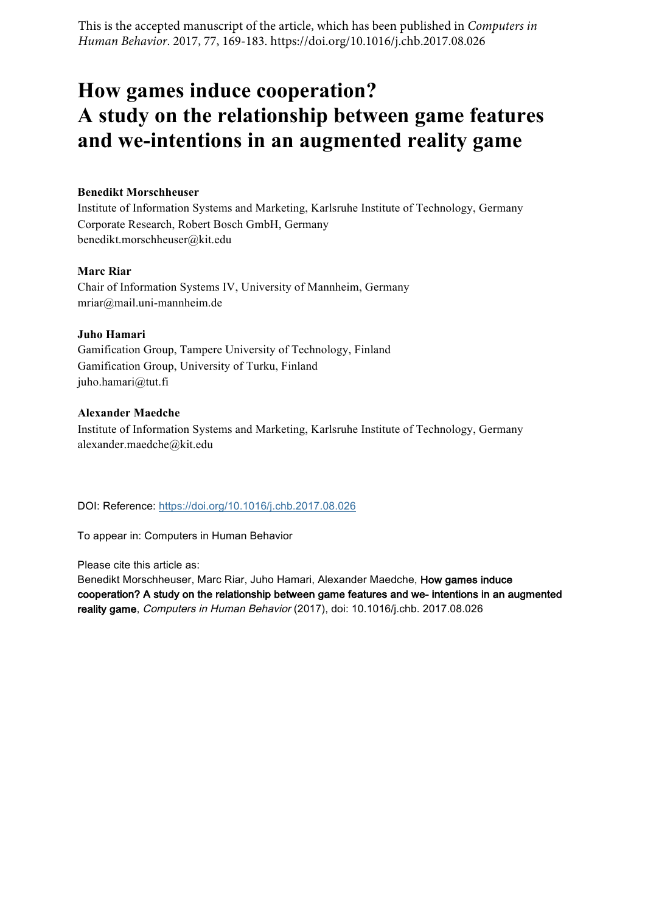This is the accepted manuscript of the article, which has been published in *Computers in Human Behavior*. 2017, 77, 169-183. https://doi.org/10.1016/j.chb.2017.08.026

# How games induce cooperation? A study on the relationship between game features and we-intentions in an augmented reality game

**Benedikt Morschheuser**
Institute of Information Systems and Marketing, Karlsruhe Institute of Technology, Germany
Corporate Research, Robert Bosch GmbH, Germany
benedikt.morschheuser@kit.edu

**Marc Riar**
Chair of Information Systems IV, University of Mannheim, Germany
mriar@mail.uni-mannheim.de

**Juho Hamari**
Gamification Group, Tampere University of Technology, Finland
Gamification Group, University of Turku, Finland
juho.hamari@tut.fi

**Alexander Maedche**
Institute of Information Systems and Marketing, Karlsruhe Institute of Technology, Germany
alexander.maedche@kit.edu

DOI: Reference: https://doi.org/10.1016/j.chb.2017.08.026

To appear in: Computers in Human Behavior

Please cite this article as:
Benedikt Morschheuser, Marc Riar, Juho Hamari, Alexander Maedche, **How games induce cooperation? A study on the relationship between game features and we- intentions in an augmented reality game**, *Computers in Human Behavior* (2017), doi: 10.1016/j.chb. 2017.08.026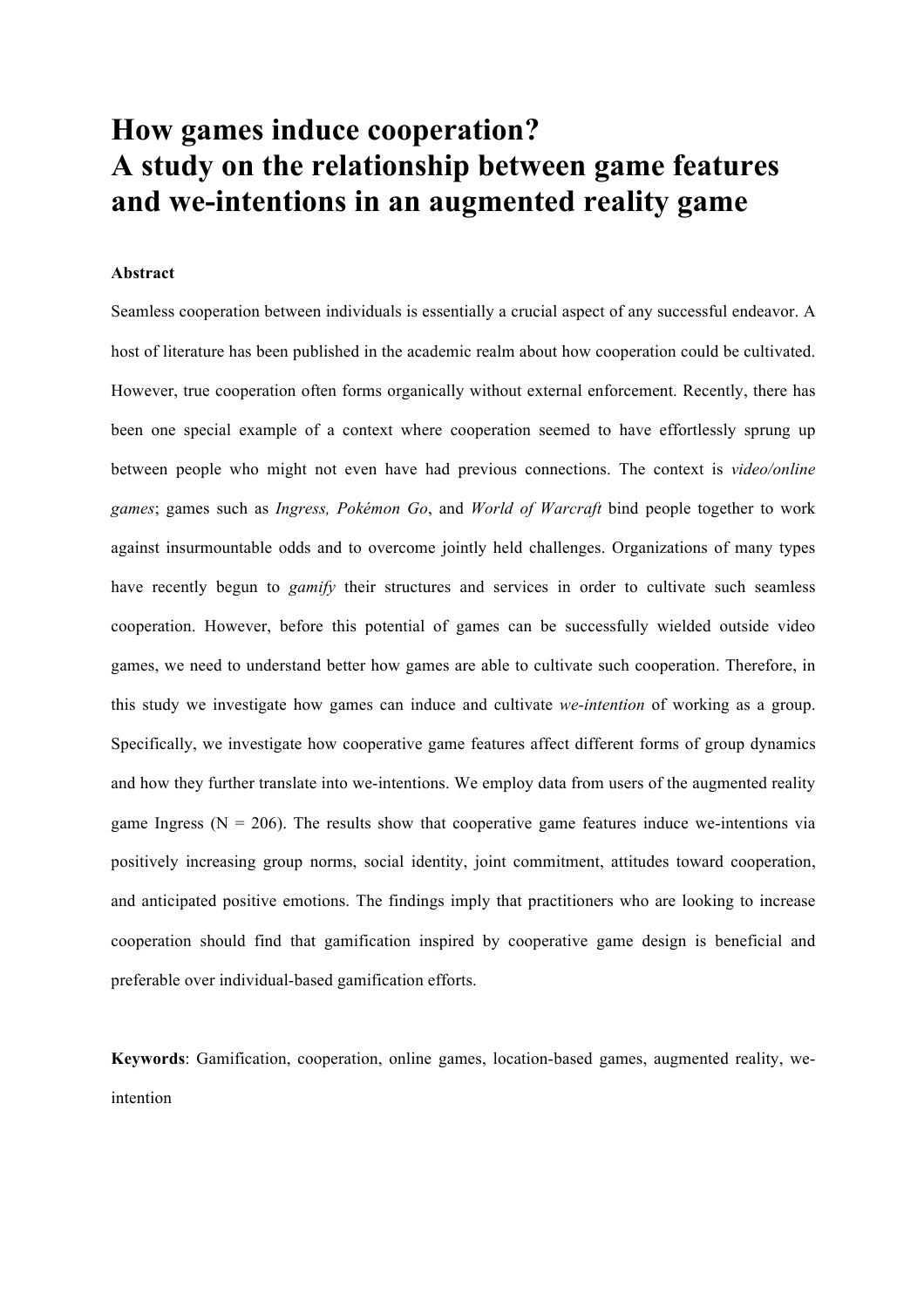# How games induce cooperation?
# A study on the relationship between game features and we-intentions in an augmented reality game

**Abstract**

Seamless cooperation between individuals is essentially a crucial aspect of any successful endeavor. A host of literature has been published in the academic realm about how cooperation could be cultivated. However, true cooperation often forms organically without external enforcement. Recently, there has been one special example of a context where cooperation seemed to have effortlessly sprung up between people who might not even have had previous connections. The context is *video/online games*; games such as *Ingress, Pokémon Go*, and *World of Warcraft* bind people together to work against insurmountable odds and to overcome jointly held challenges. Organizations of many types have recently begun to *gamify* their structures and services in order to cultivate such seamless cooperation. However, before this potential of games can be successfully wielded outside video games, we need to understand better how games are able to cultivate such cooperation. Therefore, in this study we investigate how games can induce and cultivate *we-intention* of working as a group. Specifically, we investigate how cooperative game features affect different forms of group dynamics and how they further translate into we-intentions. We employ data from users of the augmented reality game Ingress (N = 206). The results show that cooperative game features induce we-intentions via positively increasing group norms, social identity, joint commitment, attitudes toward cooperation, and anticipated positive emotions. The findings imply that practitioners who are looking to increase cooperation should find that gamification inspired by cooperative game design is beneficial and preferable over individual-based gamification efforts.

**Keywords**: Gamification, cooperation, online games, location-based games, augmented reality, we-intention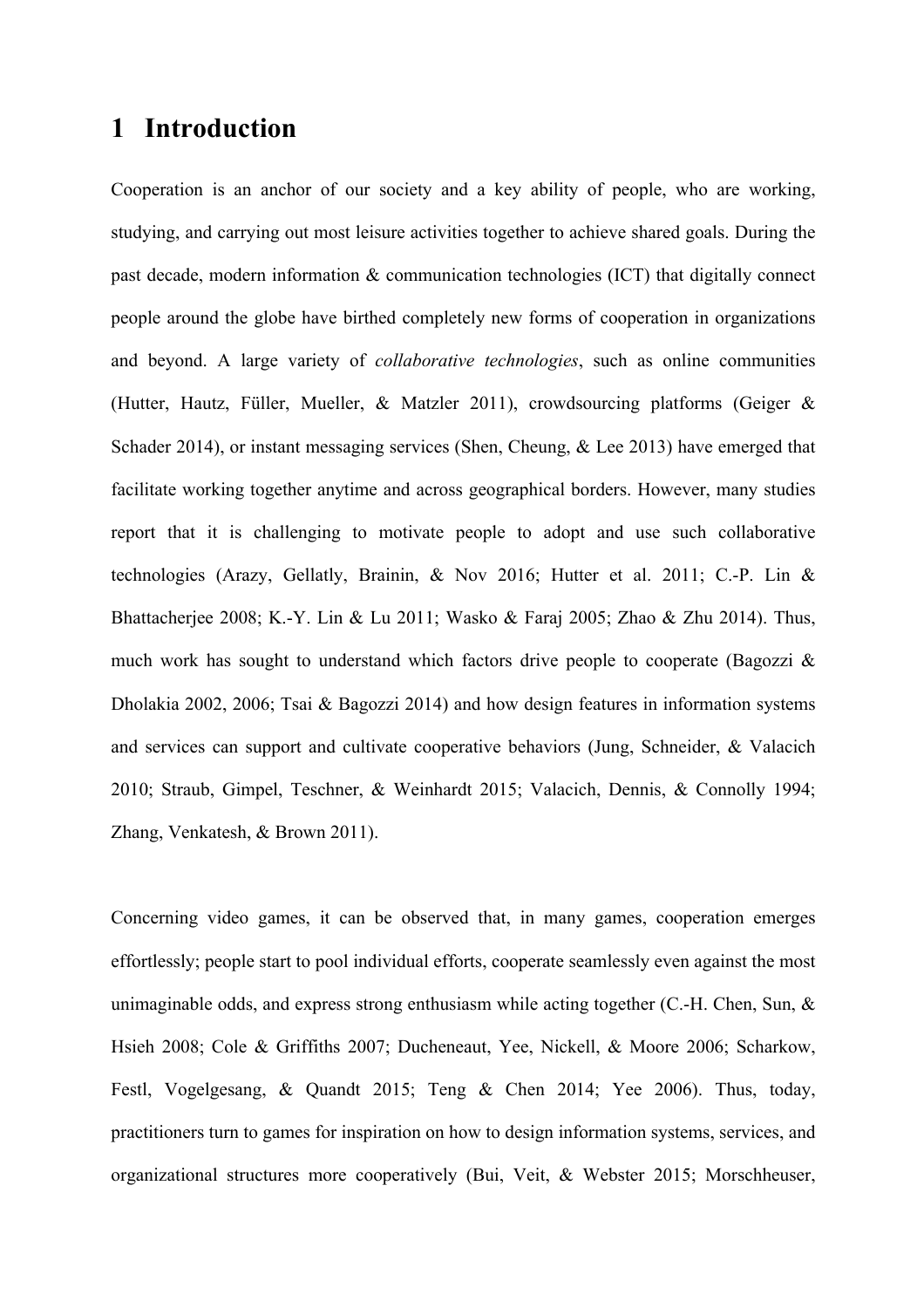# 1 Introduction

Cooperation is an anchor of our society and a key ability of people, who are working, studying, and carrying out most leisure activities together to achieve shared goals. During the past decade, modern information & communication technologies (ICT) that digitally connect people around the globe have birthed completely new forms of cooperation in organizations and beyond. A large variety of *collaborative technologies*, such as online communities (Hutter, Hautz, Füller, Mueller, & Matzler 2011), crowdsourcing platforms (Geiger & Schader 2014), or instant messaging services (Shen, Cheung, & Lee 2013) have emerged that facilitate working together anytime and across geographical borders. However, many studies report that it is challenging to motivate people to adopt and use such collaborative technologies (Arazy, Gellatly, Brainin, & Nov 2016; Hutter et al. 2011; C.-P. Lin & Bhattacherjee 2008; K.-Y. Lin & Lu 2011; Wasko & Faraj 2005; Zhao & Zhu 2014). Thus, much work has sought to understand which factors drive people to cooperate (Bagozzi & Dholakia 2002, 2006; Tsai & Bagozzi 2014) and how design features in information systems and services can support and cultivate cooperative behaviors (Jung, Schneider, & Valacich 2010; Straub, Gimpel, Teschner, & Weinhardt 2015; Valacich, Dennis, & Connolly 1994; Zhang, Venkatesh, & Brown 2011).

Concerning video games, it can be observed that, in many games, cooperation emerges effortlessly; people start to pool individual efforts, cooperate seamlessly even against the most unimaginable odds, and express strong enthusiasm while acting together (C.-H. Chen, Sun, & Hsieh 2008; Cole & Griffiths 2007; Ducheneaut, Yee, Nickell, & Moore 2006; Scharkow, Festl, Vogelgesang, & Quandt 2015; Teng & Chen 2014; Yee 2006). Thus, today, practitioners turn to games for inspiration on how to design information systems, services, and organizational structures more cooperatively (Bui, Veit, & Webster 2015; Morschheuser,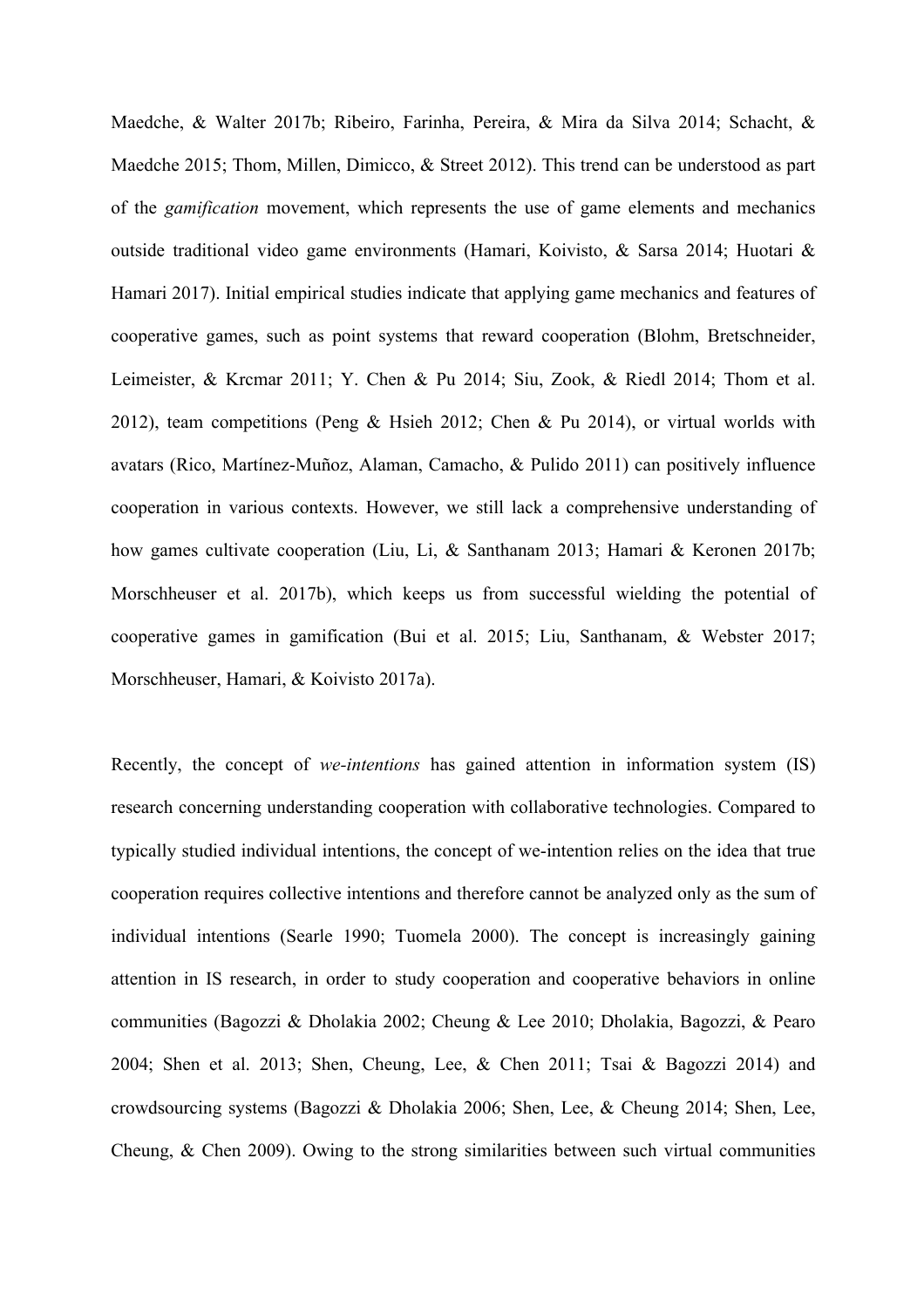Maedche, & Walter 2017b; Ribeiro, Farinha, Pereira, & Mira da Silva 2014; Schacht, & Maedche 2015; Thom, Millen, Dimicco, & Street 2012). This trend can be understood as part of the *gamification* movement, which represents the use of game elements and mechanics outside traditional video game environments (Hamari, Koivisto, & Sarsa 2014; Huotari & Hamari 2017). Initial empirical studies indicate that applying game mechanics and features of cooperative games, such as point systems that reward cooperation (Blohm, Bretschneider, Leimeister, & Krcmar 2011; Y. Chen & Pu 2014; Siu, Zook, & Riedl 2014; Thom et al. 2012), team competitions (Peng & Hsieh 2012; Chen & Pu 2014), or virtual worlds with avatars (Rico, Martínez-Muñoz, Alaman, Camacho, & Pulido 2011) can positively influence cooperation in various contexts. However, we still lack a comprehensive understanding of how games cultivate cooperation (Liu, Li, & Santhanam 2013; Hamari & Keronen 2017b; Morschheuser et al. 2017b), which keeps us from successful wielding the potential of cooperative games in gamification (Bui et al. 2015; Liu, Santhanam, & Webster 2017; Morschheuser, Hamari, & Koivisto 2017a).

Recently, the concept of *we-intentions* has gained attention in information system (IS) research concerning understanding cooperation with collaborative technologies. Compared to typically studied individual intentions, the concept of we-intention relies on the idea that true cooperation requires collective intentions and therefore cannot be analyzed only as the sum of individual intentions (Searle 1990; Tuomela 2000). The concept is increasingly gaining attention in IS research, in order to study cooperation and cooperative behaviors in online communities (Bagozzi & Dholakia 2002; Cheung & Lee 2010; Dholakia, Bagozzi, & Pearo 2004; Shen et al. 2013; Shen, Cheung, Lee, & Chen 2011; Tsai & Bagozzi 2014) and crowdsourcing systems (Bagozzi & Dholakia 2006; Shen, Lee, & Cheung 2014; Shen, Lee, Cheung, & Chen 2009). Owing to the strong similarities between such virtual communities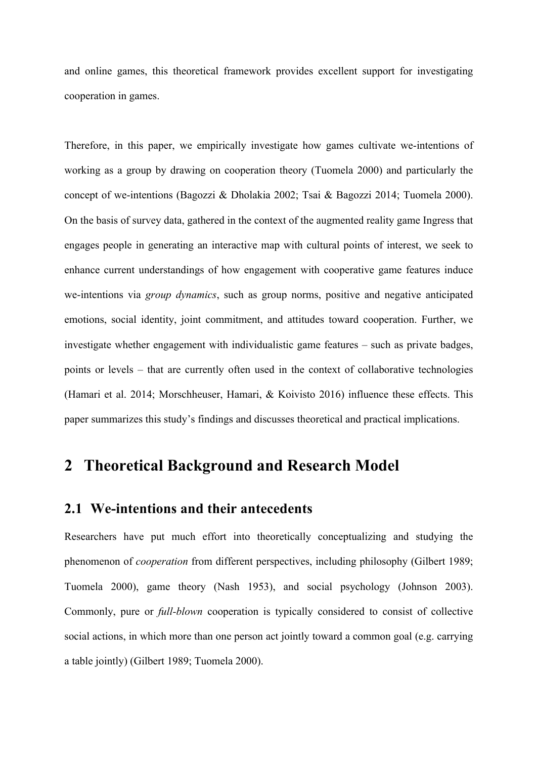and online games, this theoretical framework provides excellent support for investigating cooperation in games.

Therefore, in this paper, we empirically investigate how games cultivate we-intentions of working as a group by drawing on cooperation theory (Tuomela 2000) and particularly the concept of we-intentions (Bagozzi & Dholakia 2002; Tsai & Bagozzi 2014; Tuomela 2000). On the basis of survey data, gathered in the context of the augmented reality game Ingress that engages people in generating an interactive map with cultural points of interest, we seek to enhance current understandings of how engagement with cooperative game features induce we-intentions via *group dynamics*, such as group norms, positive and negative anticipated emotions, social identity, joint commitment, and attitudes toward cooperation. Further, we investigate whether engagement with individualistic game features – such as private badges, points or levels – that are currently often used in the context of collaborative technologies (Hamari et al. 2014; Morschheuser, Hamari, & Koivisto 2016) influence these effects. This paper summarizes this study's findings and discusses theoretical and practical implications.

# 2 Theoretical Background and Research Model

## 2.1 We-intentions and their antecedents

Researchers have put much effort into theoretically conceptualizing and studying the phenomenon of *cooperation* from different perspectives, including philosophy (Gilbert 1989; Tuomela 2000), game theory (Nash 1953), and social psychology (Johnson 2003). Commonly, pure or *full-blown* cooperation is typically considered to consist of collective social actions, in which more than one person act jointly toward a common goal (e.g. carrying a table jointly) (Gilbert 1989; Tuomela 2000).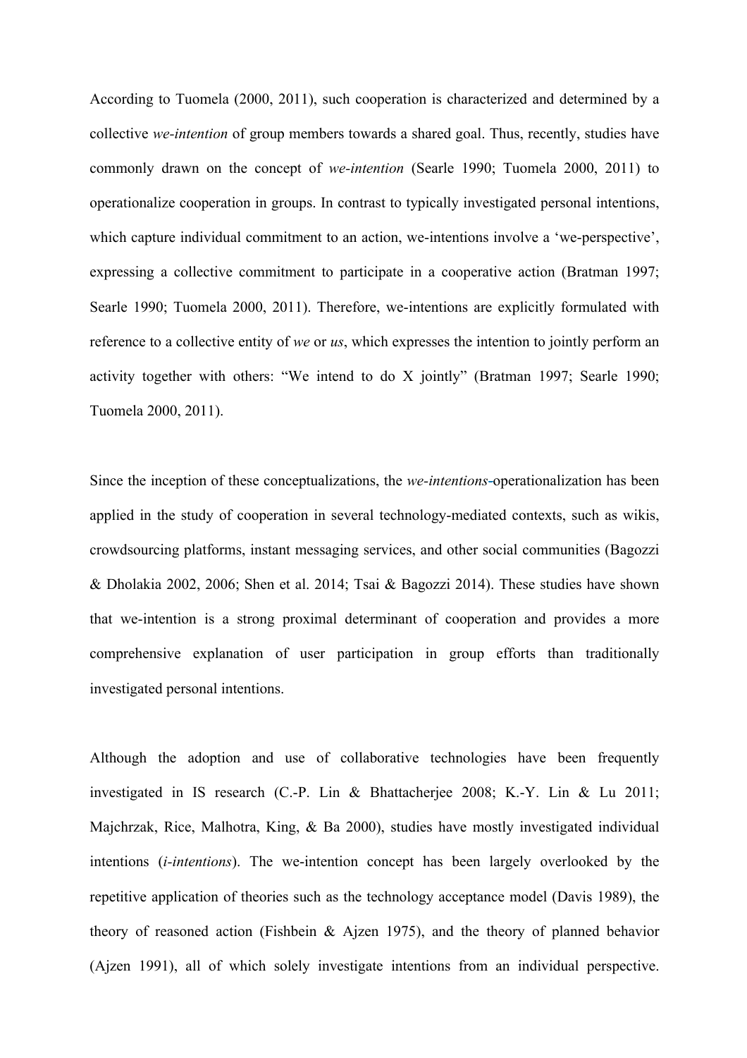According to Tuomela (2000, 2011), such cooperation is characterized and determined by a collective *we-intention* of group members towards a shared goal. Thus, recently, studies have commonly drawn on the concept of *we-intention* (Searle 1990; Tuomela 2000, 2011) to operationalize cooperation in groups. In contrast to typically investigated personal intentions, which capture individual commitment to an action, we-intentions involve a 'we-perspective', expressing a collective commitment to participate in a cooperative action (Bratman 1997; Searle 1990; Tuomela 2000, 2011). Therefore, we-intentions are explicitly formulated with reference to a collective entity of *we* or *us*, which expresses the intention to jointly perform an activity together with others: "We intend to do X jointly" (Bratman 1997; Searle 1990; Tuomela 2000, 2011).

Since the inception of these conceptualizations, the *we-intentions*-operationalization has been applied in the study of cooperation in several technology-mediated contexts, such as wikis, crowdsourcing platforms, instant messaging services, and other social communities (Bagozzi & Dholakia 2002, 2006; Shen et al. 2014; Tsai & Bagozzi 2014). These studies have shown that we-intention is a strong proximal determinant of cooperation and provides a more comprehensive explanation of user participation in group efforts than traditionally investigated personal intentions.

Although the adoption and use of collaborative technologies have been frequently investigated in IS research (C.-P. Lin & Bhattacherjee 2008; K.-Y. Lin & Lu 2011; Majchrzak, Rice, Malhotra, King, & Ba 2000), studies have mostly investigated individual intentions (*i-intentions*). The we-intention concept has been largely overlooked by the repetitive application of theories such as the technology acceptance model (Davis 1989), the theory of reasoned action (Fishbein & Ajzen 1975), and the theory of planned behavior (Ajzen 1991), all of which solely investigate intentions from an individual perspective.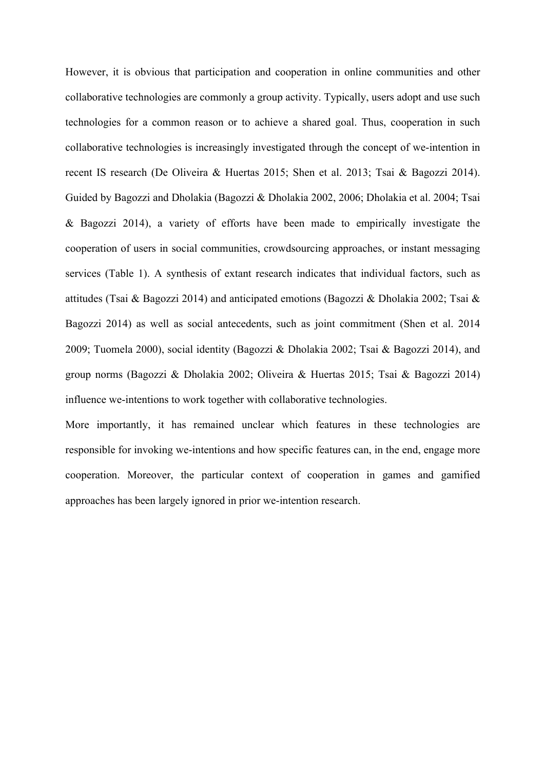However, it is obvious that participation and cooperation in online communities and other collaborative technologies are commonly a group activity. Typically, users adopt and use such technologies for a common reason or to achieve a shared goal. Thus, cooperation in such collaborative technologies is increasingly investigated through the concept of we-intention in recent IS research (De Oliveira & Huertas 2015; Shen et al. 2013; Tsai & Bagozzi 2014). Guided by Bagozzi and Dholakia (Bagozzi & Dholakia 2002, 2006; Dholakia et al. 2004; Tsai & Bagozzi 2014), a variety of efforts have been made to empirically investigate the cooperation of users in social communities, crowdsourcing approaches, or instant messaging services (Table 1). A synthesis of extant research indicates that individual factors, such as attitudes (Tsai & Bagozzi 2014) and anticipated emotions (Bagozzi & Dholakia 2002; Tsai & Bagozzi 2014) as well as social antecedents, such as joint commitment (Shen et al. 2014 2009; Tuomela 2000), social identity (Bagozzi & Dholakia 2002; Tsai & Bagozzi 2014), and group norms (Bagozzi & Dholakia 2002; Oliveira & Huertas 2015; Tsai & Bagozzi 2014) influence we-intentions to work together with collaborative technologies.

More importantly, it has remained unclear which features in these technologies are responsible for invoking we-intentions and how specific features can, in the end, engage more cooperation. Moreover, the particular context of cooperation in games and gamified approaches has been largely ignored in prior we-intention research.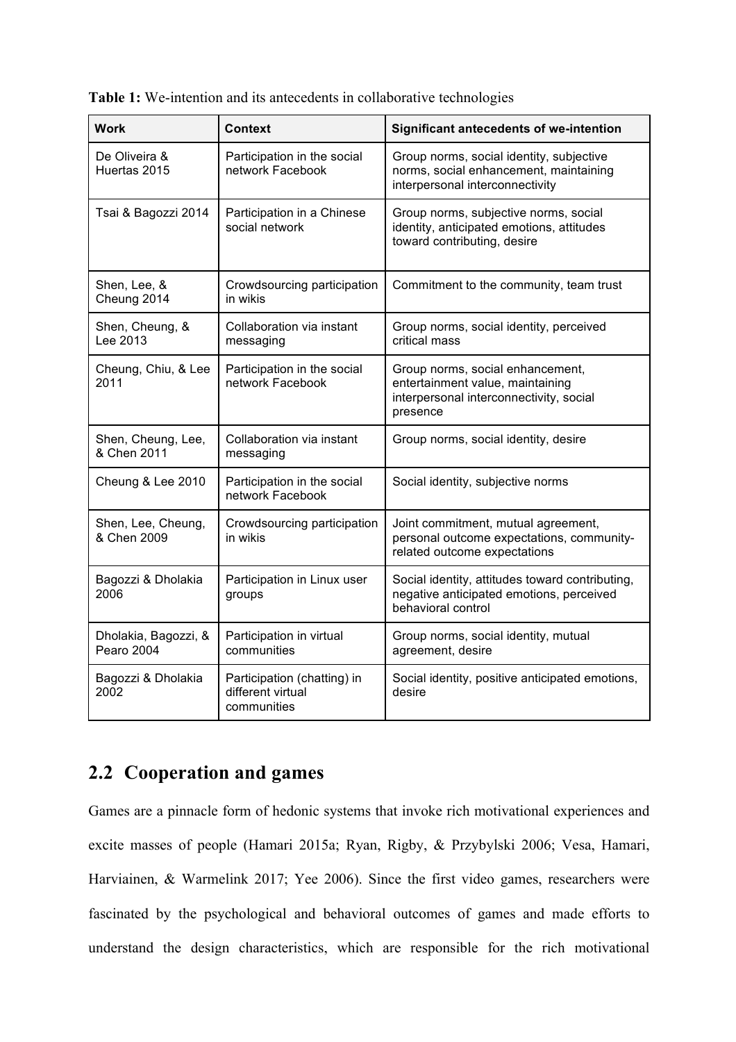**Table 1:** We-intention and its antecedents in collaborative technologies

| Work | Context | Significant antecedents of we-intention |
|---|---|---|
| De Oliveira & Huertas 2015 | Participation in the social network Facebook | Group norms, social identity, subjective norms, social enhancement, maintaining interpersonal interconnectivity |
| Tsai & Bagozzi 2014 | Participation in a Chinese social network | Group norms, subjective norms, social identity, anticipated emotions, attitudes toward contributing, desire |
| Shen, Lee, & Cheung 2014 | Crowdsourcing participation in wikis | Commitment to the community, team trust |
| Shen, Cheung, & Lee 2013 | Collaboration via instant messaging | Group norms, social identity, perceived critical mass |
| Cheung, Chiu, & Lee 2011 | Participation in the social network Facebook | Group norms, social enhancement, entertainment value, maintaining interpersonal interconnectivity, social presence |
| Shen, Cheung, Lee, & Chen 2011 | Collaboration via instant messaging | Group norms, social identity, desire |
| Cheung & Lee 2010 | Participation in the social network Facebook | Social identity, subjective norms |
| Shen, Lee, Cheung, & Chen 2009 | Crowdsourcing participation in wikis | Joint commitment, mutual agreement, personal outcome expectations, community-related outcome expectations |
| Bagozzi & Dholakia 2006 | Participation in Linux user groups | Social identity, attitudes toward contributing, negative anticipated emotions, perceived behavioral control |
| Dholakia, Bagozzi, & Pearo 2004 | Participation in virtual communities | Group norms, social identity, mutual agreement, desire |
| Bagozzi & Dholakia 2002 | Participation (chatting) in different virtual communities | Social identity, positive anticipated emotions, desire |

## 2.2 Cooperation and games

Games are a pinnacle form of hedonic systems that invoke rich motivational experiences and excite masses of people (Hamari 2015a; Ryan, Rigby, & Przybylski 2006; Vesa, Hamari, Harviainen, & Warmelink 2017; Yee 2006). Since the first video games, researchers were fascinated by the psychological and behavioral outcomes of games and made efforts to understand the design characteristics, which are responsible for the rich motivational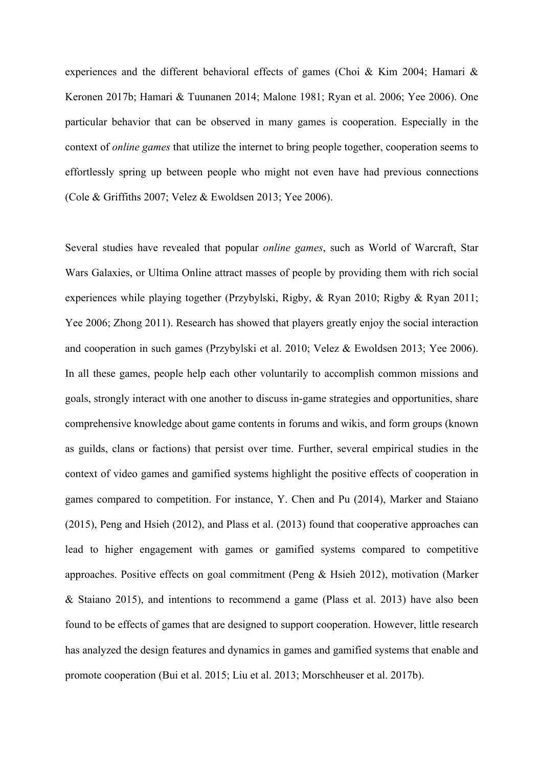experiences and the different behavioral effects of games (Choi & Kim 2004; Hamari & Keronen 2017b; Hamari & Tuunanen 2014; Malone 1981; Ryan et al. 2006; Yee 2006). One particular behavior that can be observed in many games is cooperation. Especially in the context of *online games* that utilize the internet to bring people together, cooperation seems to effortlessly spring up between people who might not even have had previous connections (Cole & Griffiths 2007; Velez & Ewoldsen 2013; Yee 2006).

Several studies have revealed that popular *online games*, such as World of Warcraft, Star Wars Galaxies, or Ultima Online attract masses of people by providing them with rich social experiences while playing together (Przybylski, Rigby, & Ryan 2010; Rigby & Ryan 2011; Yee 2006; Zhong 2011). Research has showed that players greatly enjoy the social interaction and cooperation in such games (Przybylski et al. 2010; Velez & Ewoldsen 2013; Yee 2006). In all these games, people help each other voluntarily to accomplish common missions and goals, strongly interact with one another to discuss in-game strategies and opportunities, share comprehensive knowledge about game contents in forums and wikis, and form groups (known as guilds, clans or factions) that persist over time. Further, several empirical studies in the context of video games and gamified systems highlight the positive effects of cooperation in games compared to competition. For instance, Y. Chen and Pu (2014), Marker and Staiano (2015), Peng and Hsieh (2012), and Plass et al. (2013) found that cooperative approaches can lead to higher engagement with games or gamified systems compared to competitive approaches. Positive effects on goal commitment (Peng & Hsieh 2012), motivation (Marker & Staiano 2015), and intentions to recommend a game (Plass et al. 2013) have also been found to be effects of games that are designed to support cooperation. However, little research has analyzed the design features and dynamics in games and gamified systems that enable and promote cooperation (Bui et al. 2015; Liu et al. 2013; Morschheuser et al. 2017b).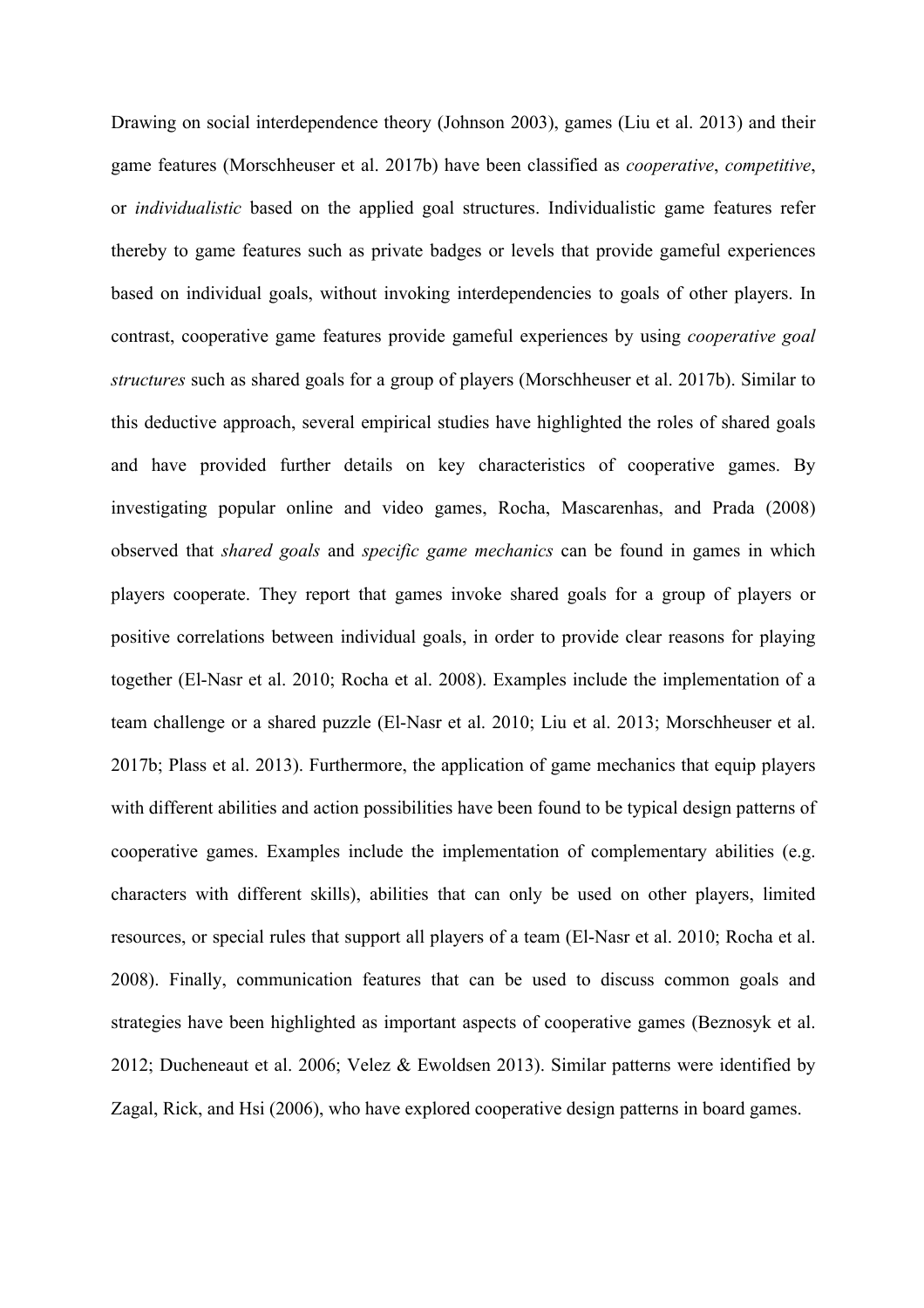Drawing on social interdependence theory (Johnson 2003), games (Liu et al. 2013) and their game features (Morschheuser et al. 2017b) have been classified as *cooperative*, *competitive*, or *individualistic* based on the applied goal structures. Individualistic game features refer thereby to game features such as private badges or levels that provide gameful experiences based on individual goals, without invoking interdependencies to goals of other players. In contrast, cooperative game features provide gameful experiences by using *cooperative goal structures* such as shared goals for a group of players (Morschheuser et al. 2017b). Similar to this deductive approach, several empirical studies have highlighted the roles of shared goals and have provided further details on key characteristics of cooperative games. By investigating popular online and video games, Rocha, Mascarenhas, and Prada (2008) observed that *shared goals* and *specific game mechanics* can be found in games in which players cooperate. They report that games invoke shared goals for a group of players or positive correlations between individual goals, in order to provide clear reasons for playing together (El-Nasr et al. 2010; Rocha et al. 2008). Examples include the implementation of a team challenge or a shared puzzle (El-Nasr et al. 2010; Liu et al. 2013; Morschheuser et al. 2017b; Plass et al. 2013). Furthermore, the application of game mechanics that equip players with different abilities and action possibilities have been found to be typical design patterns of cooperative games. Examples include the implementation of complementary abilities (e.g. characters with different skills), abilities that can only be used on other players, limited resources, or special rules that support all players of a team (El-Nasr et al. 2010; Rocha et al. 2008). Finally, communication features that can be used to discuss common goals and strategies have been highlighted as important aspects of cooperative games (Beznosyk et al. 2012; Ducheneaut et al. 2006; Velez & Ewoldsen 2013). Similar patterns were identified by Zagal, Rick, and Hsi (2006), who have explored cooperative design patterns in board games.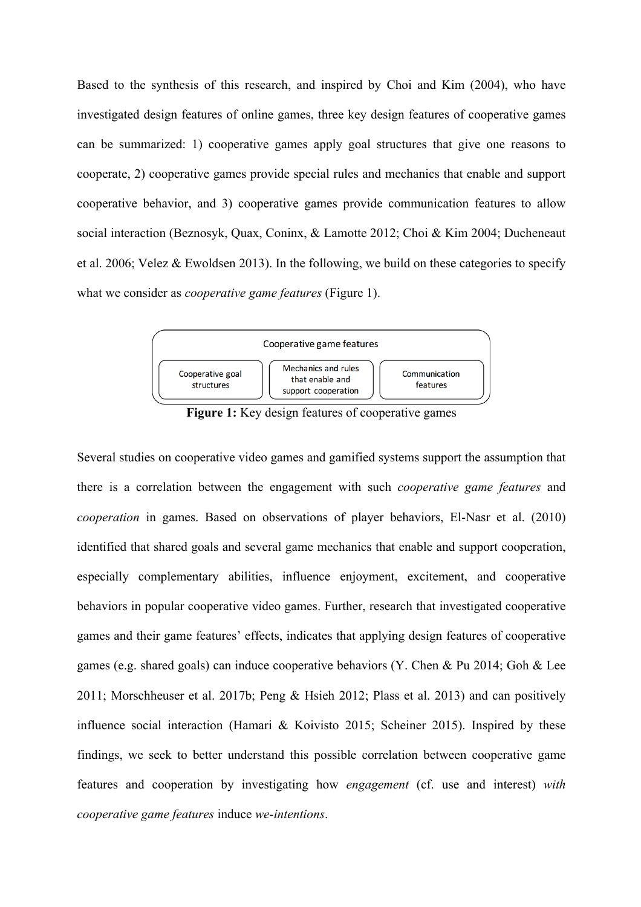Based to the synthesis of this research, and inspired by Choi and Kim (2004), who have investigated design features of online games, three key design features of cooperative games can be summarized: 1) cooperative games apply goal structures that give one reasons to cooperate, 2) cooperative games provide special rules and mechanics that enable and support cooperative behavior, and 3) cooperative games provide communication features to allow social interaction (Beznosyk, Quax, Coninx, & Lamotte 2012; Choi & Kim 2004; Ducheneaut et al. 2006; Velez & Ewoldsen 2013). In the following, we build on these categories to specify what we consider as *cooperative game features* (Figure 1).

Cooperative game features

Cooperative goal structures | Mechanics and rules that enable and support cooperation | Communication features

**Figure 1:** Key design features of cooperative games

Several studies on cooperative video games and gamified systems support the assumption that there is a correlation between the engagement with such *cooperative game features* and *cooperation* in games. Based on observations of player behaviors, El-Nasr et al. (2010) identified that shared goals and several game mechanics that enable and support cooperation, especially complementary abilities, influence enjoyment, excitement, and cooperative behaviors in popular cooperative video games. Further, research that investigated cooperative games and their game features' effects, indicates that applying design features of cooperative games (e.g. shared goals) can induce cooperative behaviors (Y. Chen & Pu 2014; Goh & Lee 2011; Morschheuser et al. 2017b; Peng & Hsieh 2012; Plass et al. 2013) and can positively influence social interaction (Hamari & Koivisto 2015; Scheiner 2015). Inspired by these findings, we seek to better understand this possible correlation between cooperative game features and cooperation by investigating how *engagement* (cf. use and interest) *with cooperative game features* induce *we-intentions*.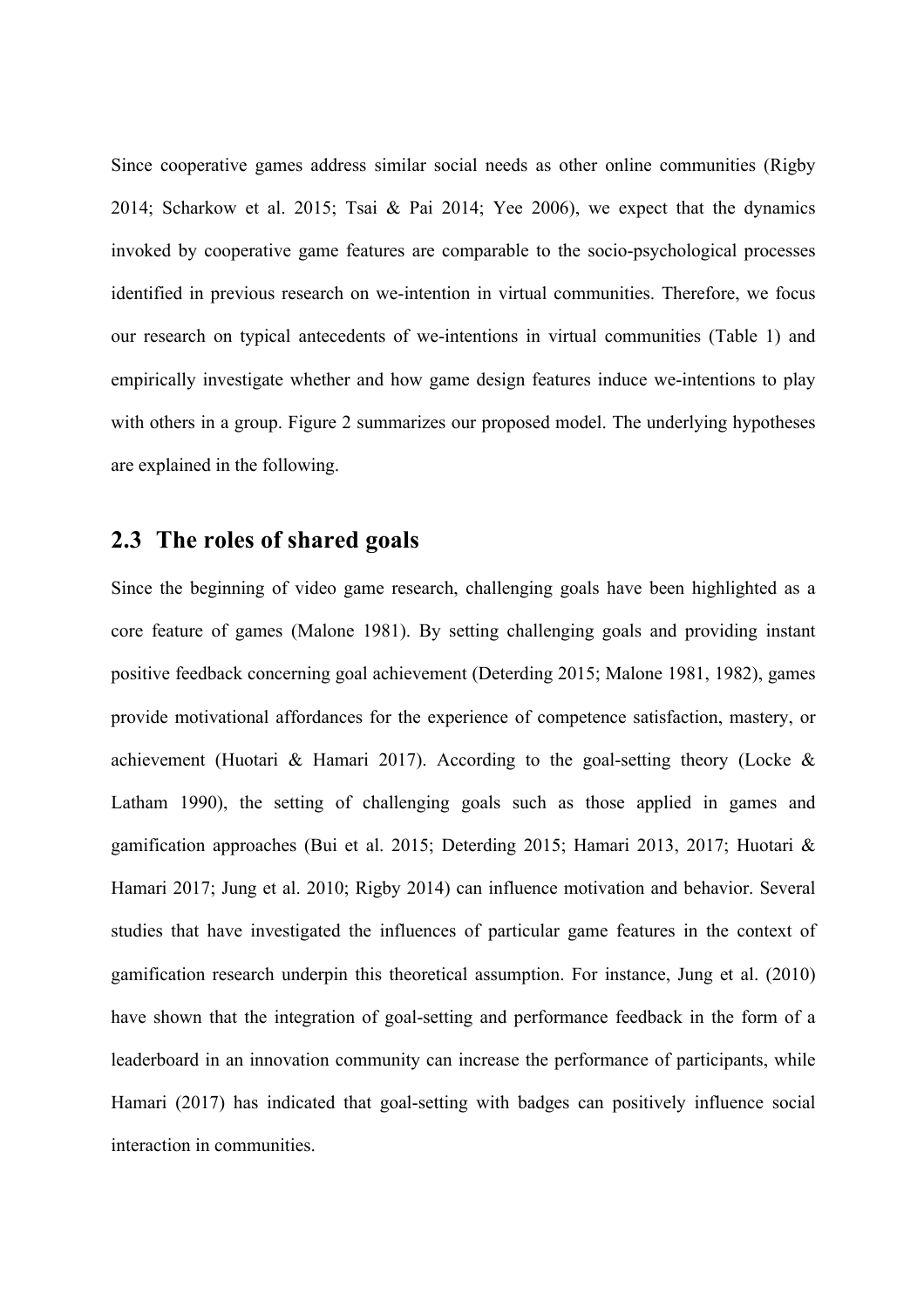Since cooperative games address similar social needs as other online communities (Rigby 2014; Scharkow et al. 2015; Tsai & Pai 2014; Yee 2006), we expect that the dynamics invoked by cooperative game features are comparable to the socio-psychological processes identified in previous research on we-intention in virtual communities. Therefore, we focus our research on typical antecedents of we-intentions in virtual communities (Table 1) and empirically investigate whether and how game design features induce we-intentions to play with others in a group. Figure 2 summarizes our proposed model. The underlying hypotheses are explained in the following.

## 2.3 The roles of shared goals

Since the beginning of video game research, challenging goals have been highlighted as a core feature of games (Malone 1981). By setting challenging goals and providing instant positive feedback concerning goal achievement (Deterding 2015; Malone 1981, 1982), games provide motivational affordances for the experience of competence satisfaction, mastery, or achievement (Huotari & Hamari 2017). According to the goal-setting theory (Locke & Latham 1990), the setting of challenging goals such as those applied in games and gamification approaches (Bui et al. 2015; Deterding 2015; Hamari 2013, 2017; Huotari & Hamari 2017; Jung et al. 2010; Rigby 2014) can influence motivation and behavior. Several studies that have investigated the influences of particular game features in the context of gamification research underpin this theoretical assumption. For instance, Jung et al. (2010) have shown that the integration of goal-setting and performance feedback in the form of a leaderboard in an innovation community can increase the performance of participants, while Hamari (2017) has indicated that goal-setting with badges can positively influence social interaction in communities.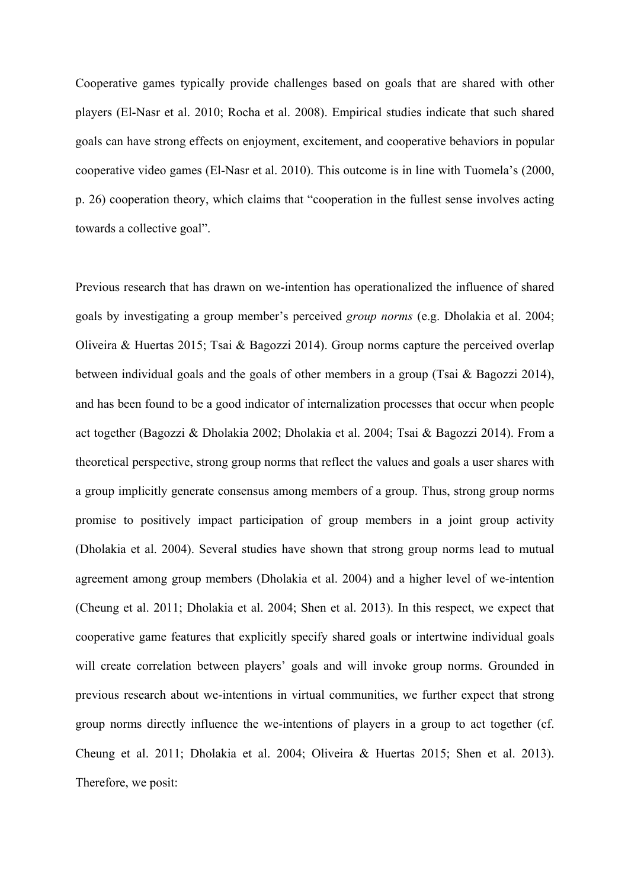Cooperative games typically provide challenges based on goals that are shared with other players (El-Nasr et al. 2010; Rocha et al. 2008). Empirical studies indicate that such shared goals can have strong effects on enjoyment, excitement, and cooperative behaviors in popular cooperative video games (El-Nasr et al. 2010). This outcome is in line with Tuomela's (2000, p. 26) cooperation theory, which claims that "cooperation in the fullest sense involves acting towards a collective goal".

Previous research that has drawn on we-intention has operationalized the influence of shared goals by investigating a group member's perceived *group norms* (e.g. Dholakia et al. 2004; Oliveira & Huertas 2015; Tsai & Bagozzi 2014). Group norms capture the perceived overlap between individual goals and the goals of other members in a group (Tsai & Bagozzi 2014), and has been found to be a good indicator of internalization processes that occur when people act together (Bagozzi & Dholakia 2002; Dholakia et al. 2004; Tsai & Bagozzi 2014). From a theoretical perspective, strong group norms that reflect the values and goals a user shares with a group implicitly generate consensus among members of a group. Thus, strong group norms promise to positively impact participation of group members in a joint group activity (Dholakia et al. 2004). Several studies have shown that strong group norms lead to mutual agreement among group members (Dholakia et al. 2004) and a higher level of we-intention (Cheung et al. 2011; Dholakia et al. 2004; Shen et al. 2013). In this respect, we expect that cooperative game features that explicitly specify shared goals or intertwine individual goals will create correlation between players' goals and will invoke group norms. Grounded in previous research about we-intentions in virtual communities, we further expect that strong group norms directly influence the we-intentions of players in a group to act together (cf. Cheung et al. 2011; Dholakia et al. 2004; Oliveira & Huertas 2015; Shen et al. 2013). Therefore, we posit: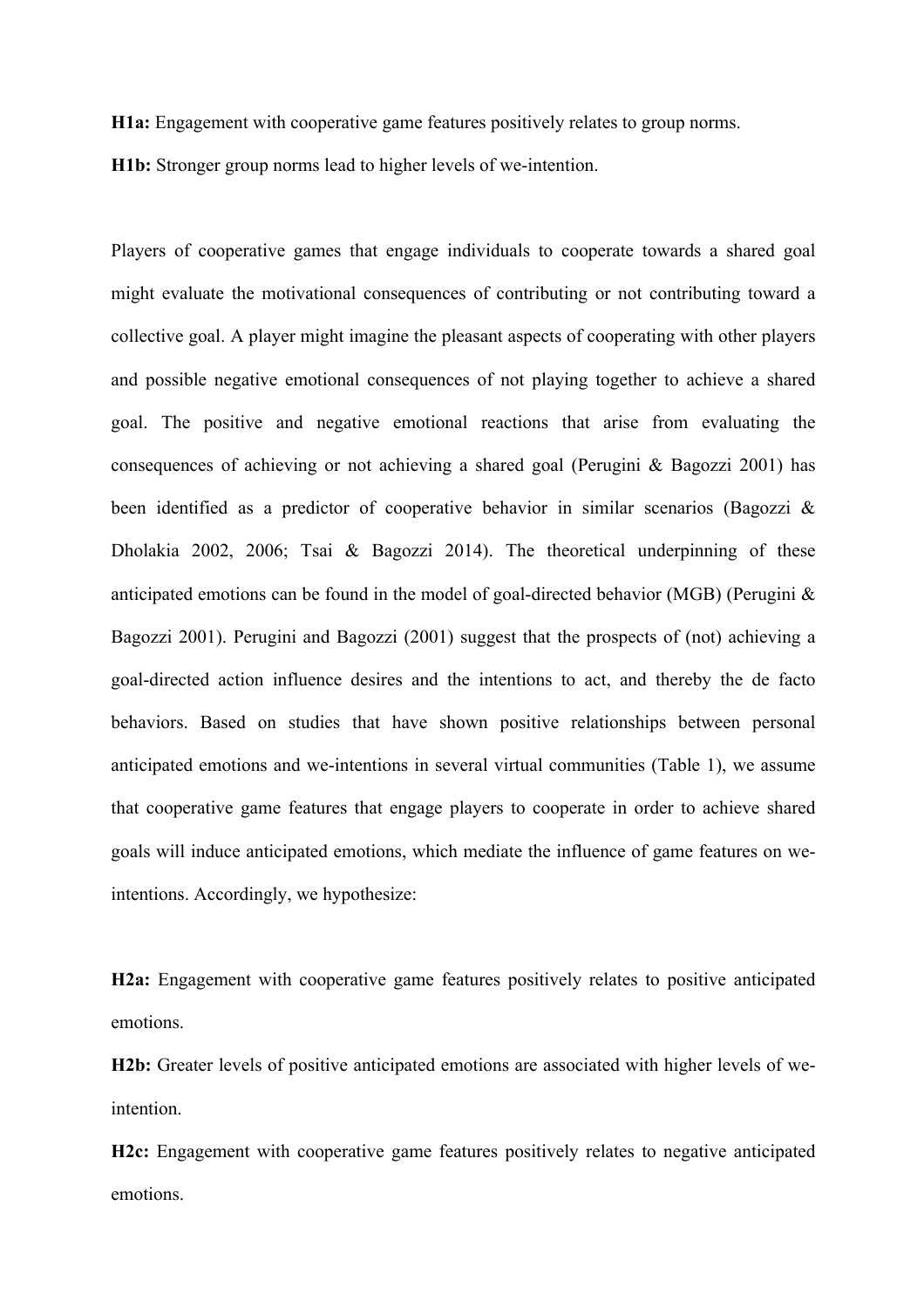**H1a:** Engagement with cooperative game features positively relates to group norms.

**H1b:** Stronger group norms lead to higher levels of we-intention.

Players of cooperative games that engage individuals to cooperate towards a shared goal might evaluate the motivational consequences of contributing or not contributing toward a collective goal. A player might imagine the pleasant aspects of cooperating with other players and possible negative emotional consequences of not playing together to achieve a shared goal. The positive and negative emotional reactions that arise from evaluating the consequences of achieving or not achieving a shared goal (Perugini & Bagozzi 2001) has been identified as a predictor of cooperative behavior in similar scenarios (Bagozzi & Dholakia 2002, 2006; Tsai & Bagozzi 2014). The theoretical underpinning of these anticipated emotions can be found in the model of goal-directed behavior (MGB) (Perugini & Bagozzi 2001). Perugini and Bagozzi (2001) suggest that the prospects of (not) achieving a goal-directed action influence desires and the intentions to act, and thereby the de facto behaviors. Based on studies that have shown positive relationships between personal anticipated emotions and we-intentions in several virtual communities (Table 1), we assume that cooperative game features that engage players to cooperate in order to achieve shared goals will induce anticipated emotions, which mediate the influence of game features on we-intentions. Accordingly, we hypothesize:

**H2a:** Engagement with cooperative game features positively relates to positive anticipated emotions.

**H2b:** Greater levels of positive anticipated emotions are associated with higher levels of we-intention.

**H2c:** Engagement with cooperative game features positively relates to negative anticipated emotions.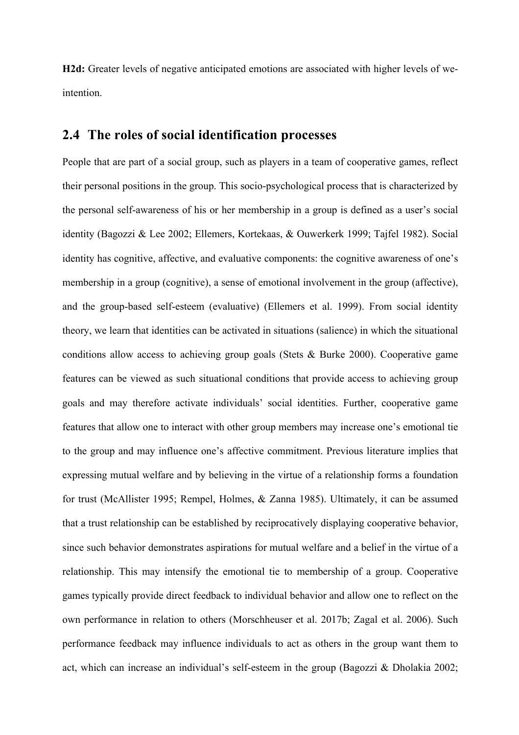**H2d:** Greater levels of negative anticipated emotions are associated with higher levels of we-intention.

## 2.4 The roles of social identification processes

People that are part of a social group, such as players in a team of cooperative games, reflect their personal positions in the group. This socio-psychological process that is characterized by the personal self-awareness of his or her membership in a group is defined as a user's social identity (Bagozzi & Lee 2002; Ellemers, Kortekaas, & Ouwerkerk 1999; Tajfel 1982). Social identity has cognitive, affective, and evaluative components: the cognitive awareness of one's membership in a group (cognitive), a sense of emotional involvement in the group (affective), and the group-based self-esteem (evaluative) (Ellemers et al. 1999). From social identity theory, we learn that identities can be activated in situations (salience) in which the situational conditions allow access to achieving group goals (Stets & Burke 2000). Cooperative game features can be viewed as such situational conditions that provide access to achieving group goals and may therefore activate individuals' social identities. Further, cooperative game features that allow one to interact with other group members may increase one's emotional tie to the group and may influence one's affective commitment. Previous literature implies that expressing mutual welfare and by believing in the virtue of a relationship forms a foundation for trust (McAllister 1995; Rempel, Holmes, & Zanna 1985). Ultimately, it can be assumed that a trust relationship can be established by reciprocatively displaying cooperative behavior, since such behavior demonstrates aspirations for mutual welfare and a belief in the virtue of a relationship. This may intensify the emotional tie to membership of a group. Cooperative games typically provide direct feedback to individual behavior and allow one to reflect on the own performance in relation to others (Morschheuser et al. 2017b; Zagal et al. 2006). Such performance feedback may influence individuals to act as others in the group want them to act, which can increase an individual's self-esteem in the group (Bagozzi & Dholakia 2002;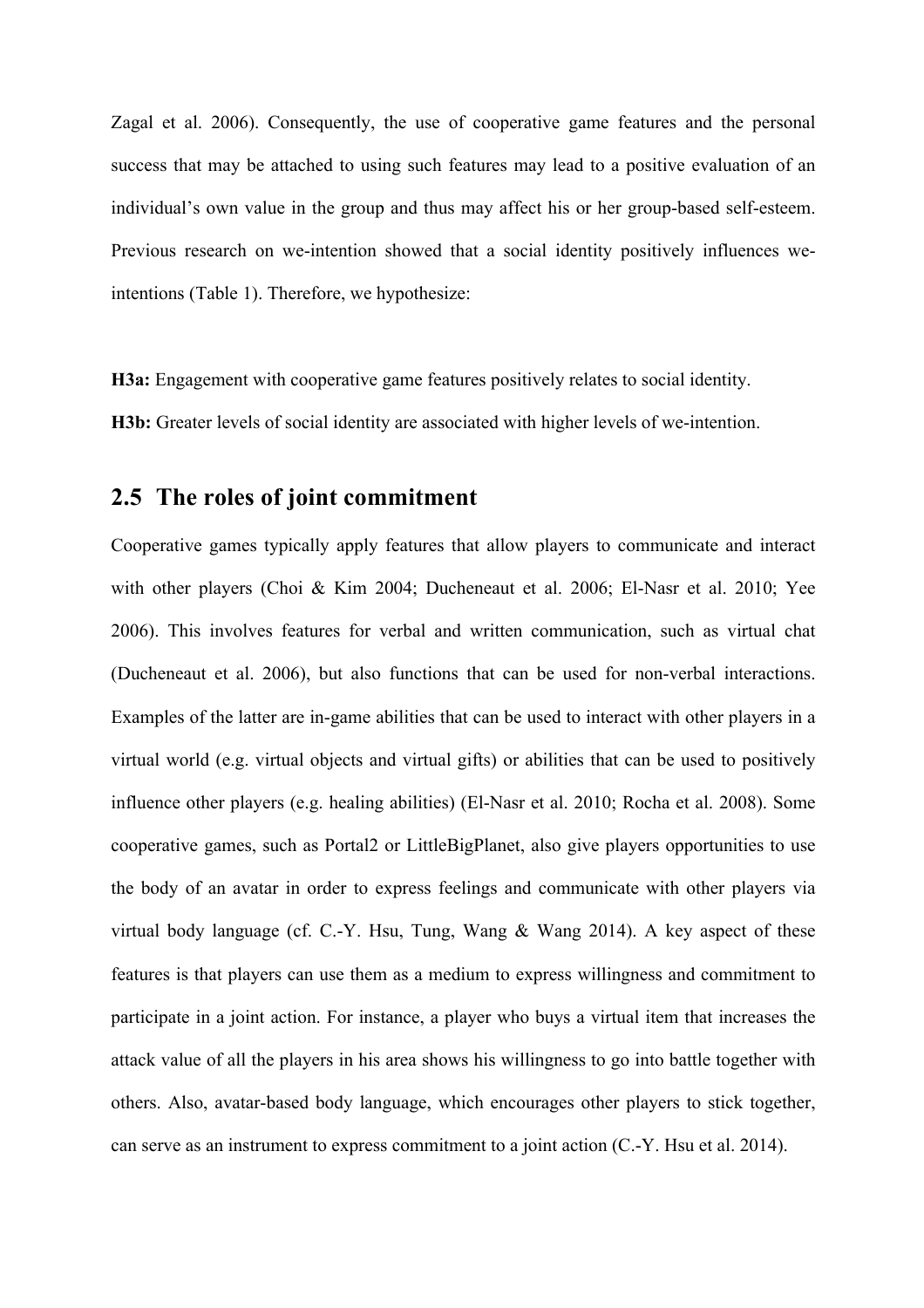Zagal et al. 2006). Consequently, the use of cooperative game features and the personal success that may be attached to using such features may lead to a positive evaluation of an individual's own value in the group and thus may affect his or her group-based self-esteem. Previous research on we-intention showed that a social identity positively influences we-intentions (Table 1). Therefore, we hypothesize:

**H3a:** Engagement with cooperative game features positively relates to social identity.

**H3b:** Greater levels of social identity are associated with higher levels of we-intention.

## 2.5 The roles of joint commitment

Cooperative games typically apply features that allow players to communicate and interact with other players (Choi & Kim 2004; Ducheneaut et al. 2006; El-Nasr et al. 2010; Yee 2006). This involves features for verbal and written communication, such as virtual chat (Ducheneaut et al. 2006), but also functions that can be used for non-verbal interactions. Examples of the latter are in-game abilities that can be used to interact with other players in a virtual world (e.g. virtual objects and virtual gifts) or abilities that can be used to positively influence other players (e.g. healing abilities) (El-Nasr et al. 2010; Rocha et al. 2008). Some cooperative games, such as Portal2 or LittleBigPlanet, also give players opportunities to use the body of an avatar in order to express feelings and communicate with other players via virtual body language (cf. C.-Y. Hsu, Tung, Wang & Wang 2014). A key aspect of these features is that players can use them as a medium to express willingness and commitment to participate in a joint action. For instance, a player who buys a virtual item that increases the attack value of all the players in his area shows his willingness to go into battle together with others. Also, avatar-based body language, which encourages other players to stick together, can serve as an instrument to express commitment to a joint action (C.-Y. Hsu et al. 2014).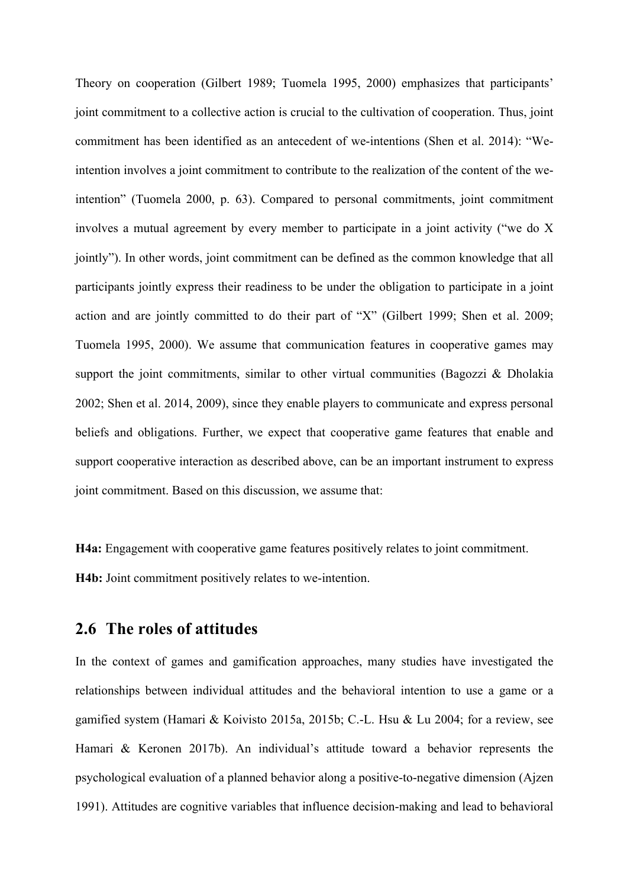Theory on cooperation (Gilbert 1989; Tuomela 1995, 2000) emphasizes that participants' joint commitment to a collective action is crucial to the cultivation of cooperation. Thus, joint commitment has been identified as an antecedent of we-intentions (Shen et al. 2014): "We-intention involves a joint commitment to contribute to the realization of the content of the we-intention" (Tuomela 2000, p. 63). Compared to personal commitments, joint commitment involves a mutual agreement by every member to participate in a joint activity ("we do X jointly"). In other words, joint commitment can be defined as the common knowledge that all participants jointly express their readiness to be under the obligation to participate in a joint action and are jointly committed to do their part of "X" (Gilbert 1999; Shen et al. 2009; Tuomela 1995, 2000). We assume that communication features in cooperative games may support the joint commitments, similar to other virtual communities (Bagozzi & Dholakia 2002; Shen et al. 2014, 2009), since they enable players to communicate and express personal beliefs and obligations. Further, we expect that cooperative game features that enable and support cooperative interaction as described above, can be an important instrument to express joint commitment. Based on this discussion, we assume that:

**H4a:** Engagement with cooperative game features positively relates to joint commitment.

**H4b:** Joint commitment positively relates to we-intention.

## 2.6 The roles of attitudes

In the context of games and gamification approaches, many studies have investigated the relationships between individual attitudes and the behavioral intention to use a game or a gamified system (Hamari & Koivisto 2015a, 2015b; C.-L. Hsu & Lu 2004; for a review, see Hamari & Keronen 2017b). An individual's attitude toward a behavior represents the psychological evaluation of a planned behavior along a positive-to-negative dimension (Ajzen 1991). Attitudes are cognitive variables that influence decision-making and lead to behavioral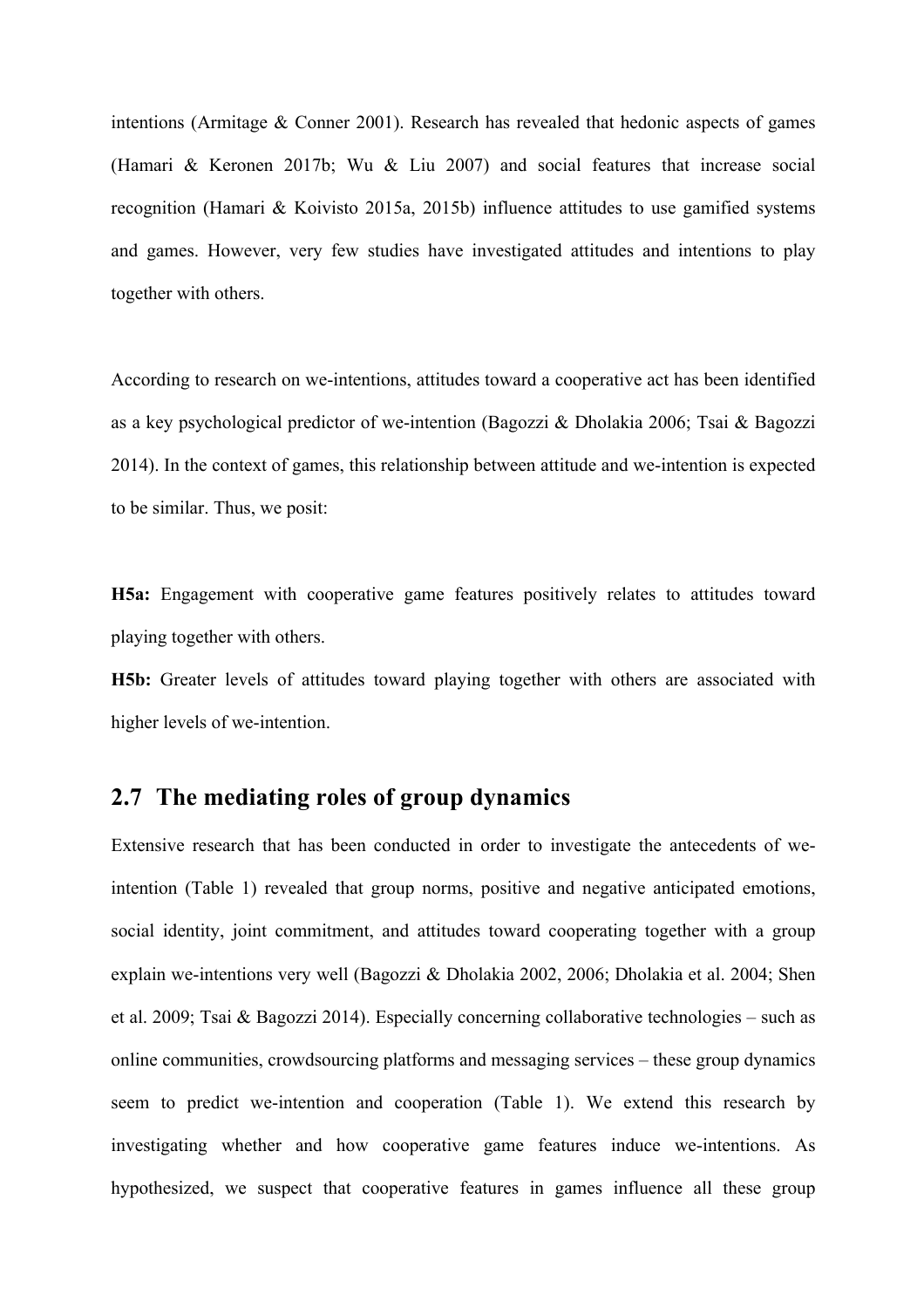intentions (Armitage & Conner 2001). Research has revealed that hedonic aspects of games (Hamari & Keronen 2017b; Wu & Liu 2007) and social features that increase social recognition (Hamari & Koivisto 2015a, 2015b) influence attitudes to use gamified systems and games. However, very few studies have investigated attitudes and intentions to play together with others.

According to research on we-intentions, attitudes toward a cooperative act has been identified as a key psychological predictor of we-intention (Bagozzi & Dholakia 2006; Tsai & Bagozzi 2014). In the context of games, this relationship between attitude and we-intention is expected to be similar. Thus, we posit:

**H5a:** Engagement with cooperative game features positively relates to attitudes toward playing together with others.

**H5b:** Greater levels of attitudes toward playing together with others are associated with higher levels of we-intention.

## 2.7 The mediating roles of group dynamics

Extensive research that has been conducted in order to investigate the antecedents of we-intention (Table 1) revealed that group norms, positive and negative anticipated emotions, social identity, joint commitment, and attitudes toward cooperating together with a group explain we-intentions very well (Bagozzi & Dholakia 2002, 2006; Dholakia et al. 2004; Shen et al. 2009; Tsai & Bagozzi 2014). Especially concerning collaborative technologies – such as online communities, crowdsourcing platforms and messaging services – these group dynamics seem to predict we-intention and cooperation (Table 1). We extend this research by investigating whether and how cooperative game features induce we-intentions. As hypothesized, we suspect that cooperative features in games influence all these group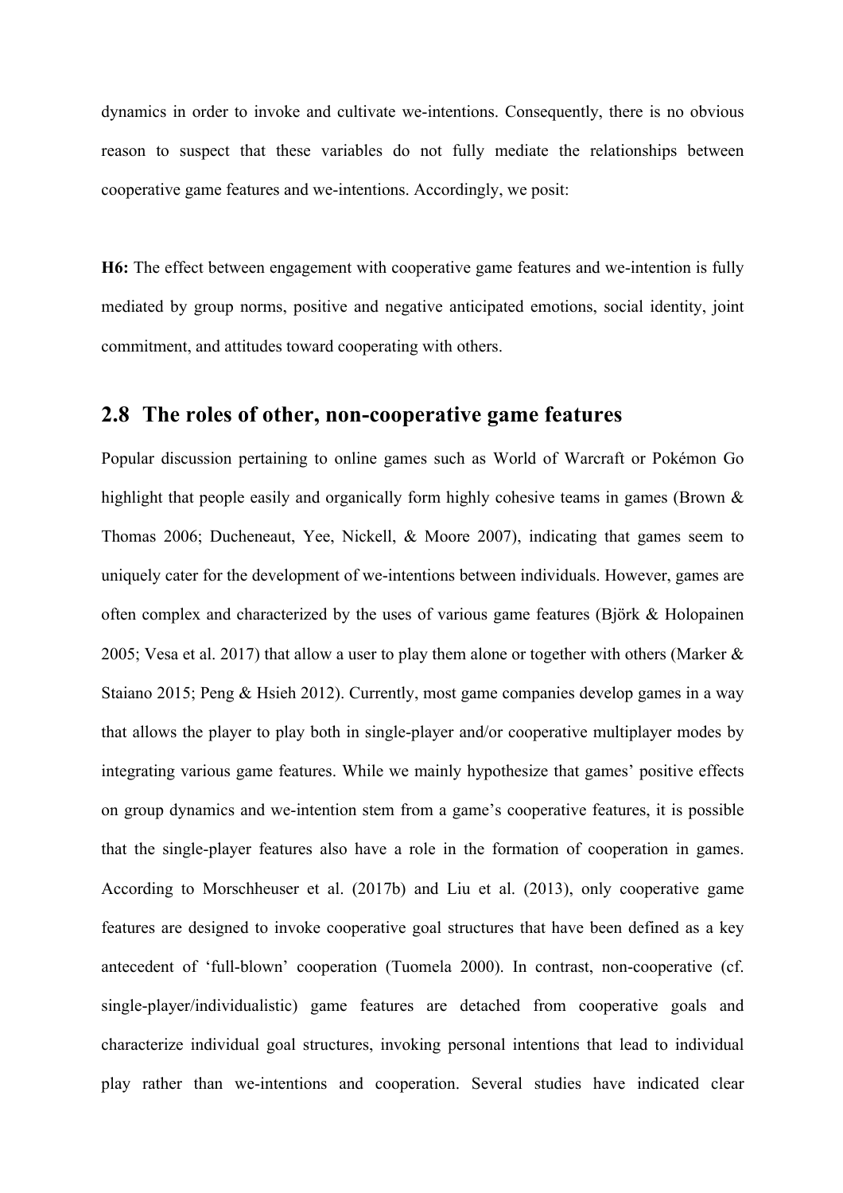dynamics in order to invoke and cultivate we-intentions. Consequently, there is no obvious reason to suspect that these variables do not fully mediate the relationships between cooperative game features and we-intentions. Accordingly, we posit:

**H6:** The effect between engagement with cooperative game features and we-intention is fully mediated by group norms, positive and negative anticipated emotions, social identity, joint commitment, and attitudes toward cooperating with others.

## 2.8 The roles of other, non-cooperative game features

Popular discussion pertaining to online games such as World of Warcraft or Pokémon Go highlight that people easily and organically form highly cohesive teams in games (Brown & Thomas 2006; Ducheneaut, Yee, Nickell, & Moore 2007), indicating that games seem to uniquely cater for the development of we-intentions between individuals. However, games are often complex and characterized by the uses of various game features (Björk & Holopainen 2005; Vesa et al. 2017) that allow a user to play them alone or together with others (Marker & Staiano 2015; Peng & Hsieh 2012). Currently, most game companies develop games in a way that allows the player to play both in single-player and/or cooperative multiplayer modes by integrating various game features. While we mainly hypothesize that games' positive effects on group dynamics and we-intention stem from a game's cooperative features, it is possible that the single-player features also have a role in the formation of cooperation in games. According to Morschheuser et al. (2017b) and Liu et al. (2013), only cooperative game features are designed to invoke cooperative goal structures that have been defined as a key antecedent of 'full-blown' cooperation (Tuomela 2000). In contrast, non-cooperative (cf. single-player/individualistic) game features are detached from cooperative goals and characterize individual goal structures, invoking personal intentions that lead to individual play rather than we-intentions and cooperation. Several studies have indicated clear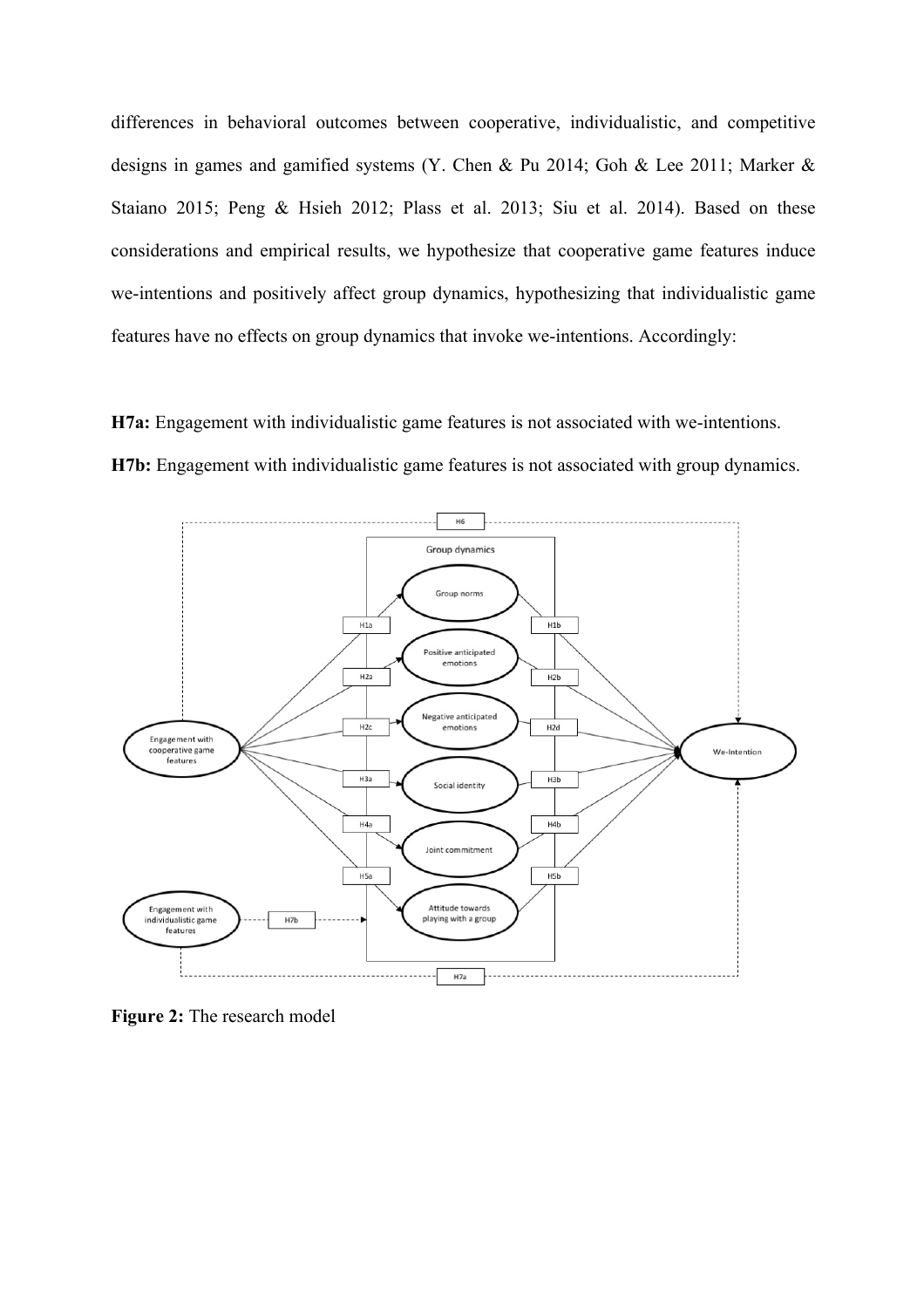differences in behavioral outcomes between cooperative, individualistic, and competitive designs in games and gamified systems (Y. Chen & Pu 2014; Goh & Lee 2011; Marker & Staiano 2015; Peng & Hsieh 2012; Plass et al. 2013; Siu et al. 2014). Based on these considerations and empirical results, we hypothesize that cooperative game features induce we-intentions and positively affect group dynamics, hypothesizing that individualistic game features have no effects on group dynamics that invoke we-intentions. Accordingly:

**H7a:** Engagement with individualistic game features is not associated with we-intentions.

**H7b:** Engagement with individualistic game features is not associated with group dynamics.

**Figure 2:** The research model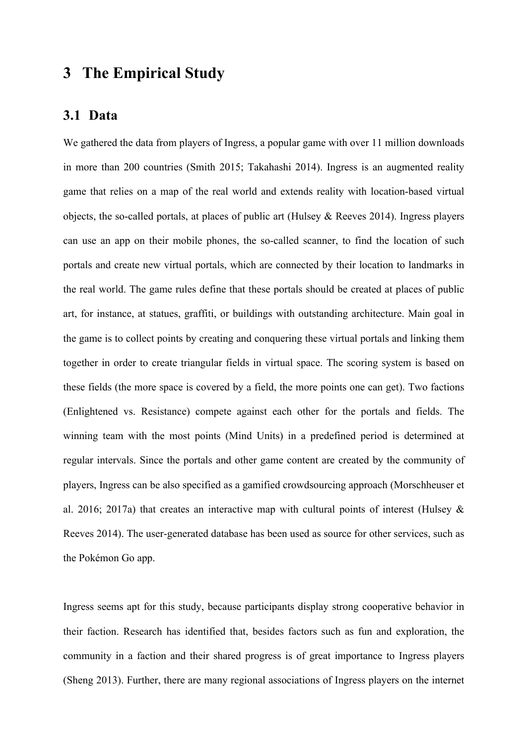# 3 The Empirical Study

## 3.1 Data

We gathered the data from players of Ingress, a popular game with over 11 million downloads in more than 200 countries (Smith 2015; Takahashi 2014). Ingress is an augmented reality game that relies on a map of the real world and extends reality with location-based virtual objects, the so-called portals, at places of public art (Hulsey & Reeves 2014). Ingress players can use an app on their mobile phones, the so-called scanner, to find the location of such portals and create new virtual portals, which are connected by their location to landmarks in the real world. The game rules define that these portals should be created at places of public art, for instance, at statues, graffiti, or buildings with outstanding architecture. Main goal in the game is to collect points by creating and conquering these virtual portals and linking them together in order to create triangular fields in virtual space. The scoring system is based on these fields (the more space is covered by a field, the more points one can get). Two factions (Enlightened vs. Resistance) compete against each other for the portals and fields. The winning team with the most points (Mind Units) in a predefined period is determined at regular intervals. Since the portals and other game content are created by the community of players, Ingress can be also specified as a gamified crowdsourcing approach (Morschheuser et al. 2016; 2017a) that creates an interactive map with cultural points of interest (Hulsey & Reeves 2014). The user-generated database has been used as source for other services, such as the Pokémon Go app.

Ingress seems apt for this study, because participants display strong cooperative behavior in their faction. Research has identified that, besides factors such as fun and exploration, the community in a faction and their shared progress is of great importance to Ingress players (Sheng 2013). Further, there are many regional associations of Ingress players on the internet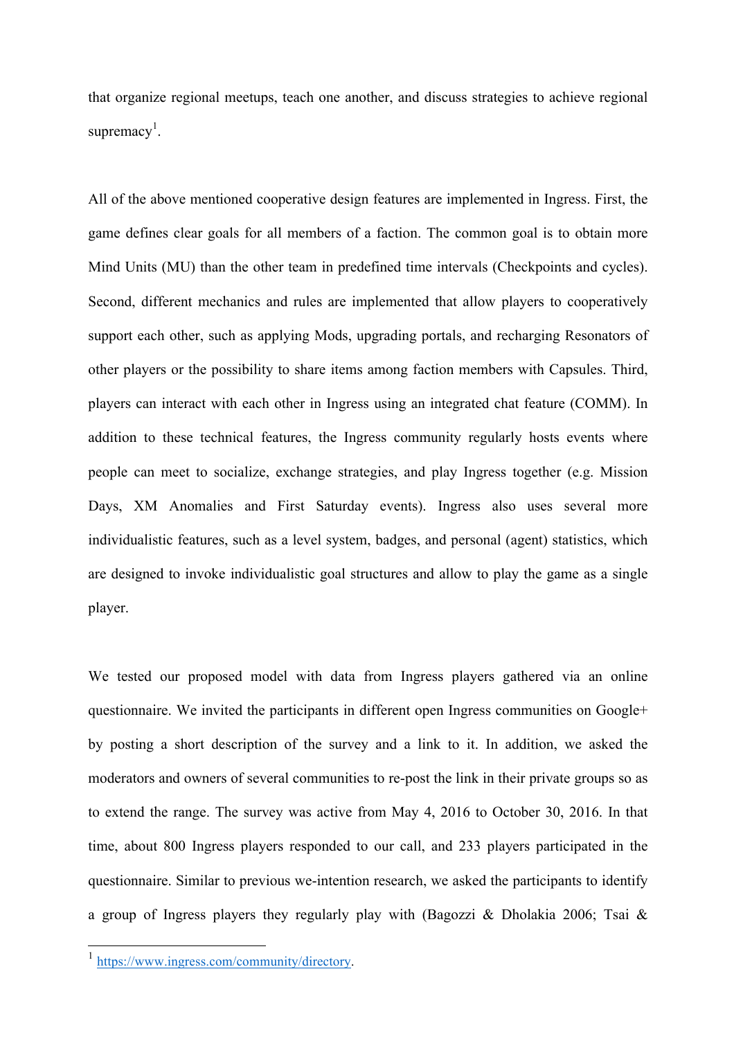that organize regional meetups, teach one another, and discuss strategies to achieve regional supremacy[1].

All of the above mentioned cooperative design features are implemented in Ingress. First, the game defines clear goals for all members of a faction. The common goal is to obtain more Mind Units (MU) than the other team in predefined time intervals (Checkpoints and cycles). Second, different mechanics and rules are implemented that allow players to cooperatively support each other, such as applying Mods, upgrading portals, and recharging Resonators of other players or the possibility to share items among faction members with Capsules. Third, players can interact with each other in Ingress using an integrated chat feature (COMM). In addition to these technical features, the Ingress community regularly hosts events where people can meet to socialize, exchange strategies, and play Ingress together (e.g. Mission Days, XM Anomalies and First Saturday events). Ingress also uses several more individualistic features, such as a level system, badges, and personal (agent) statistics, which are designed to invoke individualistic goal structures and allow to play the game as a single player.

We tested our proposed model with data from Ingress players gathered via an online questionnaire. We invited the participants in different open Ingress communities on Google+ by posting a short description of the survey and a link to it. In addition, we asked the moderators and owners of several communities to re-post the link in their private groups so as to extend the range. The survey was active from May 4, 2016 to October 30, 2016. In that time, about 800 Ingress players responded to our call, and 233 players participated in the questionnaire. Similar to previous we-intention research, we asked the participants to identify a group of Ingress players they regularly play with (Bagozzi & Dholakia 2006; Tsai &

---

[1] https://www.ingress.com/community/directory.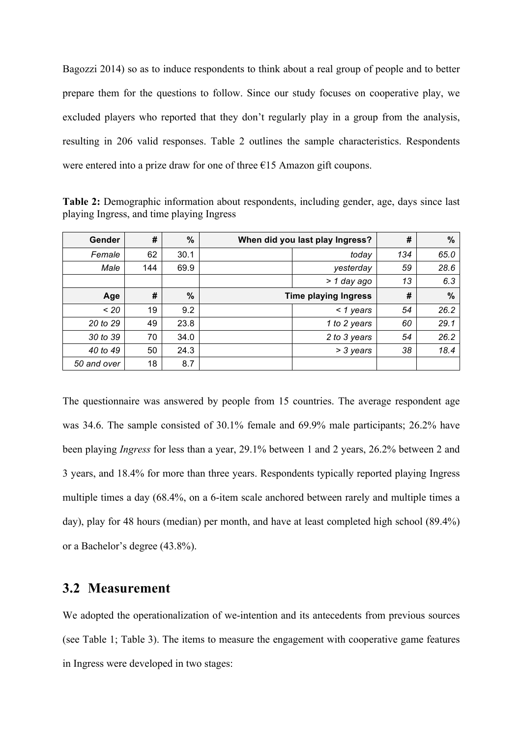Bagozzi 2014) so as to induce respondents to think about a real group of people and to better prepare them for the questions to follow. Since our study focuses on cooperative play, we excluded players who reported that they don't regularly play in a group from the analysis, resulting in 206 valid responses. Table 2 outlines the sample characteristics. Respondents were entered into a prize draw for one of three €15 Amazon gift coupons.

**Table 2:** Demographic information about respondents, including gender, age, days since last playing Ingress, and time playing Ingress

| Gender | # | % | When did you last play Ingress? | | # | % |
|---|---|---|---|---|---|---|
| *Female* | 62 | 30.1 | | *today* | *134* | *65.0* |
| *Male* | 144 | 69.9 | | *yesterday* | *59* | *28.6* |
| | | | | *> 1 day ago* | *13* | *6.3* |
| **Age** | **#** | **%** | **Time playing Ingress** | | **#** | **%** |
| *< 20* | 19 | 9.2 | | *< 1 years* | *54* | *26.2* |
| *20 to 29* | 49 | 23.8 | | *1 to 2 years* | *60* | *29.1* |
| *30 to 39* | 70 | 34.0 | | *2 to 3 years* | *54* | *26.2* |
| *40 to 49* | 50 | 24.3 | | *> 3 years* | *38* | *18.4* |
| *50 and over* | 18 | 8.7 | | | | |

The questionnaire was answered by people from 15 countries. The average respondent age was 34.6. The sample consisted of 30.1% female and 69.9% male participants; 26.2% have been playing *Ingress* for less than a year, 29.1% between 1 and 2 years, 26.2% between 2 and 3 years, and 18.4% for more than three years. Respondents typically reported playing Ingress multiple times a day (68.4%, on a 6-item scale anchored between rarely and multiple times a day), play for 48 hours (median) per month, and have at least completed high school (89.4%) or a Bachelor's degree (43.8%).

## 3.2 Measurement

We adopted the operationalization of we-intention and its antecedents from previous sources (see Table 1; Table 3). The items to measure the engagement with cooperative game features in Ingress were developed in two stages: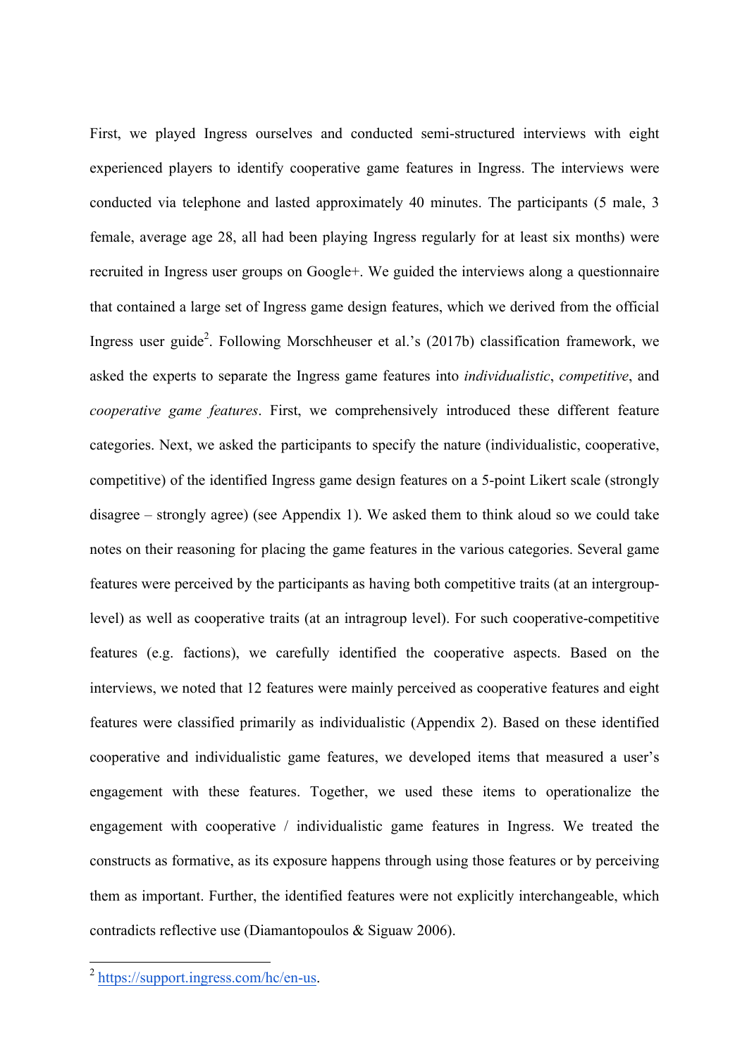First, we played Ingress ourselves and conducted semi-structured interviews with eight experienced players to identify cooperative game features in Ingress. The interviews were conducted via telephone and lasted approximately 40 minutes. The participants (5 male, 3 female, average age 28, all had been playing Ingress regularly for at least six months) were recruited in Ingress user groups on Google+. We guided the interviews along a questionnaire that contained a large set of Ingress game design features, which we derived from the official Ingress user guide[2]. Following Morschheuser et al.'s (2017b) classification framework, we asked the experts to separate the Ingress game features into *individualistic*, *competitive*, and *cooperative game features*. First, we comprehensively introduced these different feature categories. Next, we asked the participants to specify the nature (individualistic, cooperative, competitive) of the identified Ingress game design features on a 5-point Likert scale (strongly disagree – strongly agree) (see Appendix 1). We asked them to think aloud so we could take notes on their reasoning for placing the game features in the various categories. Several game features were perceived by the participants as having both competitive traits (at an intergroup-level) as well as cooperative traits (at an intragroup level). For such cooperative-competitive features (e.g. factions), we carefully identified the cooperative aspects. Based on the interviews, we noted that 12 features were mainly perceived as cooperative features and eight features were classified primarily as individualistic (Appendix 2). Based on these identified cooperative and individualistic game features, we developed items that measured a user's engagement with these features. Together, we used these items to operationalize the engagement with cooperative / individualistic game features in Ingress. We treated the constructs as formative, as its exposure happens through using those features or by perceiving them as important. Further, the identified features were not explicitly interchangeable, which contradicts reflective use (Diamantopoulos & Siguaw 2006).

[2] https://support.ingress.com/hc/en-us.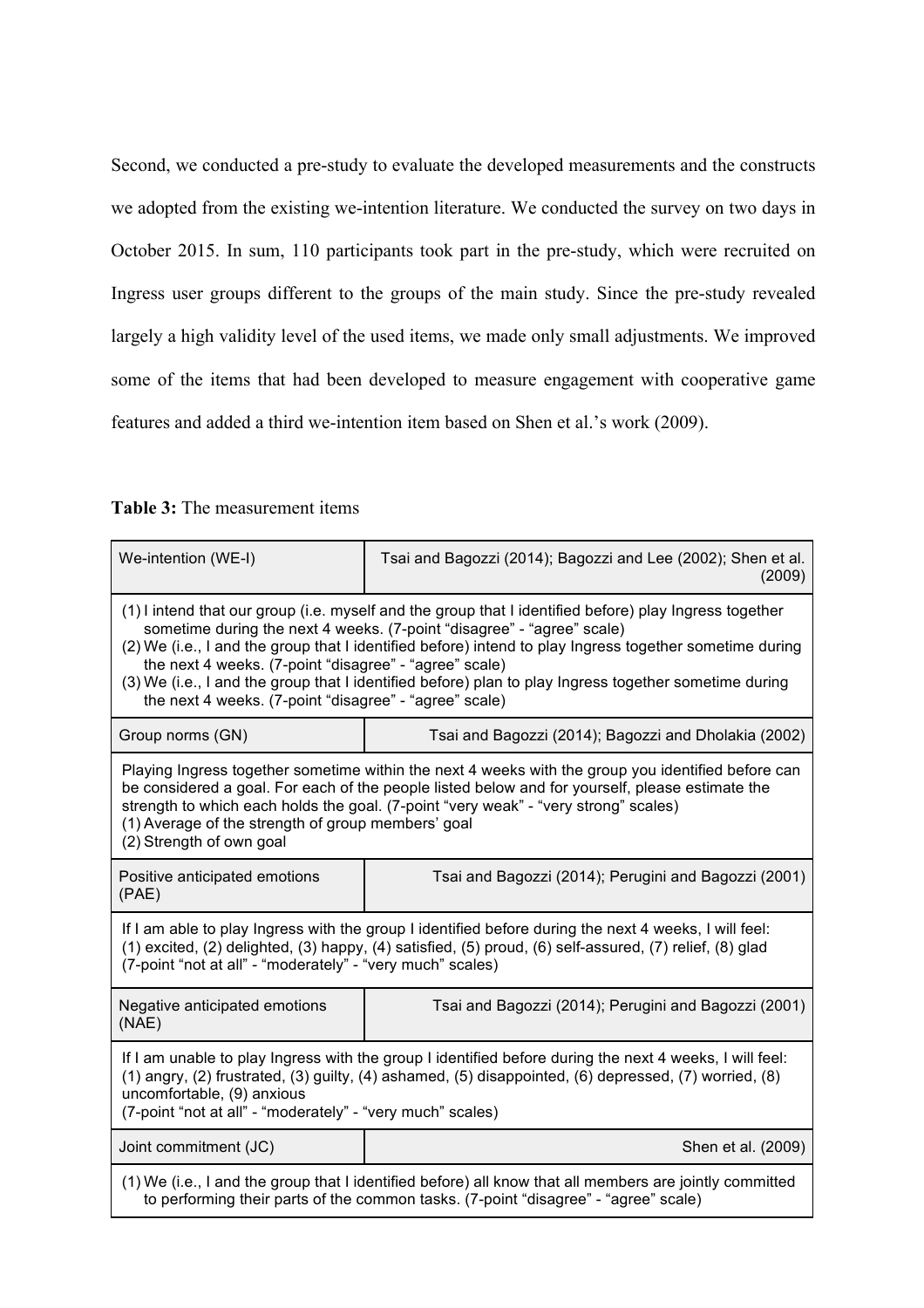Second, we conducted a pre-study to evaluate the developed measurements and the constructs we adopted from the existing we-intention literature. We conducted the survey on two days in October 2015. In sum, 110 participants took part in the pre-study, which were recruited on Ingress user groups different to the groups of the main study. Since the pre-study revealed largely a high validity level of the used items, we made only small adjustments. We improved some of the items that had been developed to measure engagement with cooperative game features and added a third we-intention item based on Shen et al.'s work (2009).

**Table 3:** The measurement items

| We-intention (WE-I) | Tsai and Bagozzi (2014); Bagozzi and Lee (2002); Shen et al. (2009) |
|---|---|
| (1) I intend that our group (i.e. myself and the group that I identified before) play Ingress together sometime during the next 4 weeks. (7-point "disagree" - "agree" scale)<br>(2) We (i.e., I and the group that I identified before) intend to play Ingress together sometime during the next 4 weeks. (7-point "disagree" - "agree" scale)<br>(3) We (i.e., I and the group that I identified before) plan to play Ingress together sometime during the next 4 weeks. (7-point "disagree" - "agree" scale) | |
| Group norms (GN) | Tsai and Bagozzi (2014); Bagozzi and Dholakia (2002) |
| Playing Ingress together sometime within the next 4 weeks with the group you identified before can be considered a goal. For each of the people listed below and for yourself, please estimate the strength to which each holds the goal. (7-point "very weak" - "very strong" scales)<br>(1) Average of the strength of group members' goal<br>(2) Strength of own goal | |
| Positive anticipated emotions (PAE) | Tsai and Bagozzi (2014); Perugini and Bagozzi (2001) |
| If I am able to play Ingress with the group I identified before during the next 4 weeks, I will feel:<br>(1) excited, (2) delighted, (3) happy, (4) satisfied, (5) proud, (6) self-assured, (7) relief, (8) glad<br>(7-point "not at all" - "moderately" - "very much" scales) | |
| Negative anticipated emotions (NAE) | Tsai and Bagozzi (2014); Perugini and Bagozzi (2001) |
| If I am unable to play Ingress with the group I identified before during the next 4 weeks, I will feel:<br>(1) angry, (2) frustrated, (3) guilty, (4) ashamed, (5) disappointed, (6) depressed, (7) worried, (8) uncomfortable, (9) anxious<br>(7-point "not at all" - "moderately" - "very much" scales) | |
| Joint commitment (JC) | Shen et al. (2009) |
| (1) We (i.e., I and the group that I identified before) all know that all members are jointly committed to performing their parts of the common tasks. (7-point "disagree" - "agree" scale) | |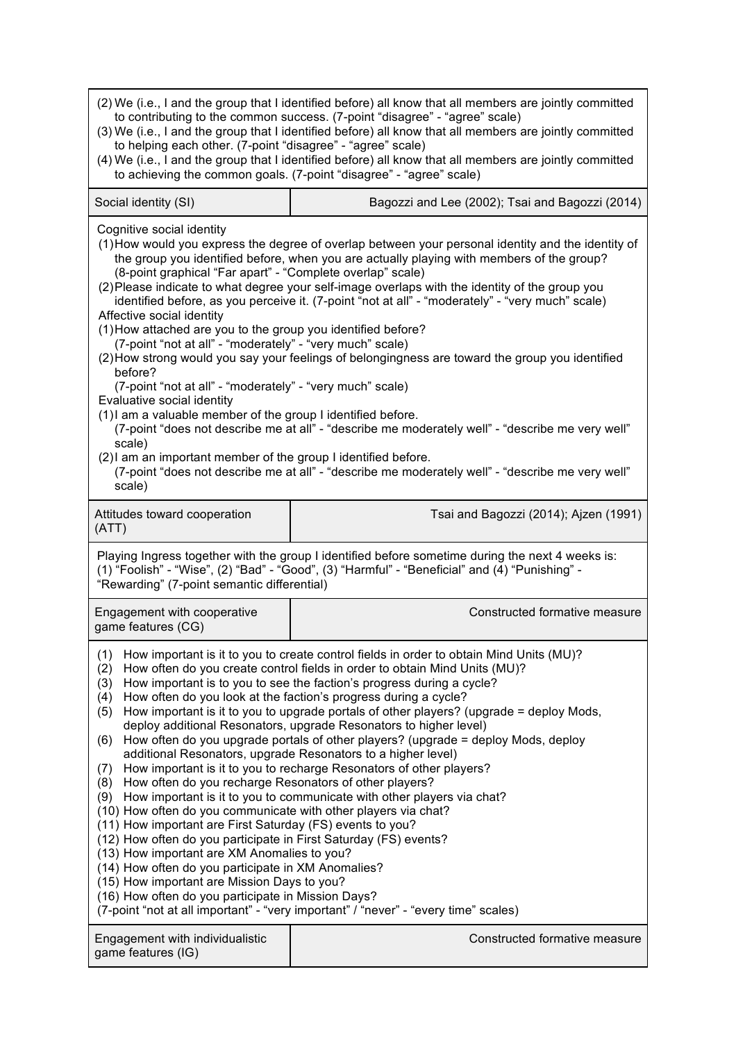| | |
|---|---|
| (2) We (i.e., I and the group that I identified before) all know that all members are jointly committed to contributing to the common success. (7-point "disagree" - "agree" scale)<br>(3) We (i.e., I and the group that I identified before) all know that all members are jointly committed to helping each other. (7-point "disagree" - "agree" scale)<br>(4) We (i.e., I and the group that I identified before) all know that all members are jointly committed to achieving the common goals. (7-point "disagree" - "agree" scale) | |
| Social identity (SI) | Bagozzi and Lee (2002); Tsai and Bagozzi (2014) |
| Cognitive social identity<br>(1) How would you express the degree of overlap between your personal identity and the identity of the group you identified before, when you are actually playing with members of the group? (8-point graphical "Far apart" - "Complete overlap" scale)<br>(2) Please indicate to what degree your self-image overlaps with the identity of the group you identified before, as you perceive it. (7-point "not at all" - "moderately" - "very much" scale)<br>Affective social identity<br>(1) How attached are you to the group you identified before? (7-point "not at all" - "moderately" - "very much" scale)<br>(2) How strong would you say your feelings of belongingness are toward the group you identified before? (7-point "not at all" - "moderately" - "very much" scale)<br>Evaluative social identity<br>(1) I am a valuable member of the group I identified before. (7-point "does not describe me at all" - "describe me moderately well" - "describe me very well" scale)<br>(2) I am an important member of the group I identified before. (7-point "does not describe me at all" - "describe me moderately well" - "describe me very well" scale) | |
| Attitudes toward cooperation (ATT) | Tsai and Bagozzi (2014); Ajzen (1991) |
| Playing Ingress together with the group I identified before sometime during the next 4 weeks is: (1) "Foolish" - "Wise", (2) "Bad" - "Good", (3) "Harmful" - "Beneficial" and (4) "Punishing" - "Rewarding" (7-point semantic differential) | |
| Engagement with cooperative game features (CG) | Constructed formative measure |
| (1) How important is it to you to create control fields in order to obtain Mind Units (MU)?<br>(2) How often do you create control fields in order to obtain Mind Units (MU)?<br>(3) How important is to you to see the faction's progress during a cycle?<br>(4) How often do you look at the faction's progress during a cycle?<br>(5) How important is it to you to upgrade portals of other players? (upgrade = deploy Mods, deploy additional Resonators, upgrade Resonators to higher level)<br>(6) How often do you upgrade portals of other players? (upgrade = deploy Mods, deploy additional Resonators, upgrade Resonators to a higher level)<br>(7) How important is it to you to recharge Resonators of other players?<br>(8) How often do you recharge Resonators of other players?<br>(9) How important is it to you to communicate with other players via chat?<br>(10) How often do you communicate with other players via chat?<br>(11) How important are First Saturday (FS) events to you?<br>(12) How often do you participate in First Saturday (FS) events?<br>(13) How important are XM Anomalies to you?<br>(14) How often do you participate in XM Anomalies?<br>(15) How important are Mission Days to you?<br>(16) How often do you participate in Mission Days?<br>(7-point "not at all important" - "very important" / "never" - "every time" scales) | |
| Engagement with individualistic game features (IG) | Constructed formative measure |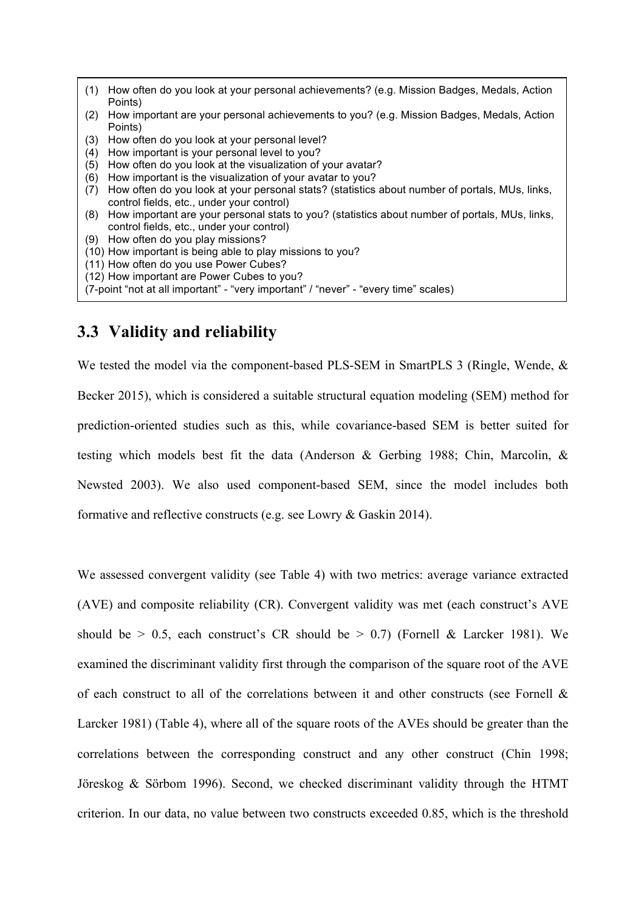(1) How often do you look at your personal achievements? (e.g. Mission Badges, Medals, Action Points)
(2) How important are your personal achievements to you? (e.g. Mission Badges, Medals, Action Points)
(3) How often do you look at your personal level?
(4) How important is your personal level to you?
(5) How often do you look at the visualization of your avatar?
(6) How important is the visualization of your avatar to you?
(7) How often do you look at your personal stats? (statistics about number of portals, MUs, links, control fields, etc., under your control)
(8) How important are your personal stats to you? (statistics about number of portals, MUs, links, control fields, etc., under your control)
(9) How often do you play missions?
(10) How important is being able to play missions to you?
(11) How often do you use Power Cubes?
(12) How important are Power Cubes to you?
(7-point "not at all important" - "very important" / "never" - "every time" scales)

## 3.3 Validity and reliability

We tested the model via the component-based PLS-SEM in SmartPLS 3 (Ringle, Wende, & Becker 2015), which is considered a suitable structural equation modeling (SEM) method for prediction-oriented studies such as this, while covariance-based SEM is better suited for testing which models best fit the data (Anderson & Gerbing 1988; Chin, Marcolin, & Newsted 2003). We also used component-based SEM, since the model includes both formative and reflective constructs (e.g. see Lowry & Gaskin 2014).

We assessed convergent validity (see Table 4) with two metrics: average variance extracted (AVE) and composite reliability (CR). Convergent validity was met (each construct's AVE should be > 0.5, each construct's CR should be > 0.7) (Fornell & Larcker 1981). We examined the discriminant validity first through the comparison of the square root of the AVE of each construct to all of the correlations between it and other constructs (see Fornell & Larcker 1981) (Table 4), where all of the square roots of the AVEs should be greater than the correlations between the corresponding construct and any other construct (Chin 1998; Jöreskog & Sörbom 1996). Second, we checked discriminant validity through the HTMT criterion. In our data, no value between two constructs exceeded 0.85, which is the threshold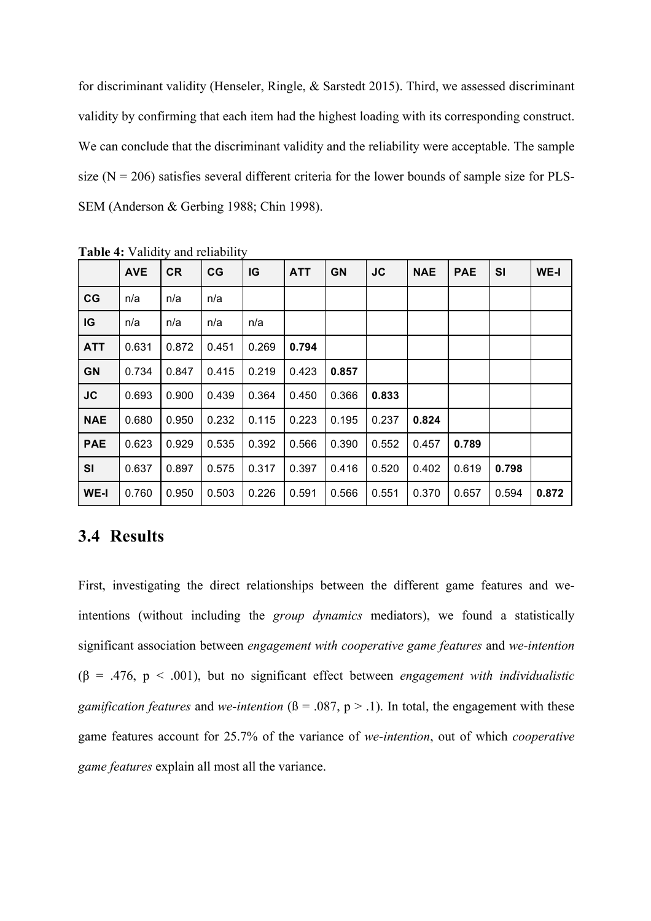for discriminant validity (Henseler, Ringle, & Sarstedt 2015). Third, we assessed discriminant validity by confirming that each item had the highest loading with its corresponding construct. We can conclude that the discriminant validity and the reliability were acceptable. The sample size (N = 206) satisfies several different criteria for the lower bounds of sample size for PLS-SEM (Anderson & Gerbing 1988; Chin 1998).

**Table 4:** Validity and reliability

| | **AVE** | **CR** | **CG** | **IG** | **ATT** | **GN** | **JC** | **NAE** | **PAE** | **SI** | **WE-I** |
|---|---|---|---|---|---|---|---|---|---|---|---|
| **CG** | n/a | n/a | n/a | | | | | | | | |
| **IG** | n/a | n/a | n/a | n/a | | | | | | | |
| **ATT** | 0.631 | 0.872 | 0.451 | 0.269 | **0.794** | | | | | | |
| **GN** | 0.734 | 0.847 | 0.415 | 0.219 | 0.423 | **0.857** | | | | | |
| **JC** | 0.693 | 0.900 | 0.439 | 0.364 | 0.450 | 0.366 | **0.833** | | | | |
| **NAE** | 0.680 | 0.950 | 0.232 | 0.115 | 0.223 | 0.195 | 0.237 | **0.824** | | | |
| **PAE** | 0.623 | 0.929 | 0.535 | 0.392 | 0.566 | 0.390 | 0.552 | 0.457 | **0.789** | | |
| **SI** | 0.637 | 0.897 | 0.575 | 0.317 | 0.397 | 0.416 | 0.520 | 0.402 | 0.619 | **0.798** | |
| **WE-I** | 0.760 | 0.950 | 0.503 | 0.226 | 0.591 | 0.566 | 0.551 | 0.370 | 0.657 | 0.594 | **0.872** |

## 3.4 Results

First, investigating the direct relationships between the different game features and we-intentions (without including the *group dynamics* mediators), we found a statistically significant association between *engagement with cooperative game features* and *we-intention* ($\beta$ = .476, $p < .001$), but no significant effect between *engagement with individualistic gamification features* and *we-intention* ($\beta$ = .087, $p > .1$). In total, the engagement with these game features account for 25.7% of the variance of *we-intention*, out of which *cooperative game features* explain all most all the variance.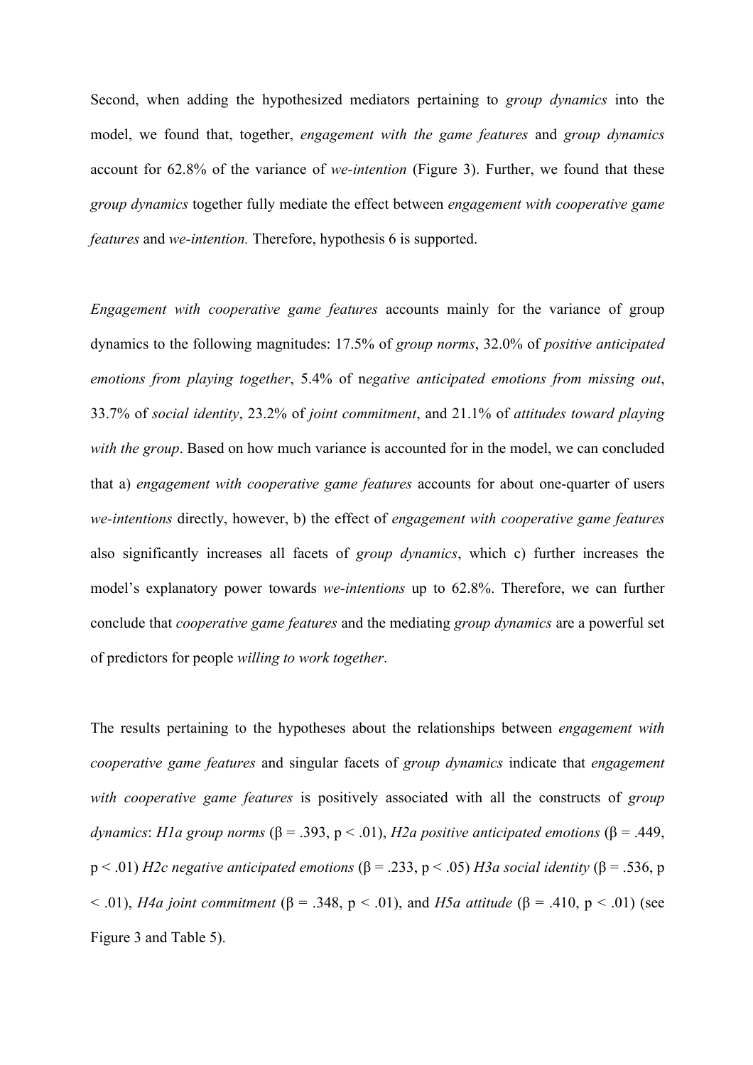Second, when adding the hypothesized mediators pertaining to *group dynamics* into the model, we found that, together, *engagement with the game features* and *group dynamics* account for 62.8% of the variance of *we-intention* (Figure 3). Further, we found that these *group dynamics* together fully mediate the effect between *engagement with cooperative game features* and *we-intention.* Therefore, hypothesis 6 is supported.

*Engagement with cooperative game features* accounts mainly for the variance of group dynamics to the following magnitudes: 17.5% of *group norms*, 32.0% of *positive anticipated emotions from playing together*, 5.4% of n*egative anticipated emotions from missing out*, 33.7% of *social identity*, 23.2% of *joint commitment*, and 21.1% of *attitudes toward playing with the group*. Based on how much variance is accounted for in the model, we can concluded that a) *engagement with cooperative game features* accounts for about one-quarter of users *we-intentions* directly, however, b) the effect of *engagement with cooperative game features* also significantly increases all facets of *group dynamics*, which c) further increases the model's explanatory power towards *we-intentions* up to 62.8%. Therefore, we can further conclude that *cooperative game features* and the mediating *group dynamics* are a powerful set of predictors for people *willing to work together*.

The results pertaining to the hypotheses about the relationships between *engagement with cooperative game features* and singular facets of *group dynamics* indicate that *engagement with cooperative game features* is positively associated with all the constructs of *group dynamics*: *H1a group norms* ($\beta = .393$, $p < .01$), *H2a positive anticipated emotions* ($\beta = .449$, $p < .01$) *H2c negative anticipated emotions* ($\beta = .233$, $p < .05$) *H3a social identity* ($\beta = .536$, $p < .01$), *H4a joint commitment* ($\beta = .348$, $p < .01$), and *H5a attitude* ($\beta = .410$, $p < .01$) (see Figure 3 and Table 5).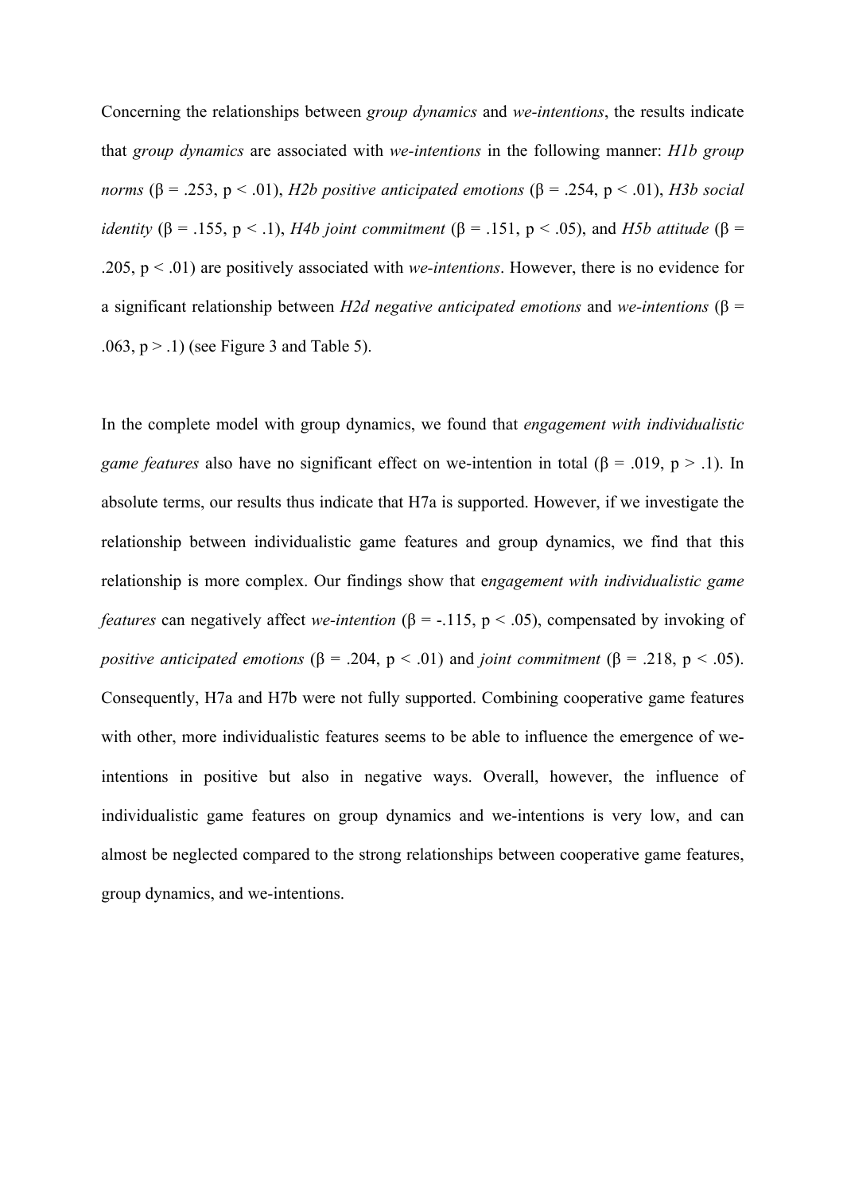Concerning the relationships between *group dynamics* and *we-intentions*, the results indicate that *group dynamics* are associated with *we-intentions* in the following manner: *H1b group norms* ($\beta = .253$, $p < .01$), *H2b positive anticipated emotions* ($\beta = .254$, $p < .01$), *H3b social identity* ($\beta = .155$, $p < .1$), *H4b joint commitment* ($\beta = .151$, $p < .05$), and *H5b attitude* ($\beta = .205$, $p < .01$) are positively associated with *we-intentions*. However, there is no evidence for a significant relationship between *H2d negative anticipated emotions* and *we-intentions* ($\beta = .063$, $p > .1$) (see Figure 3 and Table 5).

In the complete model with group dynamics, we found that *engagement with individualistic game features* also have no significant effect on we-intention in total ($\beta = .019$, $p > .1$). In absolute terms, our results thus indicate that H7a is supported. However, if we investigate the relationship between individualistic game features and group dynamics, we find that this relationship is more complex. Our findings show that e*ngagement with individualistic game features* can negatively affect *we-intention* ($\beta = -.115$, $p < .05$), compensated by invoking of *positive anticipated emotions* ($\beta = .204$, $p < .01$) and *joint commitment* ($\beta = .218$, $p < .05$). Consequently, H7a and H7b were not fully supported. Combining cooperative game features with other, more individualistic features seems to be able to influence the emergence of we-intentions in positive but also in negative ways. Overall, however, the influence of individualistic game features on group dynamics and we-intentions is very low, and can almost be neglected compared to the strong relationships between cooperative game features, group dynamics, and we-intentions.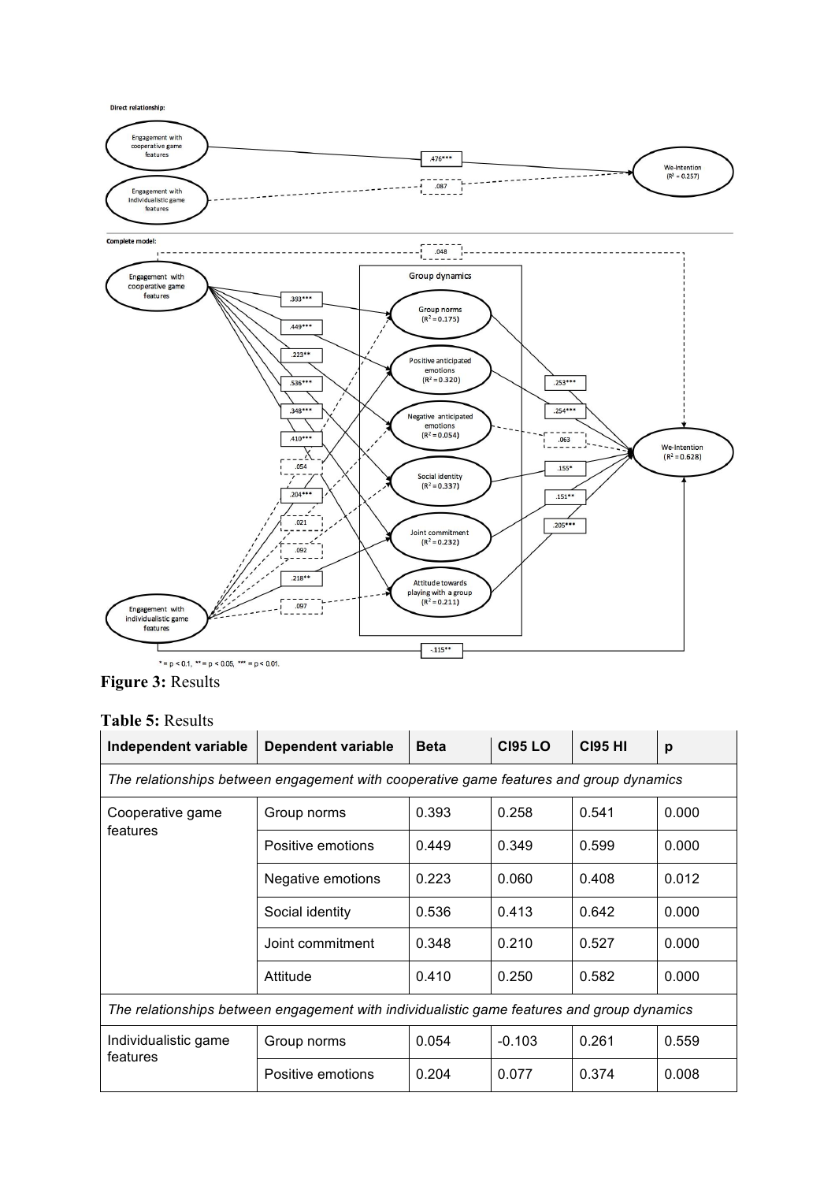**Figure 3:** Results

**Table 5:** Results

| Independent variable | Dependent variable | Beta | CI95 LO | CI95 HI | p |
|---|---|---|---|---|---|
| *The relationships between engagement with cooperative game features and group dynamics* | | | | | |
| Cooperative game features | Group norms | 0.393 | 0.258 | 0.541 | 0.000 |
| | Positive emotions | 0.449 | 0.349 | 0.599 | 0.000 |
| | Negative emotions | 0.223 | 0.060 | 0.408 | 0.012 |
| | Social identity | 0.536 | 0.413 | 0.642 | 0.000 |
| | Joint commitment | 0.348 | 0.210 | 0.527 | 0.000 |
| | Attitude | 0.410 | 0.250 | 0.582 | 0.000 |
| *The relationships between engagement with individualistic game features and group dynamics* | | | | | |
| Individualistic game features | Group norms | 0.054 | -0.103 | 0.261 | 0.559 |
| | Positive emotions | 0.204 | 0.077 | 0.374 | 0.008 |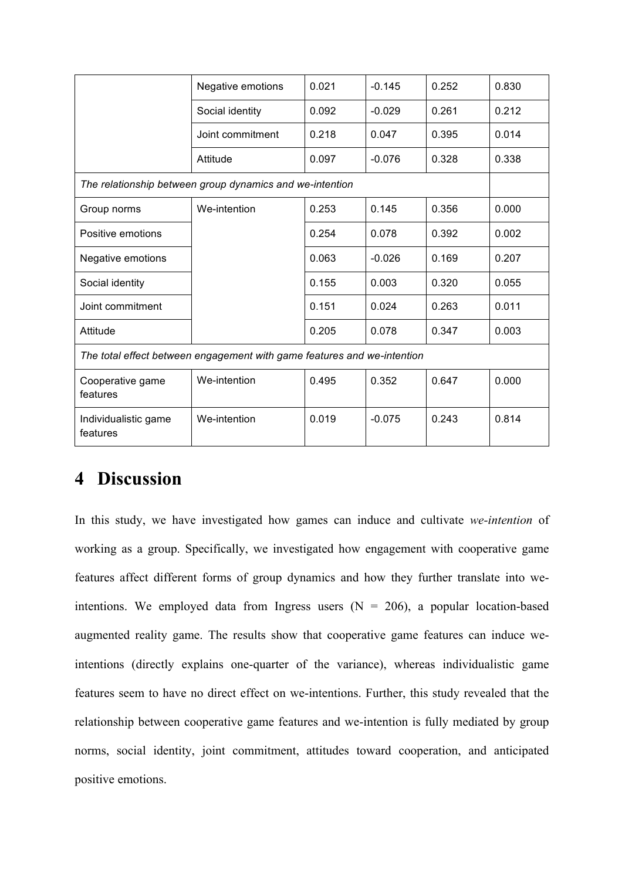| | | | | | |
|---|---|---|---|---|---|
| | Negative emotions | 0.021 | -0.145 | 0.252 | 0.830 |
| | Social identity | 0.092 | -0.029 | 0.261 | 0.212 |
| | Joint commitment | 0.218 | 0.047 | 0.395 | 0.014 |
| | Attitude | 0.097 | -0.076 | 0.328 | 0.338 |
| *The relationship between group dynamics and we-intention* | | | | | |
| Group norms | We-intention | 0.253 | 0.145 | 0.356 | 0.000 |
| Positive emotions | | 0.254 | 0.078 | 0.392 | 0.002 |
| Negative emotions | | 0.063 | -0.026 | 0.169 | 0.207 |
| Social identity | | 0.155 | 0.003 | 0.320 | 0.055 |
| Joint commitment | | 0.151 | 0.024 | 0.263 | 0.011 |
| Attitude | | 0.205 | 0.078 | 0.347 | 0.003 |
| *The total effect between engagement with game features and we-intention* | | | | | |
| Cooperative game features | We-intention | 0.495 | 0.352 | 0.647 | 0.000 |
| Individualistic game features | We-intention | 0.019 | -0.075 | 0.243 | 0.814 |

# 4 Discussion

In this study, we have investigated how games can induce and cultivate *we-intention* of working as a group. Specifically, we investigated how engagement with cooperative game features affect different forms of group dynamics and how they further translate into we-intentions. We employed data from Ingress users (N = 206), a popular location-based augmented reality game. The results show that cooperative game features can induce we-intentions (directly explains one-quarter of the variance), whereas individualistic game features seem to have no direct effect on we-intentions. Further, this study revealed that the relationship between cooperative game features and we-intention is fully mediated by group norms, social identity, joint commitment, attitudes toward cooperation, and anticipated positive emotions.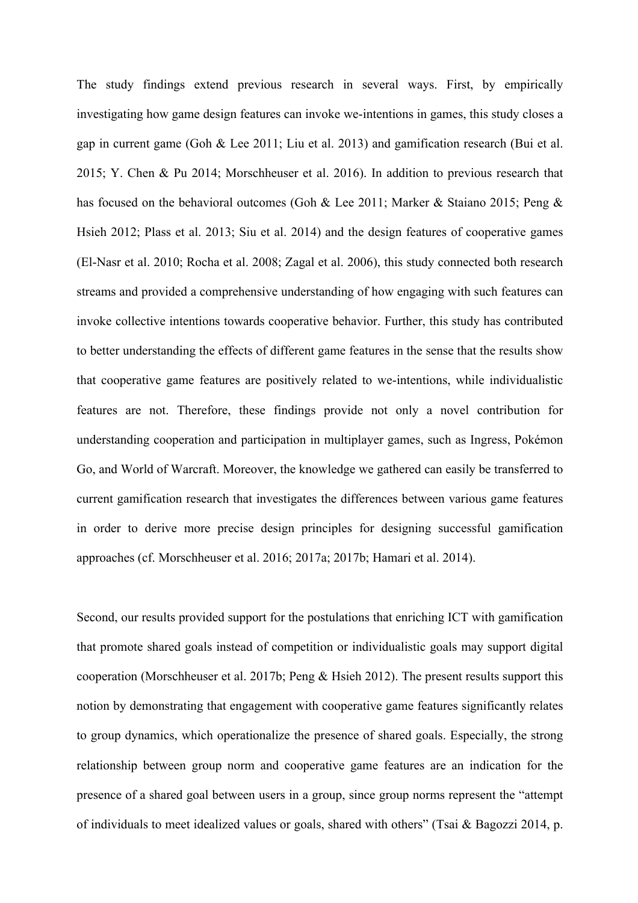The study findings extend previous research in several ways. First, by empirically investigating how game design features can invoke we-intentions in games, this study closes a gap in current game (Goh & Lee 2011; Liu et al. 2013) and gamification research (Bui et al. 2015; Y. Chen & Pu 2014; Morschheuser et al. 2016). In addition to previous research that has focused on the behavioral outcomes (Goh & Lee 2011; Marker & Staiano 2015; Peng & Hsieh 2012; Plass et al. 2013; Siu et al. 2014) and the design features of cooperative games (El-Nasr et al. 2010; Rocha et al. 2008; Zagal et al. 2006), this study connected both research streams and provided a comprehensive understanding of how engaging with such features can invoke collective intentions towards cooperative behavior. Further, this study has contributed to better understanding the effects of different game features in the sense that the results show that cooperative game features are positively related to we-intentions, while individualistic features are not. Therefore, these findings provide not only a novel contribution for understanding cooperation and participation in multiplayer games, such as Ingress, Pokémon Go, and World of Warcraft. Moreover, the knowledge we gathered can easily be transferred to current gamification research that investigates the differences between various game features in order to derive more precise design principles for designing successful gamification approaches (cf. Morschheuser et al. 2016; 2017a; 2017b; Hamari et al. 2014).

Second, our results provided support for the postulations that enriching ICT with gamification that promote shared goals instead of competition or individualistic goals may support digital cooperation (Morschheuser et al. 2017b; Peng & Hsieh 2012). The present results support this notion by demonstrating that engagement with cooperative game features significantly relates to group dynamics, which operationalize the presence of shared goals. Especially, the strong relationship between group norm and cooperative game features are an indication for the presence of a shared goal between users in a group, since group norms represent the "attempt of individuals to meet idealized values or goals, shared with others" (Tsai & Bagozzi 2014, p.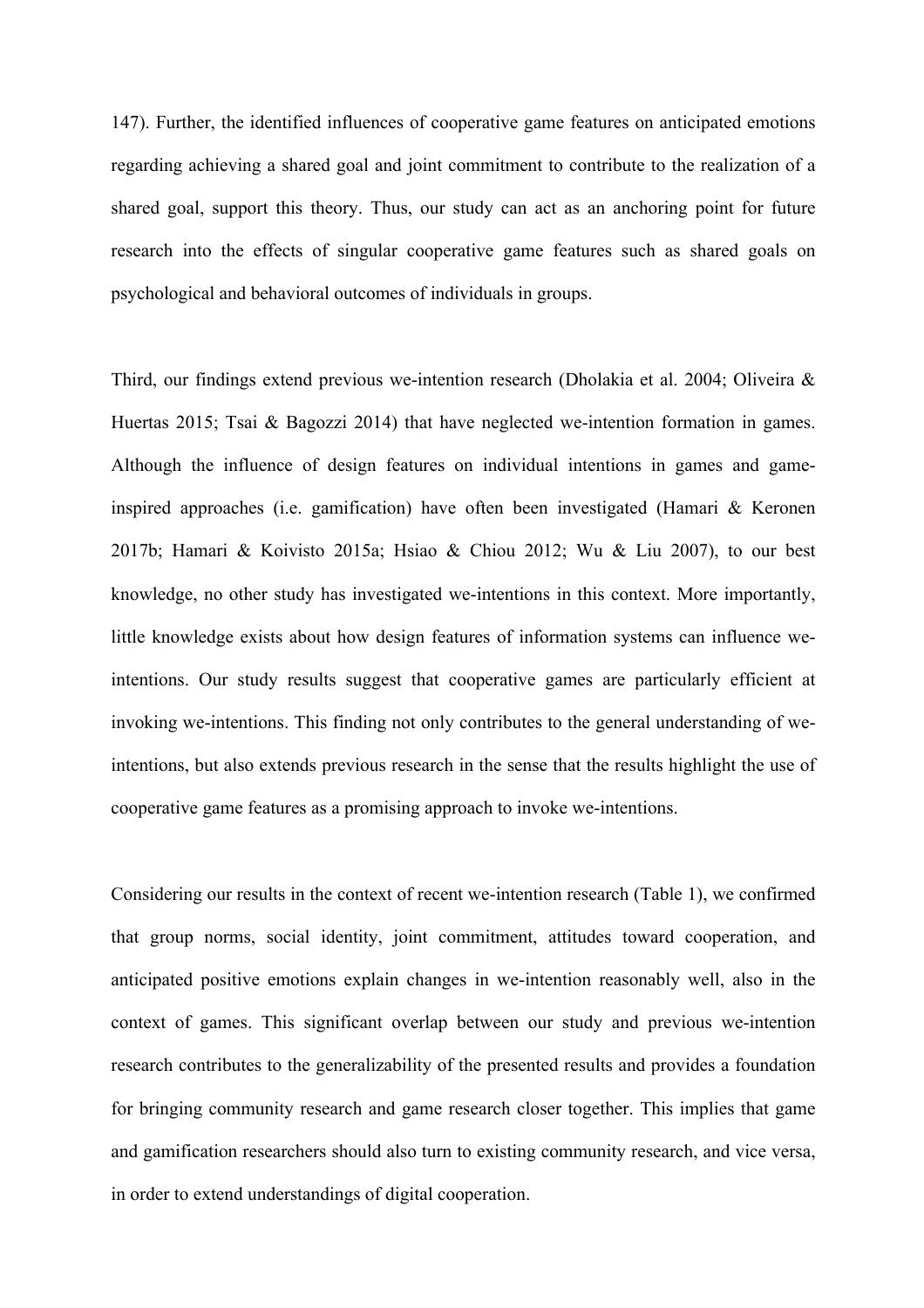147). Further, the identified influences of cooperative game features on anticipated emotions regarding achieving a shared goal and joint commitment to contribute to the realization of a shared goal, support this theory. Thus, our study can act as an anchoring point for future research into the effects of singular cooperative game features such as shared goals on psychological and behavioral outcomes of individuals in groups.

Third, our findings extend previous we-intention research (Dholakia et al. 2004; Oliveira & Huertas 2015; Tsai & Bagozzi 2014) that have neglected we-intention formation in games. Although the influence of design features on individual intentions in games and game-inspired approaches (i.e. gamification) have often been investigated (Hamari & Keronen 2017b; Hamari & Koivisto 2015a; Hsiao & Chiou 2012; Wu & Liu 2007), to our best knowledge, no other study has investigated we-intentions in this context. More importantly, little knowledge exists about how design features of information systems can influence we-intentions. Our study results suggest that cooperative games are particularly efficient at invoking we-intentions. This finding not only contributes to the general understanding of we-intentions, but also extends previous research in the sense that the results highlight the use of cooperative game features as a promising approach to invoke we-intentions.

Considering our results in the context of recent we-intention research (Table 1), we confirmed that group norms, social identity, joint commitment, attitudes toward cooperation, and anticipated positive emotions explain changes in we-intention reasonably well, also in the context of games. This significant overlap between our study and previous we-intention research contributes to the generalizability of the presented results and provides a foundation for bringing community research and game research closer together. This implies that game and gamification researchers should also turn to existing community research, and vice versa, in order to extend understandings of digital cooperation.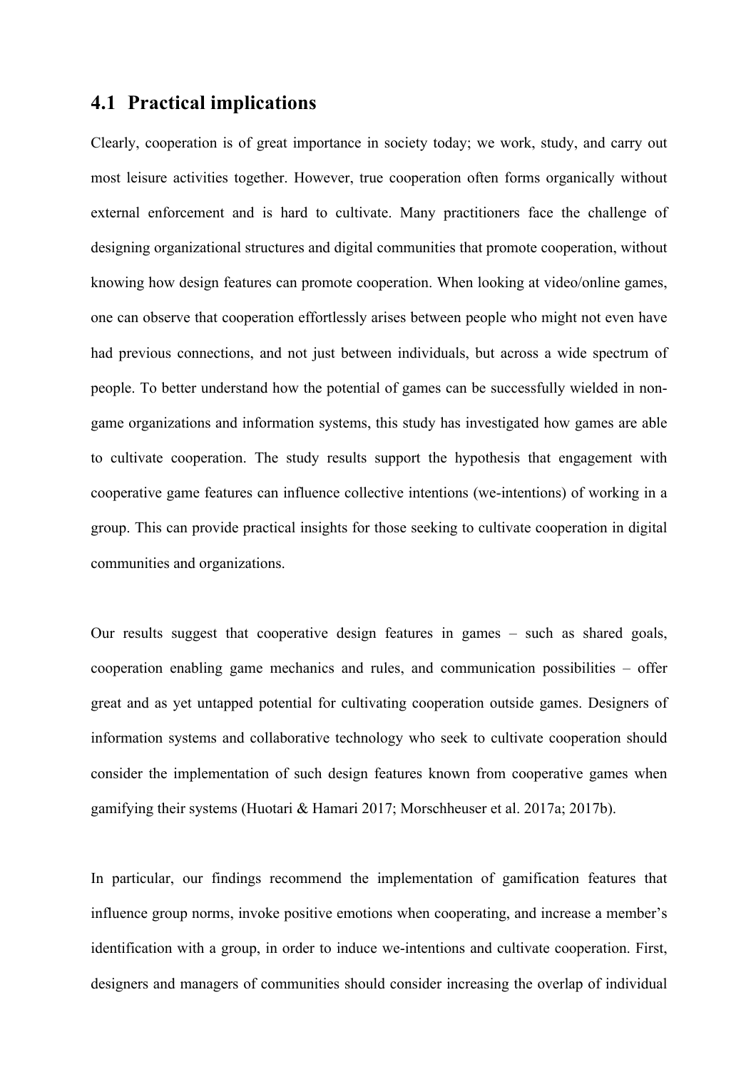## 4.1 Practical implications

Clearly, cooperation is of great importance in society today; we work, study, and carry out most leisure activities together. However, true cooperation often forms organically without external enforcement and is hard to cultivate. Many practitioners face the challenge of designing organizational structures and digital communities that promote cooperation, without knowing how design features can promote cooperation. When looking at video/online games, one can observe that cooperation effortlessly arises between people who might not even have had previous connections, and not just between individuals, but across a wide spectrum of people. To better understand how the potential of games can be successfully wielded in non-game organizations and information systems, this study has investigated how games are able to cultivate cooperation. The study results support the hypothesis that engagement with cooperative game features can influence collective intentions (we-intentions) of working in a group. This can provide practical insights for those seeking to cultivate cooperation in digital communities and organizations.

Our results suggest that cooperative design features in games – such as shared goals, cooperation enabling game mechanics and rules, and communication possibilities – offer great and as yet untapped potential for cultivating cooperation outside games. Designers of information systems and collaborative technology who seek to cultivate cooperation should consider the implementation of such design features known from cooperative games when gamifying their systems (Huotari & Hamari 2017; Morschheuser et al. 2017a; 2017b).

In particular, our findings recommend the implementation of gamification features that influence group norms, invoke positive emotions when cooperating, and increase a member's identification with a group, in order to induce we-intentions and cultivate cooperation. First, designers and managers of communities should consider increasing the overlap of individual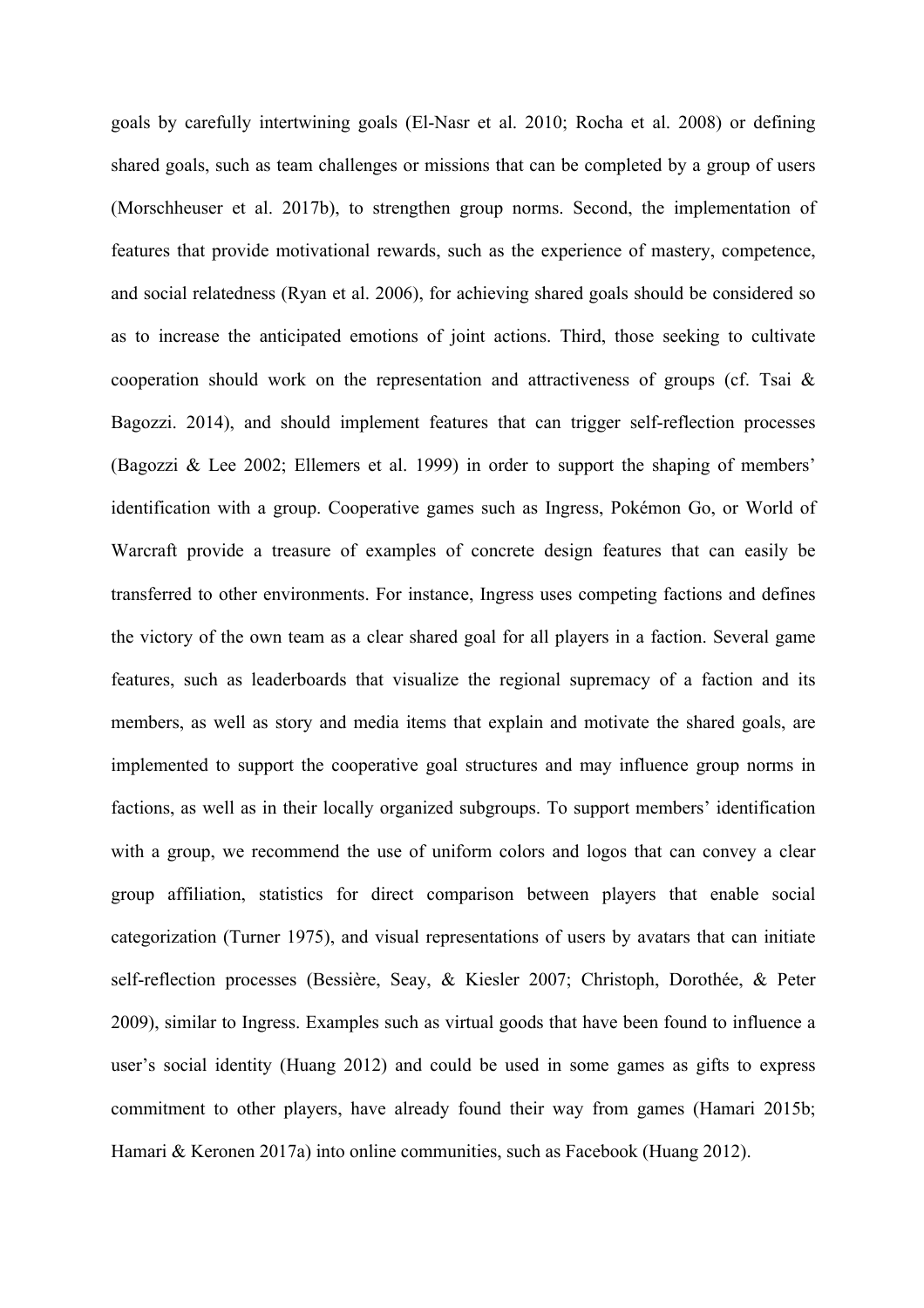goals by carefully intertwining goals (El-Nasr et al. 2010; Rocha et al. 2008) or defining shared goals, such as team challenges or missions that can be completed by a group of users (Morschheuser et al. 2017b), to strengthen group norms. Second, the implementation of features that provide motivational rewards, such as the experience of mastery, competence, and social relatedness (Ryan et al. 2006), for achieving shared goals should be considered so as to increase the anticipated emotions of joint actions. Third, those seeking to cultivate cooperation should work on the representation and attractiveness of groups (cf. Tsai & Bagozzi. 2014), and should implement features that can trigger self-reflection processes (Bagozzi & Lee 2002; Ellemers et al. 1999) in order to support the shaping of members' identification with a group. Cooperative games such as Ingress, Pokémon Go, or World of Warcraft provide a treasure of examples of concrete design features that can easily be transferred to other environments. For instance, Ingress uses competing factions and defines the victory of the own team as a clear shared goal for all players in a faction. Several game features, such as leaderboards that visualize the regional supremacy of a faction and its members, as well as story and media items that explain and motivate the shared goals, are implemented to support the cooperative goal structures and may influence group norms in factions, as well as in their locally organized subgroups. To support members' identification with a group, we recommend the use of uniform colors and logos that can convey a clear group affiliation, statistics for direct comparison between players that enable social categorization (Turner 1975), and visual representations of users by avatars that can initiate self-reflection processes (Bessière, Seay, & Kiesler 2007; Christoph, Dorothée, & Peter 2009), similar to Ingress. Examples such as virtual goods that have been found to influence a user's social identity (Huang 2012) and could be used in some games as gifts to express commitment to other players, have already found their way from games (Hamari 2015b; Hamari & Keronen 2017a) into online communities, such as Facebook (Huang 2012).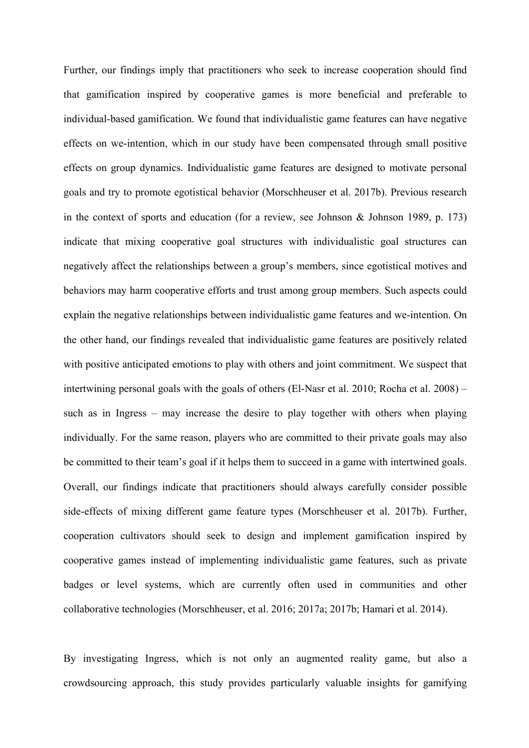Further, our findings imply that practitioners who seek to increase cooperation should find that gamification inspired by cooperative games is more beneficial and preferable to individual-based gamification. We found that individualistic game features can have negative effects on we-intention, which in our study have been compensated through small positive effects on group dynamics. Individualistic game features are designed to motivate personal goals and try to promote egotistical behavior (Morschheuser et al. 2017b). Previous research in the context of sports and education (for a review, see Johnson & Johnson 1989, p. 173) indicate that mixing cooperative goal structures with individualistic goal structures can negatively affect the relationships between a group's members, since egotistical motives and behaviors may harm cooperative efforts and trust among group members. Such aspects could explain the negative relationships between individualistic game features and we-intention. On the other hand, our findings revealed that individualistic game features are positively related with positive anticipated emotions to play with others and joint commitment. We suspect that intertwining personal goals with the goals of others (El-Nasr et al. 2010; Rocha et al. 2008) – such as in Ingress – may increase the desire to play together with others when playing individually. For the same reason, players who are committed to their private goals may also be committed to their team's goal if it helps them to succeed in a game with intertwined goals. Overall, our findings indicate that practitioners should always carefully consider possible side-effects of mixing different game feature types (Morschheuser et al. 2017b). Further, cooperation cultivators should seek to design and implement gamification inspired by cooperative games instead of implementing individualistic game features, such as private badges or level systems, which are currently often used in communities and other collaborative technologies (Morschheuser, et al. 2016; 2017a; 2017b; Hamari et al. 2014).

By investigating Ingress, which is not only an augmented reality game, but also a crowdsourcing approach, this study provides particularly valuable insights for gamifying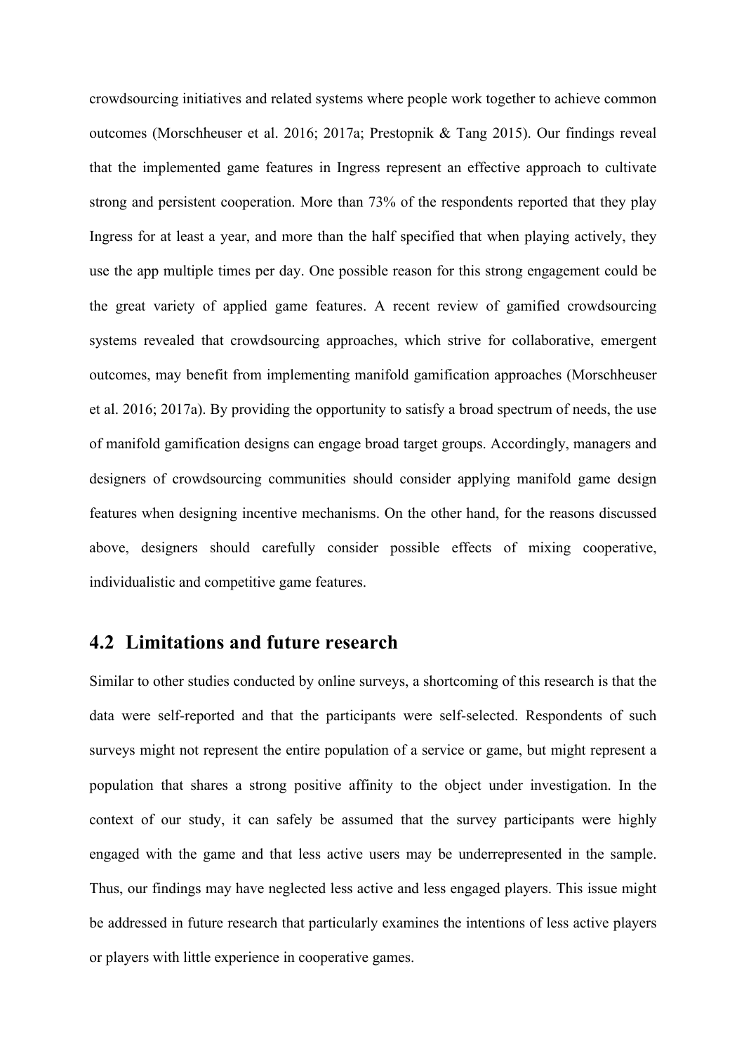crowdsourcing initiatives and related systems where people work together to achieve common outcomes (Morschheuser et al. 2016; 2017a; Prestopnik & Tang 2015). Our findings reveal that the implemented game features in Ingress represent an effective approach to cultivate strong and persistent cooperation. More than 73% of the respondents reported that they play Ingress for at least a year, and more than the half specified that when playing actively, they use the app multiple times per day. One possible reason for this strong engagement could be the great variety of applied game features. A recent review of gamified crowdsourcing systems revealed that crowdsourcing approaches, which strive for collaborative, emergent outcomes, may benefit from implementing manifold gamification approaches (Morschheuser et al. 2016; 2017a). By providing the opportunity to satisfy a broad spectrum of needs, the use of manifold gamification designs can engage broad target groups. Accordingly, managers and designers of crowdsourcing communities should consider applying manifold game design features when designing incentive mechanisms. On the other hand, for the reasons discussed above, designers should carefully consider possible effects of mixing cooperative, individualistic and competitive game features.

## 4.2 Limitations and future research

Similar to other studies conducted by online surveys, a shortcoming of this research is that the data were self-reported and that the participants were self-selected. Respondents of such surveys might not represent the entire population of a service or game, but might represent a population that shares a strong positive affinity to the object under investigation. In the context of our study, it can safely be assumed that the survey participants were highly engaged with the game and that less active users may be underrepresented in the sample. Thus, our findings may have neglected less active and less engaged players. This issue might be addressed in future research that particularly examines the intentions of less active players or players with little experience in cooperative games.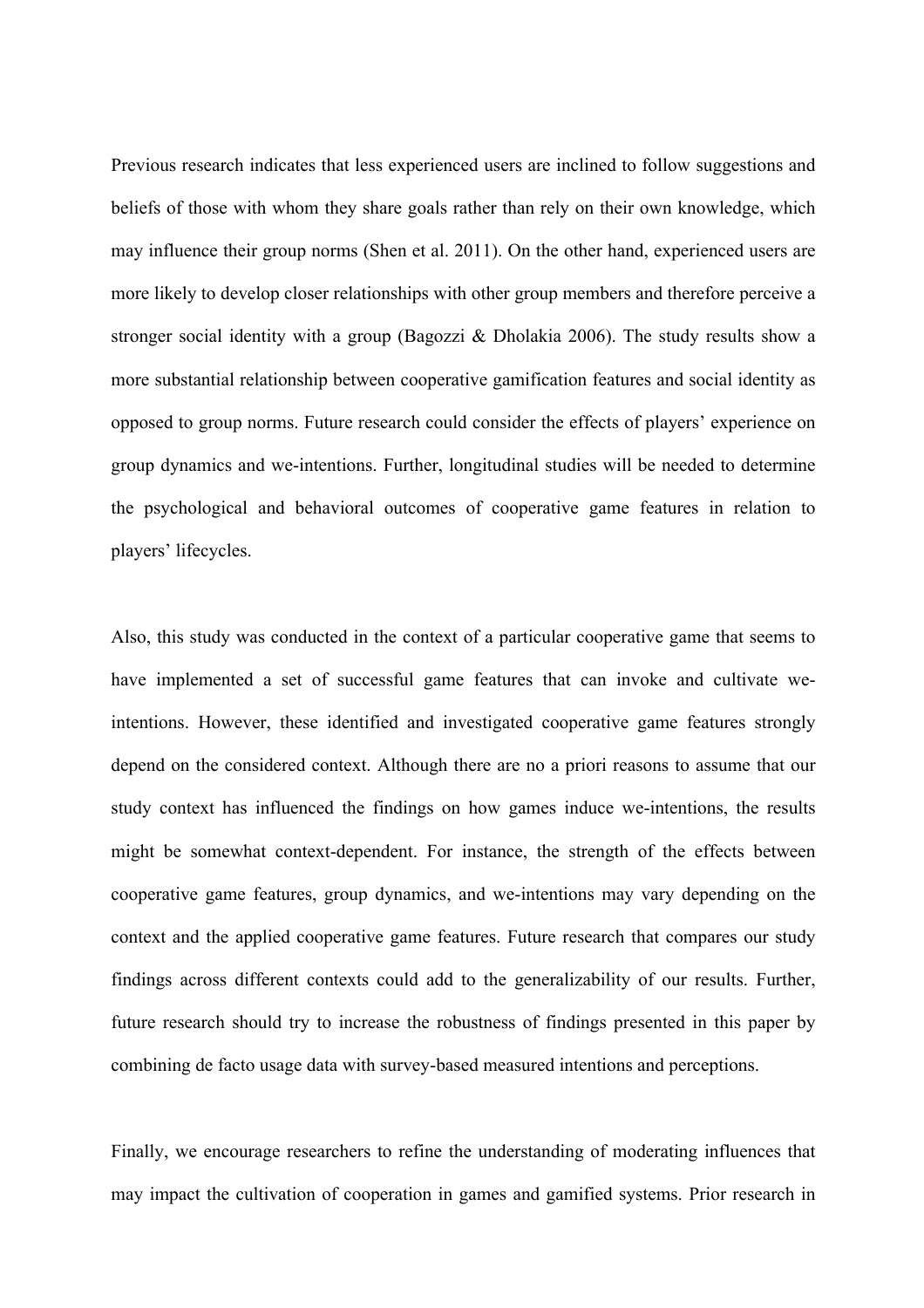Previous research indicates that less experienced users are inclined to follow suggestions and beliefs of those with whom they share goals rather than rely on their own knowledge, which may influence their group norms (Shen et al. 2011). On the other hand, experienced users are more likely to develop closer relationships with other group members and therefore perceive a stronger social identity with a group (Bagozzi & Dholakia 2006). The study results show a more substantial relationship between cooperative gamification features and social identity as opposed to group norms. Future research could consider the effects of players' experience on group dynamics and we-intentions. Further, longitudinal studies will be needed to determine the psychological and behavioral outcomes of cooperative game features in relation to players' lifecycles.

Also, this study was conducted in the context of a particular cooperative game that seems to have implemented a set of successful game features that can invoke and cultivate we-intentions. However, these identified and investigated cooperative game features strongly depend on the considered context. Although there are no a priori reasons to assume that our study context has influenced the findings on how games induce we-intentions, the results might be somewhat context-dependent. For instance, the strength of the effects between cooperative game features, group dynamics, and we-intentions may vary depending on the context and the applied cooperative game features. Future research that compares our study findings across different contexts could add to the generalizability of our results. Further, future research should try to increase the robustness of findings presented in this paper by combining de facto usage data with survey-based measured intentions and perceptions.

Finally, we encourage researchers to refine the understanding of moderating influences that may impact the cultivation of cooperation in games and gamified systems. Prior research in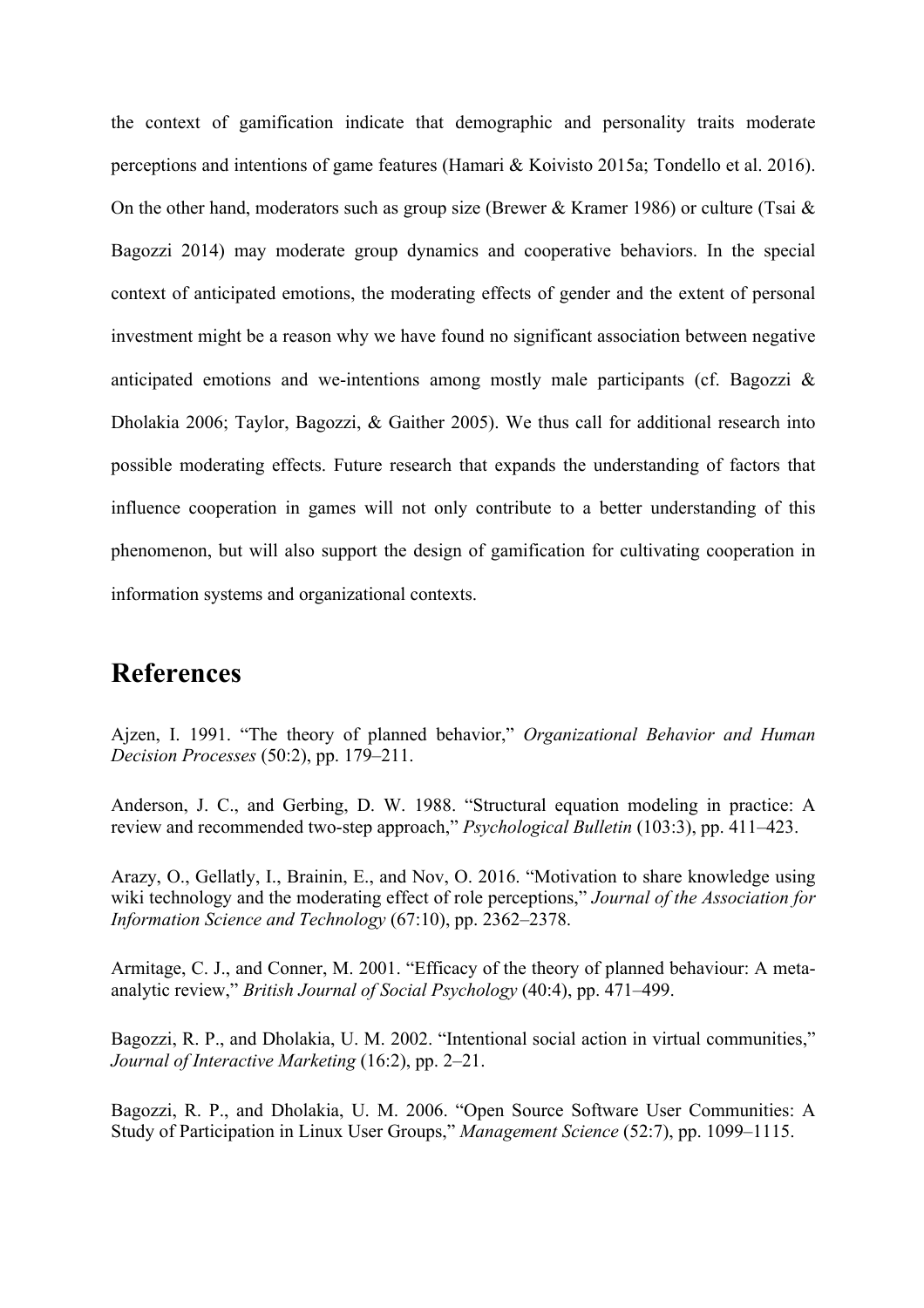the context of gamification indicate that demographic and personality traits moderate perceptions and intentions of game features (Hamari & Koivisto 2015a; Tondello et al. 2016). On the other hand, moderators such as group size (Brewer & Kramer 1986) or culture (Tsai & Bagozzi 2014) may moderate group dynamics and cooperative behaviors. In the special context of anticipated emotions, the moderating effects of gender and the extent of personal investment might be a reason why we have found no significant association between negative anticipated emotions and we-intentions among mostly male participants (cf. Bagozzi & Dholakia 2006; Taylor, Bagozzi, & Gaither 2005). We thus call for additional research into possible moderating effects. Future research that expands the understanding of factors that influence cooperation in games will not only contribute to a better understanding of this phenomenon, but will also support the design of gamification for cultivating cooperation in information systems and organizational contexts.

# References

Ajzen, I. 1991. "The theory of planned behavior," *Organizational Behavior and Human Decision Processes* (50:2), pp. 179–211.

Anderson, J. C., and Gerbing, D. W. 1988. "Structural equation modeling in practice: A review and recommended two-step approach," *Psychological Bulletin* (103:3), pp. 411–423.

Arazy, O., Gellatly, I., Brainin, E., and Nov, O. 2016. "Motivation to share knowledge using wiki technology and the moderating effect of role perceptions," *Journal of the Association for Information Science and Technology* (67:10), pp. 2362–2378.

Armitage, C. J., and Conner, M. 2001. "Efficacy of the theory of planned behaviour: A meta-analytic review," *British Journal of Social Psychology* (40:4), pp. 471–499.

Bagozzi, R. P., and Dholakia, U. M. 2002. "Intentional social action in virtual communities," *Journal of Interactive Marketing* (16:2), pp. 2–21.

Bagozzi, R. P., and Dholakia, U. M. 2006. "Open Source Software User Communities: A Study of Participation in Linux User Groups," *Management Science* (52:7), pp. 1099–1115.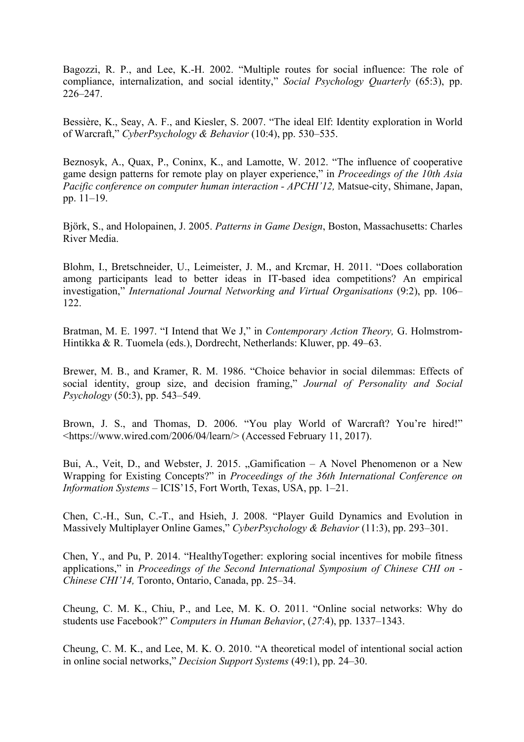Bagozzi, R. P., and Lee, K.-H. 2002. "Multiple routes for social influence: The role of compliance, internalization, and social identity," *Social Psychology Quarterly* (65:3), pp. 226–247.

Bessière, K., Seay, A. F., and Kiesler, S. 2007. "The ideal Elf: Identity exploration in World of Warcraft," *CyberPsychology & Behavior* (10:4), pp. 530–535.

Beznosyk, A., Quax, P., Coninx, K., and Lamotte, W. 2012. "The influence of cooperative game design patterns for remote play on player experience," in *Proceedings of the 10th Asia Pacific conference on computer human interaction - APCHI'12,* Matsue-city, Shimane, Japan, pp. 11–19.

Björk, S., and Holopainen, J. 2005. *Patterns in Game Design*, Boston, Massachusetts: Charles River Media.

Blohm, I., Bretschneider, U., Leimeister, J. M., and Krcmar, H. 2011. "Does collaboration among participants lead to better ideas in IT-based idea competitions? An empirical investigation," *International Journal Networking and Virtual Organisations* (9:2), pp. 106–122.

Bratman, M. E. 1997. "I Intend that We J," in *Contemporary Action Theory,* G. Holmstrom-Hintikka & R. Tuomela (eds.), Dordrecht, Netherlands: Kluwer, pp. 49–63.

Brewer, M. B., and Kramer, R. M. 1986. "Choice behavior in social dilemmas: Effects of social identity, group size, and decision framing," *Journal of Personality and Social Psychology* (50:3), pp. 543–549.

Brown, J. S., and Thomas, D. 2006. "You play World of Warcraft? You're hired!" <https://www.wired.com/2006/04/learn/> (Accessed February 11, 2017).

Bui, A., Veit, D., and Webster, J. 2015. „Gamification – A Novel Phenomenon or a New Wrapping for Existing Concepts?" in *Proceedings of the 36th International Conference on Information Systems* – ICIS'15, Fort Worth, Texas, USA, pp. 1–21.

Chen, C.-H., Sun, C.-T., and Hsieh, J. 2008. "Player Guild Dynamics and Evolution in Massively Multiplayer Online Games," *CyberPsychology & Behavior* (11:3), pp. 293–301.

Chen, Y., and Pu, P. 2014. "HealthyTogether: exploring social incentives for mobile fitness applications," in *Proceedings of the Second International Symposium of Chinese CHI on - Chinese CHI'14,* Toronto, Ontario, Canada, pp. 25–34.

Cheung, C. M. K., Chiu, P., and Lee, M. K. O. 2011. "Online social networks: Why do students use Facebook?" *Computers in Human Behavior*, (*27*:4), pp. 1337–1343.

Cheung, C. M. K., and Lee, M. K. O. 2010. "A theoretical model of intentional social action in online social networks," *Decision Support Systems* (49:1), pp. 24–30.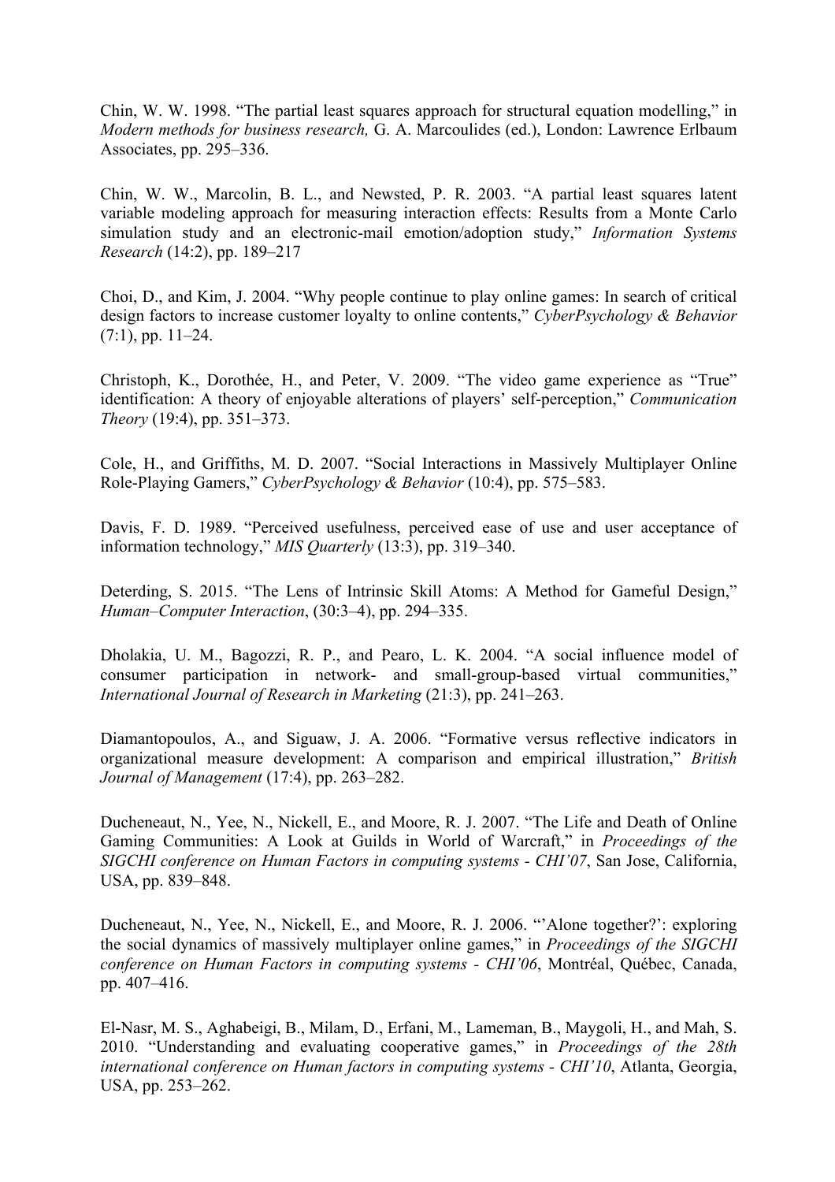Chin, W. W. 1998. “The partial least squares approach for structural equation modelling,” in *Modern methods for business research,* G. A. Marcoulides (ed.), London: Lawrence Erlbaum Associates, pp. 295–336.

Chin, W. W., Marcolin, B. L., and Newsted, P. R. 2003. “A partial least squares latent variable modeling approach for measuring interaction effects: Results from a Monte Carlo simulation study and an electronic-mail emotion/adoption study,” *Information Systems Research* (14:2), pp. 189–217

Choi, D., and Kim, J. 2004. “Why people continue to play online games: In search of critical design factors to increase customer loyalty to online contents,” *CyberPsychology & Behavior* (7:1), pp. 11–24.

Christoph, K., Dorothée, H., and Peter, V. 2009. “The video game experience as “True” identification: A theory of enjoyable alterations of players’ self-perception,” *Communication Theory* (19:4), pp. 351–373.

Cole, H., and Griffiths, M. D. 2007. “Social Interactions in Massively Multiplayer Online Role-Playing Gamers,” *CyberPsychology & Behavior* (10:4), pp. 575–583.

Davis, F. D. 1989. “Perceived usefulness, perceived ease of use and user acceptance of information technology,” *MIS Quarterly* (13:3), pp. 319–340.

Deterding, S. 2015. “The Lens of Intrinsic Skill Atoms: A Method for Gameful Design,” *Human–Computer Interaction*, (30:3–4), pp. 294–335.

Dholakia, U. M., Bagozzi, R. P., and Pearo, L. K. 2004. “A social influence model of consumer participation in network- and small-group-based virtual communities,” *International Journal of Research in Marketing* (21:3), pp. 241–263.

Diamantopoulos, A., and Siguaw, J. A. 2006. “Formative versus reflective indicators in organizational measure development: A comparison and empirical illustration,” *British Journal of Management* (17:4), pp. 263–282.

Ducheneaut, N., Yee, N., Nickell, E., and Moore, R. J. 2007. “The Life and Death of Online Gaming Communities: A Look at Guilds in World of Warcraft,” in *Proceedings of the SIGCHI conference on Human Factors in computing systems - CHI’07*, San Jose, California, USA, pp. 839–848.

Ducheneaut, N., Yee, N., Nickell, E., and Moore, R. J. 2006. “’Alone together?’: exploring the social dynamics of massively multiplayer online games,” in *Proceedings of the SIGCHI conference on Human Factors in computing systems - CHI’06*, Montréal, Québec, Canada, pp. 407–416.

El-Nasr, M. S., Aghabeigi, B., Milam, D., Erfani, M., Lameman, B., Maygoli, H., and Mah, S. 2010. “Understanding and evaluating cooperative games,” in *Proceedings of the 28th international conference on Human factors in computing systems - CHI’10*, Atlanta, Georgia, USA, pp. 253–262.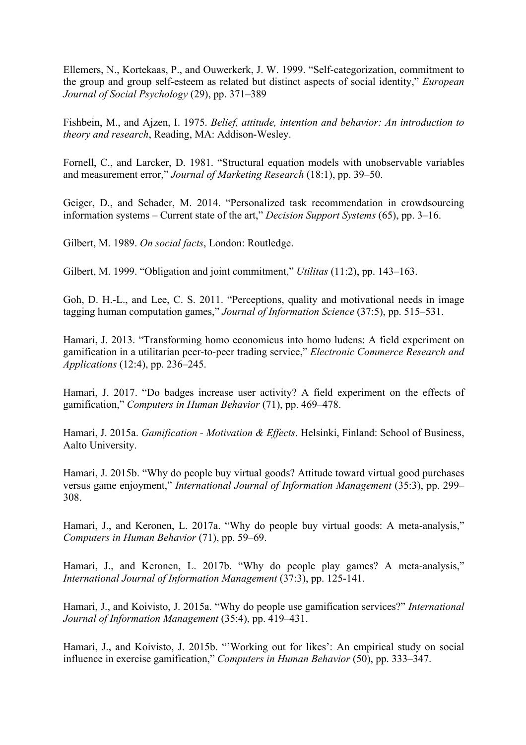Ellemers, N., Kortekaas, P., and Ouwerkerk, J. W. 1999. "Self-categorization, commitment to the group and group self-esteem as related but distinct aspects of social identity," *European Journal of Social Psychology* (29), pp. 371–389

Fishbein, M., and Ajzen, I. 1975. *Belief, attitude, intention and behavior: An introduction to theory and research*, Reading, MA: Addison-Wesley.

Fornell, C., and Larcker, D. 1981. "Structural equation models with unobservable variables and measurement error," *Journal of Marketing Research* (18:1), pp. 39–50.

Geiger, D., and Schader, M. 2014. "Personalized task recommendation in crowdsourcing information systems – Current state of the art," *Decision Support Systems* (65), pp. 3–16.

Gilbert, M. 1989. *On social facts*, London: Routledge.

Gilbert, M. 1999. "Obligation and joint commitment," *Utilitas* (11:2), pp. 143–163.

Goh, D. H.-L., and Lee, C. S. 2011. "Perceptions, quality and motivational needs in image tagging human computation games," *Journal of Information Science* (37:5), pp. 515–531.

Hamari, J. 2013. "Transforming homo economicus into homo ludens: A field experiment on gamification in a utilitarian peer-to-peer trading service," *Electronic Commerce Research and Applications* (12:4), pp. 236–245.

Hamari, J. 2017. "Do badges increase user activity? A field experiment on the effects of gamification," *Computers in Human Behavior* (71), pp. 469–478.

Hamari, J. 2015a. *Gamification - Motivation & Effects*. Helsinki, Finland: School of Business, Aalto University.

Hamari, J. 2015b. "Why do people buy virtual goods? Attitude toward virtual good purchases versus game enjoyment," *International Journal of Information Management* (35:3), pp. 299–308.

Hamari, J., and Keronen, L. 2017a. "Why do people buy virtual goods: A meta-analysis," *Computers in Human Behavior* (71), pp. 59–69.

Hamari, J., and Keronen, L. 2017b. "Why do people play games? A meta-analysis," *International Journal of Information Management* (37:3), pp. 125-141.

Hamari, J., and Koivisto, J. 2015a. "Why do people use gamification services?" *International Journal of Information Management* (35:4), pp. 419–431.

Hamari, J., and Koivisto, J. 2015b. "'Working out for likes': An empirical study on social influence in exercise gamification," *Computers in Human Behavior* (50), pp. 333–347.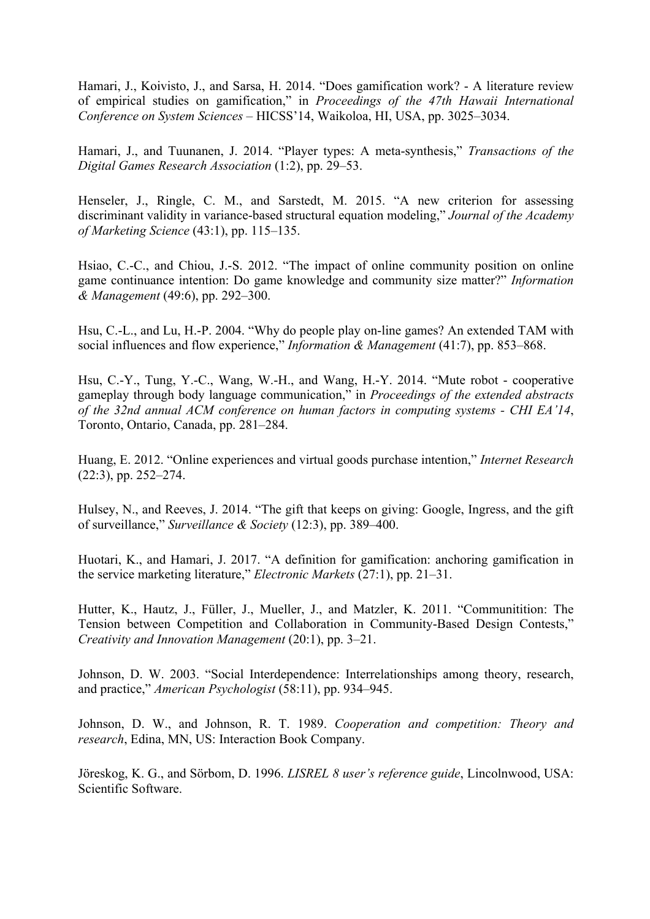Hamari, J., Koivisto, J., and Sarsa, H. 2014. "Does gamification work? - A literature review of empirical studies on gamification," in *Proceedings of the 47th Hawaii International Conference on System Sciences* – HICSS'14, Waikoloa, HI, USA, pp. 3025–3034.

Hamari, J., and Tuunanen, J. 2014. "Player types: A meta-synthesis," *Transactions of the Digital Games Research Association* (1:2), pp. 29–53.

Henseler, J., Ringle, C. M., and Sarstedt, M. 2015. "A new criterion for assessing discriminant validity in variance-based structural equation modeling," *Journal of the Academy of Marketing Science* (43:1), pp. 115–135.

Hsiao, C.-C., and Chiou, J.-S. 2012. "The impact of online community position on online game continuance intention: Do game knowledge and community size matter?" *Information & Management* (49:6), pp. 292–300.

Hsu, C.-L., and Lu, H.-P. 2004. "Why do people play on-line games? An extended TAM with social influences and flow experience," *Information & Management* (41:7), pp. 853–868.

Hsu, C.-Y., Tung, Y.-C., Wang, W.-H., and Wang, H.-Y. 2014. "Mute robot - cooperative gameplay through body language communication," in *Proceedings of the extended abstracts of the 32nd annual ACM conference on human factors in computing systems - CHI EA'14*, Toronto, Ontario, Canada, pp. 281–284.

Huang, E. 2012. "Online experiences and virtual goods purchase intention," *Internet Research* (22:3), pp. 252–274.

Hulsey, N., and Reeves, J. 2014. "The gift that keeps on giving: Google, Ingress, and the gift of surveillance," *Surveillance & Society* (12:3), pp. 389–400.

Huotari, K., and Hamari, J. 2017. "A definition for gamification: anchoring gamification in the service marketing literature," *Electronic Markets* (27:1), pp. 21–31.

Hutter, K., Hautz, J., Füller, J., Mueller, J., and Matzler, K. 2011. "Communitition: The Tension between Competition and Collaboration in Community-Based Design Contests," *Creativity and Innovation Management* (20:1), pp. 3–21.

Johnson, D. W. 2003. "Social Interdependence: Interrelationships among theory, research, and practice," *American Psychologist* (58:11), pp. 934–945.

Johnson, D. W., and Johnson, R. T. 1989. *Cooperation and competition: Theory and research*, Edina, MN, US: Interaction Book Company.

Jöreskog, K. G., and Sörbom, D. 1996. *LISREL 8 user's reference guide*, Lincolnwood, USA: Scientific Software.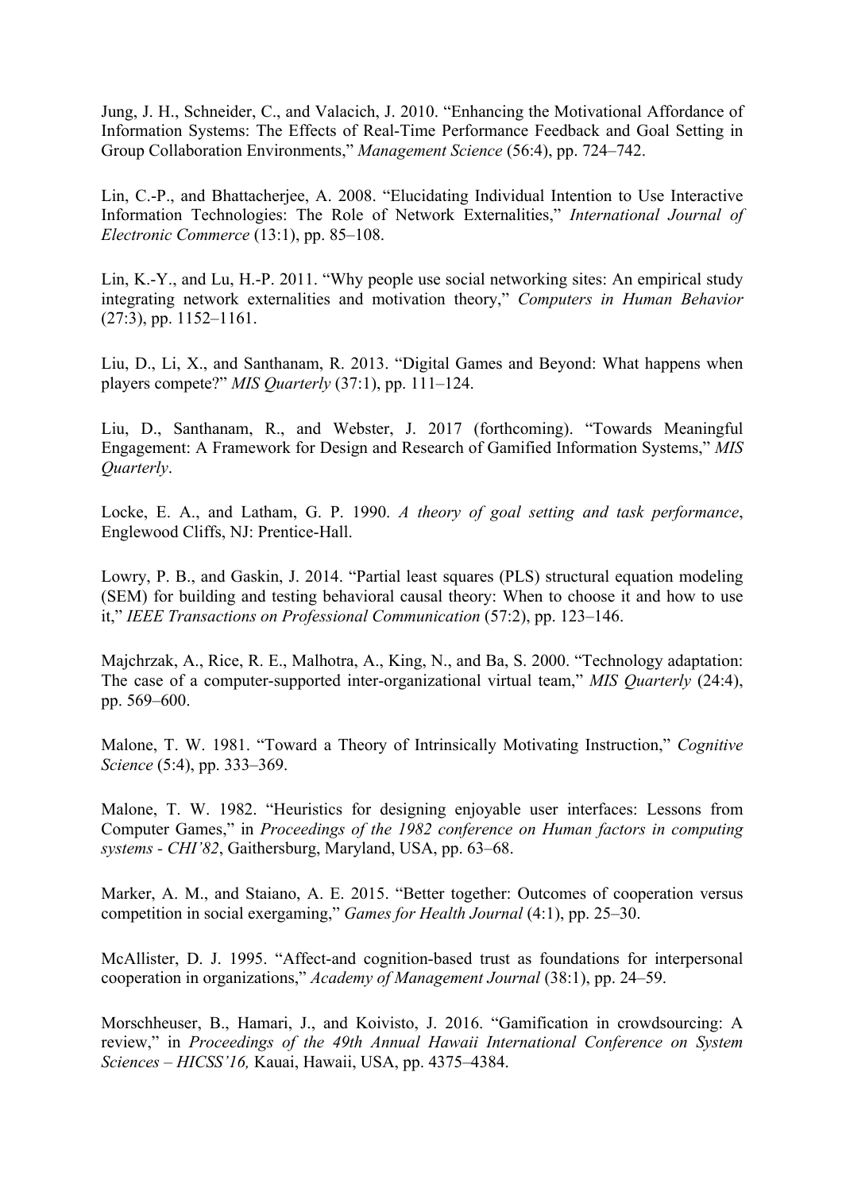Jung, J. H., Schneider, C., and Valacich, J. 2010. “Enhancing the Motivational Affordance of Information Systems: The Effects of Real-Time Performance Feedback and Goal Setting in Group Collaboration Environments,” *Management Science* (56:4), pp. 724–742.

Lin, C.-P., and Bhattacherjee, A. 2008. “Elucidating Individual Intention to Use Interactive Information Technologies: The Role of Network Externalities,” *International Journal of Electronic Commerce* (13:1), pp. 85–108.

Lin, K.-Y., and Lu, H.-P. 2011. “Why people use social networking sites: An empirical study integrating network externalities and motivation theory,” *Computers in Human Behavior* (27:3), pp. 1152–1161.

Liu, D., Li, X., and Santhanam, R. 2013. “Digital Games and Beyond: What happens when players compete?” *MIS Quarterly* (37:1), pp. 111–124.

Liu, D., Santhanam, R., and Webster, J. 2017 (forthcoming). “Towards Meaningful Engagement: A Framework for Design and Research of Gamified Information Systems,” *MIS Quarterly*.

Locke, E. A., and Latham, G. P. 1990. *A theory of goal setting and task performance*, Englewood Cliffs, NJ: Prentice-Hall.

Lowry, P. B., and Gaskin, J. 2014. “Partial least squares (PLS) structural equation modeling (SEM) for building and testing behavioral causal theory: When to choose it and how to use it,” *IEEE Transactions on Professional Communication* (57:2), pp. 123–146.

Majchrzak, A., Rice, R. E., Malhotra, A., King, N., and Ba, S. 2000. “Technology adaptation: The case of a computer-supported inter-organizational virtual team,” *MIS Quarterly* (24:4), pp. 569–600.

Malone, T. W. 1981. “Toward a Theory of Intrinsically Motivating Instruction,” *Cognitive Science* (5:4), pp. 333–369.

Malone, T. W. 1982. “Heuristics for designing enjoyable user interfaces: Lessons from Computer Games,” in *Proceedings of the 1982 conference on Human factors in computing systems - CHI’82*, Gaithersburg, Maryland, USA, pp. 63–68.

Marker, A. M., and Staiano, A. E. 2015. “Better together: Outcomes of cooperation versus competition in social exergaming,” *Games for Health Journal* (4:1), pp. 25–30.

McAllister, D. J. 1995. “Affect-and cognition-based trust as foundations for interpersonal cooperation in organizations,” *Academy of Management Journal* (38:1), pp. 24–59.

Morschheuser, B., Hamari, J., and Koivisto, J. 2016. “Gamification in crowdsourcing: A review,” in *Proceedings of the 49th Annual Hawaii International Conference on System Sciences – HICSS’16,* Kauai, Hawaii, USA, pp. 4375–4384.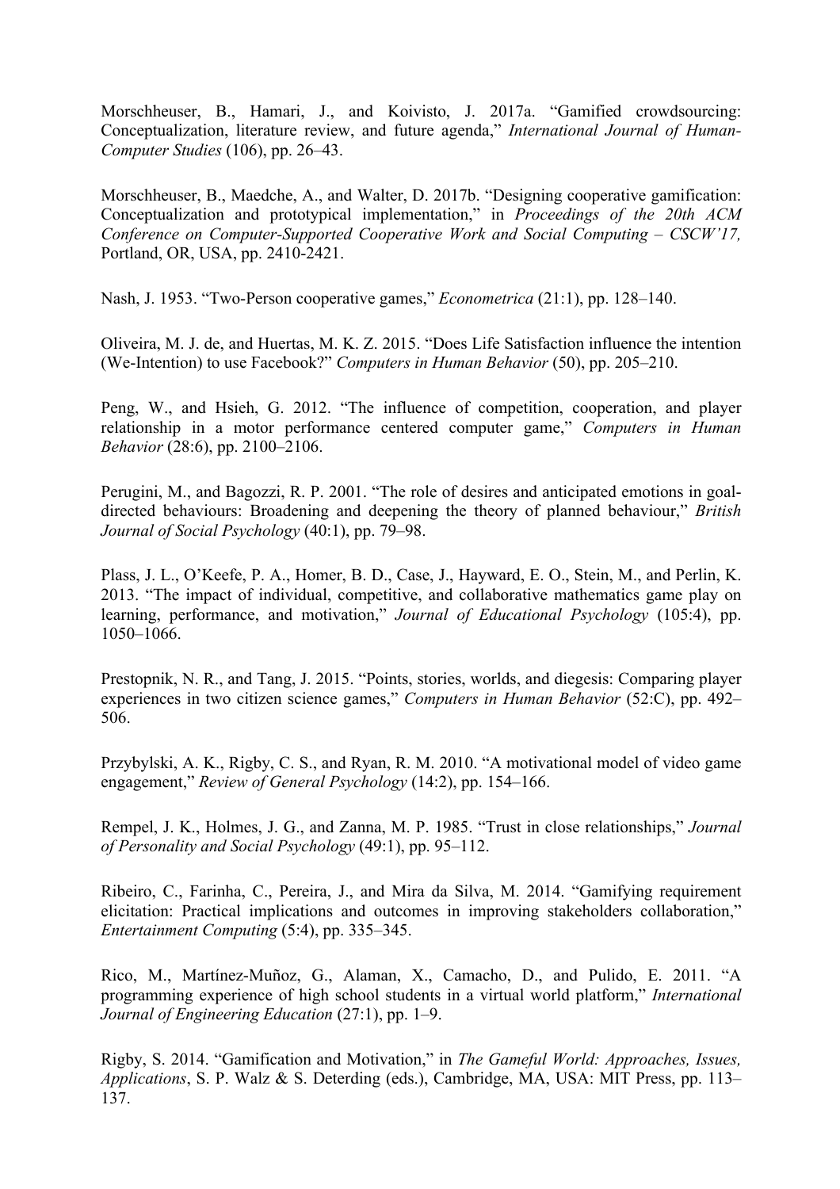Morschheuser, B., Hamari, J., and Koivisto, J. 2017a. “Gamified crowdsourcing: Conceptualization, literature review, and future agenda,” *International Journal of Human-Computer Studies* (106), pp. 26–43.

Morschheuser, B., Maedche, A., and Walter, D. 2017b. “Designing cooperative gamification: Conceptualization and prototypical implementation,” in *Proceedings of the 20th ACM Conference on Computer-Supported Cooperative Work and Social Computing – CSCW’17,* Portland, OR, USA, pp. 2410-2421.

Nash, J. 1953. “Two-Person cooperative games,” *Econometrica* (21:1), pp. 128–140.

Oliveira, M. J. de, and Huertas, M. K. Z. 2015. “Does Life Satisfaction influence the intention (We-Intention) to use Facebook?” *Computers in Human Behavior* (50), pp. 205–210.

Peng, W., and Hsieh, G. 2012. “The influence of competition, cooperation, and player relationship in a motor performance centered computer game,” *Computers in Human Behavior* (28:6), pp. 2100–2106.

Perugini, M., and Bagozzi, R. P. 2001. “The role of desires and anticipated emotions in goal-directed behaviours: Broadening and deepening the theory of planned behaviour,” *British Journal of Social Psychology* (40:1), pp. 79–98.

Plass, J. L., O’Keefe, P. A., Homer, B. D., Case, J., Hayward, E. O., Stein, M., and Perlin, K. 2013. “The impact of individual, competitive, and collaborative mathematics game play on learning, performance, and motivation,” *Journal of Educational Psychology* (105:4), pp. 1050–1066.

Prestopnik, N. R., and Tang, J. 2015. “Points, stories, worlds, and diegesis: Comparing player experiences in two citizen science games,” *Computers in Human Behavior* (52:C), pp. 492–506.

Przybylski, A. K., Rigby, C. S., and Ryan, R. M. 2010. “A motivational model of video game engagement,” *Review of General Psychology* (14:2), pp. 154–166.

Rempel, J. K., Holmes, J. G., and Zanna, M. P. 1985. “Trust in close relationships,” *Journal of Personality and Social Psychology* (49:1), pp. 95–112.

Ribeiro, C., Farinha, C., Pereira, J., and Mira da Silva, M. 2014. “Gamifying requirement elicitation: Practical implications and outcomes in improving stakeholders collaboration,” *Entertainment Computing* (5:4), pp. 335–345.

Rico, M., Martínez-Muñoz, G., Alaman, X., Camacho, D., and Pulido, E. 2011. “A programming experience of high school students in a virtual world platform,” *International Journal of Engineering Education* (27:1), pp. 1–9.

Rigby, S. 2014. “Gamification and Motivation,” in *The Gameful World: Approaches, Issues, Applications*, S. P. Walz & S. Deterding (eds.), Cambridge, MA, USA: MIT Press, pp. 113–137.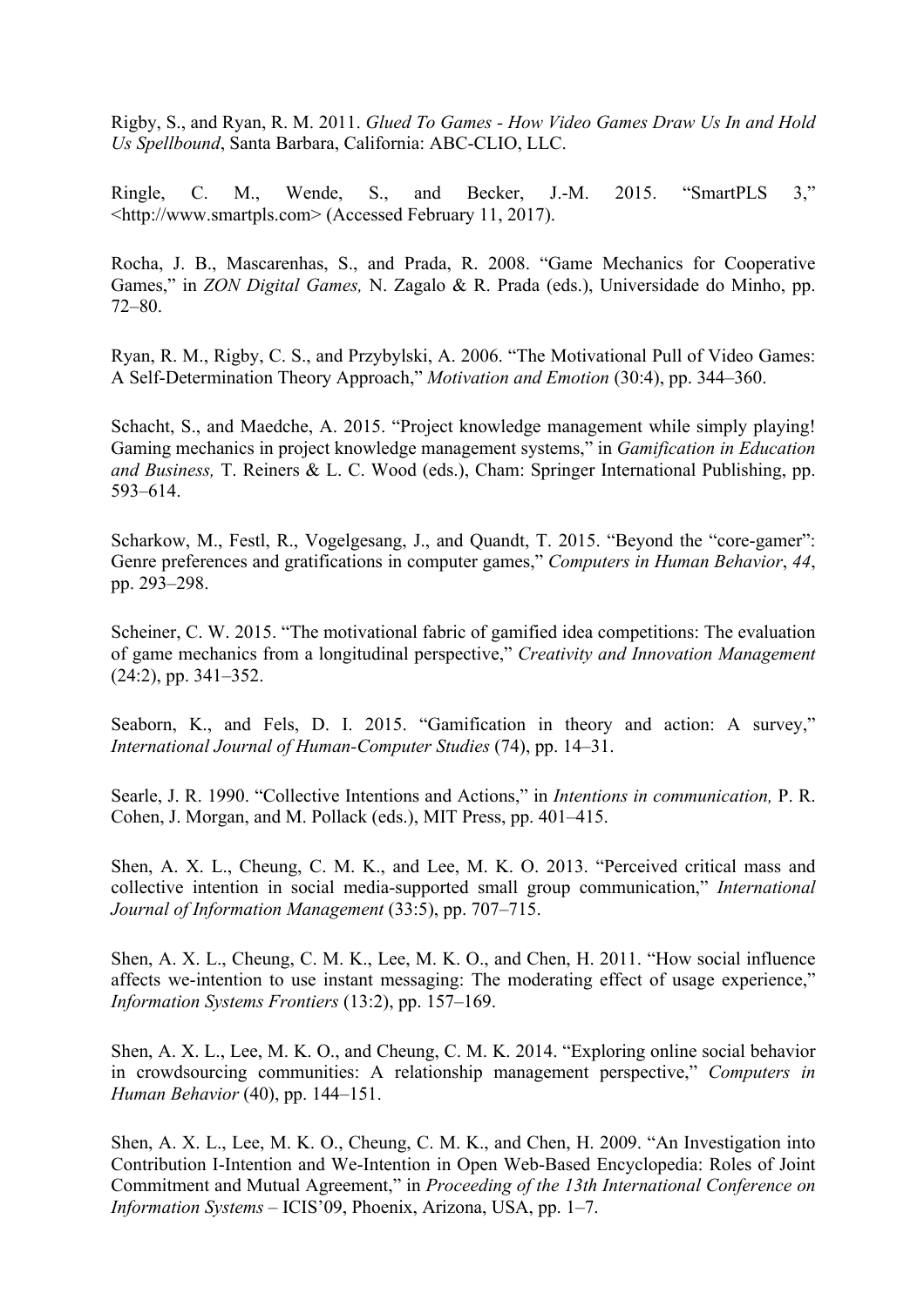Rigby, S., and Ryan, R. M. 2011. *Glued To Games - How Video Games Draw Us In and Hold Us Spellbound*, Santa Barbara, California: ABC-CLIO, LLC.

Ringle, C. M., Wende, S., and Becker, J.-M. 2015. "SmartPLS 3," <http://www.smartpls.com> (Accessed February 11, 2017).

Rocha, J. B., Mascarenhas, S., and Prada, R. 2008. "Game Mechanics for Cooperative Games," in *ZON Digital Games,* N. Zagalo & R. Prada (eds.), Universidade do Minho, pp. 72–80.

Ryan, R. M., Rigby, C. S., and Przybylski, A. 2006. "The Motivational Pull of Video Games: A Self-Determination Theory Approach," *Motivation and Emotion* (30:4), pp. 344–360.

Schacht, S., and Maedche, A. 2015. "Project knowledge management while simply playing! Gaming mechanics in project knowledge management systems," in *Gamification in Education and Business,* T. Reiners & L. C. Wood (eds.), Cham: Springer International Publishing, pp. 593–614.

Scharkow, M., Festl, R., Vogelgesang, J., and Quandt, T. 2015. "Beyond the "core-gamer": Genre preferences and gratifications in computer games," *Computers in Human Behavior*, *44*, pp. 293–298.

Scheiner, C. W. 2015. "The motivational fabric of gamified idea competitions: The evaluation of game mechanics from a longitudinal perspective," *Creativity and Innovation Management* (24:2), pp. 341–352.

Seaborn, K., and Fels, D. I. 2015. "Gamification in theory and action: A survey," *International Journal of Human-Computer Studies* (74), pp. 14–31.

Searle, J. R. 1990. "Collective Intentions and Actions," in *Intentions in communication,* P. R. Cohen, J. Morgan, and M. Pollack (eds.), MIT Press, pp. 401–415.

Shen, A. X. L., Cheung, C. M. K., and Lee, M. K. O. 2013. "Perceived critical mass and collective intention in social media-supported small group communication," *International Journal of Information Management* (33:5), pp. 707–715.

Shen, A. X. L., Cheung, C. M. K., Lee, M. K. O., and Chen, H. 2011. "How social influence affects we-intention to use instant messaging: The moderating effect of usage experience," *Information Systems Frontiers* (13:2), pp. 157–169.

Shen, A. X. L., Lee, M. K. O., and Cheung, C. M. K. 2014. "Exploring online social behavior in crowdsourcing communities: A relationship management perspective," *Computers in Human Behavior* (40), pp. 144–151.

Shen, A. X. L., Lee, M. K. O., Cheung, C. M. K., and Chen, H. 2009. "An Investigation into Contribution I-Intention and We-Intention in Open Web-Based Encyclopedia: Roles of Joint Commitment and Mutual Agreement," in *Proceeding of the 13th International Conference on Information Systems* – ICIS'09, Phoenix, Arizona, USA, pp. 1–7.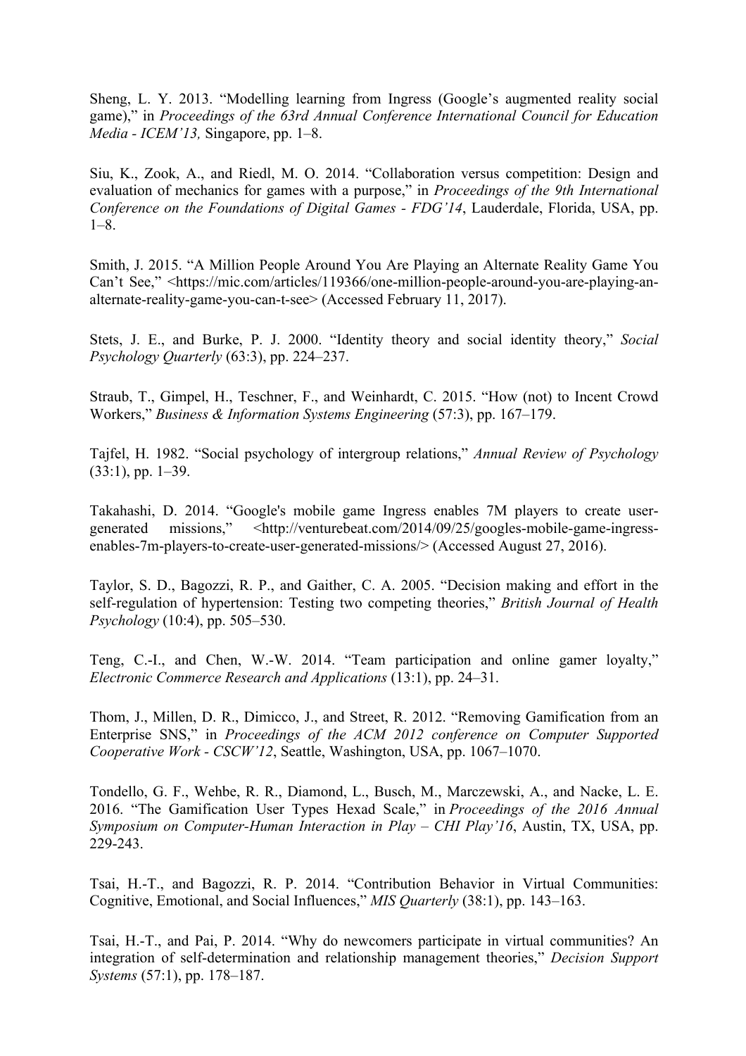Sheng, L. Y. 2013. "Modelling learning from Ingress (Google's augmented reality social game)," in *Proceedings of the 63rd Annual Conference International Council for Education Media - ICEM'13,* Singapore, pp. 1–8.

Siu, K., Zook, A., and Riedl, M. O. 2014. "Collaboration versus competition: Design and evaluation of mechanics for games with a purpose," in *Proceedings of the 9th International Conference on the Foundations of Digital Games - FDG'14*, Lauderdale, Florida, USA, pp. 1–8.

Smith, J. 2015. "A Million People Around You Are Playing an Alternate Reality Game You Can't See," <https://mic.com/articles/119366/one-million-people-around-you-are-playing-an-alternate-reality-game-you-can-t-see> (Accessed February 11, 2017).

Stets, J. E., and Burke, P. J. 2000. "Identity theory and social identity theory," *Social Psychology Quarterly* (63:3), pp. 224–237.

Straub, T., Gimpel, H., Teschner, F., and Weinhardt, C. 2015. "How (not) to Incent Crowd Workers," *Business & Information Systems Engineering* (57:3), pp. 167–179.

Tajfel, H. 1982. "Social psychology of intergroup relations," *Annual Review of Psychology* (33:1), pp. 1–39.

Takahashi, D. 2014. "Google's mobile game Ingress enables 7M players to create user-generated missions," <http://venturebeat.com/2014/09/25/googles-mobile-game-ingress-enables-7m-players-to-create-user-generated-missions/> (Accessed August 27, 2016).

Taylor, S. D., Bagozzi, R. P., and Gaither, C. A. 2005. "Decision making and effort in the self-regulation of hypertension: Testing two competing theories," *British Journal of Health Psychology* (10:4), pp. 505–530.

Teng, C.-I., and Chen, W.-W. 2014. "Team participation and online gamer loyalty," *Electronic Commerce Research and Applications* (13:1), pp. 24–31.

Thom, J., Millen, D. R., Dimicco, J., and Street, R. 2012. "Removing Gamification from an Enterprise SNS," in *Proceedings of the ACM 2012 conference on Computer Supported Cooperative Work - CSCW'12*, Seattle, Washington, USA, pp. 1067–1070.

Tondello, G. F., Wehbe, R. R., Diamond, L., Busch, M., Marczewski, A., and Nacke, L. E. 2016. "The Gamification User Types Hexad Scale," in *Proceedings of the 2016 Annual Symposium on Computer-Human Interaction in Play – CHI Play'16*, Austin, TX, USA, pp. 229-243.

Tsai, H.-T., and Bagozzi, R. P. 2014. "Contribution Behavior in Virtual Communities: Cognitive, Emotional, and Social Influences," *MIS Quarterly* (38:1), pp. 143–163.

Tsai, H.-T., and Pai, P. 2014. "Why do newcomers participate in virtual communities? An integration of self-determination and relationship management theories," *Decision Support Systems* (57:1), pp. 178–187.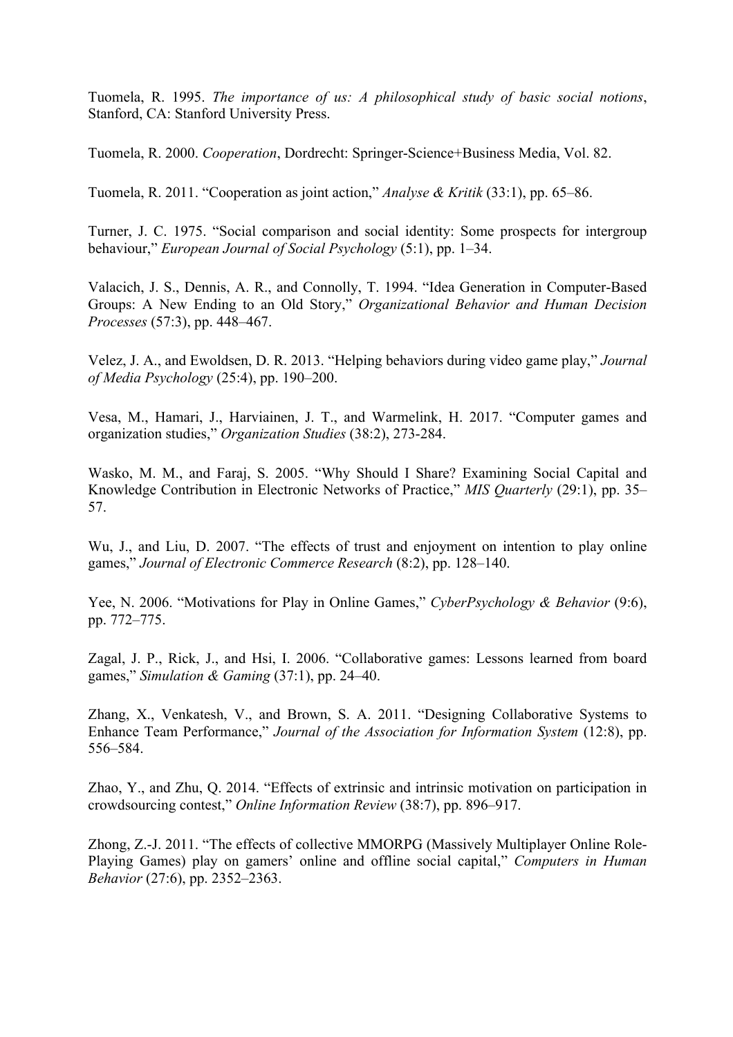Tuomela, R. 1995. *The importance of us: A philosophical study of basic social notions*, Stanford, CA: Stanford University Press.

Tuomela, R. 2000. *Cooperation*, Dordrecht: Springer-Science+Business Media, Vol. 82.

Tuomela, R. 2011. "Cooperation as joint action," *Analyse & Kritik* (33:1), pp. 65–86.

Turner, J. C. 1975. "Social comparison and social identity: Some prospects for intergroup behaviour," *European Journal of Social Psychology* (5:1), pp. 1–34.

Valacich, J. S., Dennis, A. R., and Connolly, T. 1994. "Idea Generation in Computer-Based Groups: A New Ending to an Old Story," *Organizational Behavior and Human Decision Processes* (57:3), pp. 448–467.

Velez, J. A., and Ewoldsen, D. R. 2013. "Helping behaviors during video game play," *Journal of Media Psychology* (25:4), pp. 190–200.

Vesa, M., Hamari, J., Harviainen, J. T., and Warmelink, H. 2017. "Computer games and organization studies," *Organization Studies* (38:2), 273-284.

Wasko, M. M., and Faraj, S. 2005. "Why Should I Share? Examining Social Capital and Knowledge Contribution in Electronic Networks of Practice," *MIS Quarterly* (29:1), pp. 35–57.

Wu, J., and Liu, D. 2007. "The effects of trust and enjoyment on intention to play online games," *Journal of Electronic Commerce Research* (8:2), pp. 128–140.

Yee, N. 2006. "Motivations for Play in Online Games," *CyberPsychology & Behavior* (9:6), pp. 772–775.

Zagal, J. P., Rick, J., and Hsi, I. 2006. "Collaborative games: Lessons learned from board games," *Simulation & Gaming* (37:1), pp. 24–40.

Zhang, X., Venkatesh, V., and Brown, S. A. 2011. "Designing Collaborative Systems to Enhance Team Performance," *Journal of the Association for Information System* (12:8), pp. 556–584.

Zhao, Y., and Zhu, Q. 2014. "Effects of extrinsic and intrinsic motivation on participation in crowdsourcing contest," *Online Information Review* (38:7), pp. 896–917.

Zhong, Z.-J. 2011. "The effects of collective MMORPG (Massively Multiplayer Online Role-Playing Games) play on gamers' online and offline social capital," *Computers in Human Behavior* (27:6), pp. 2352–2363.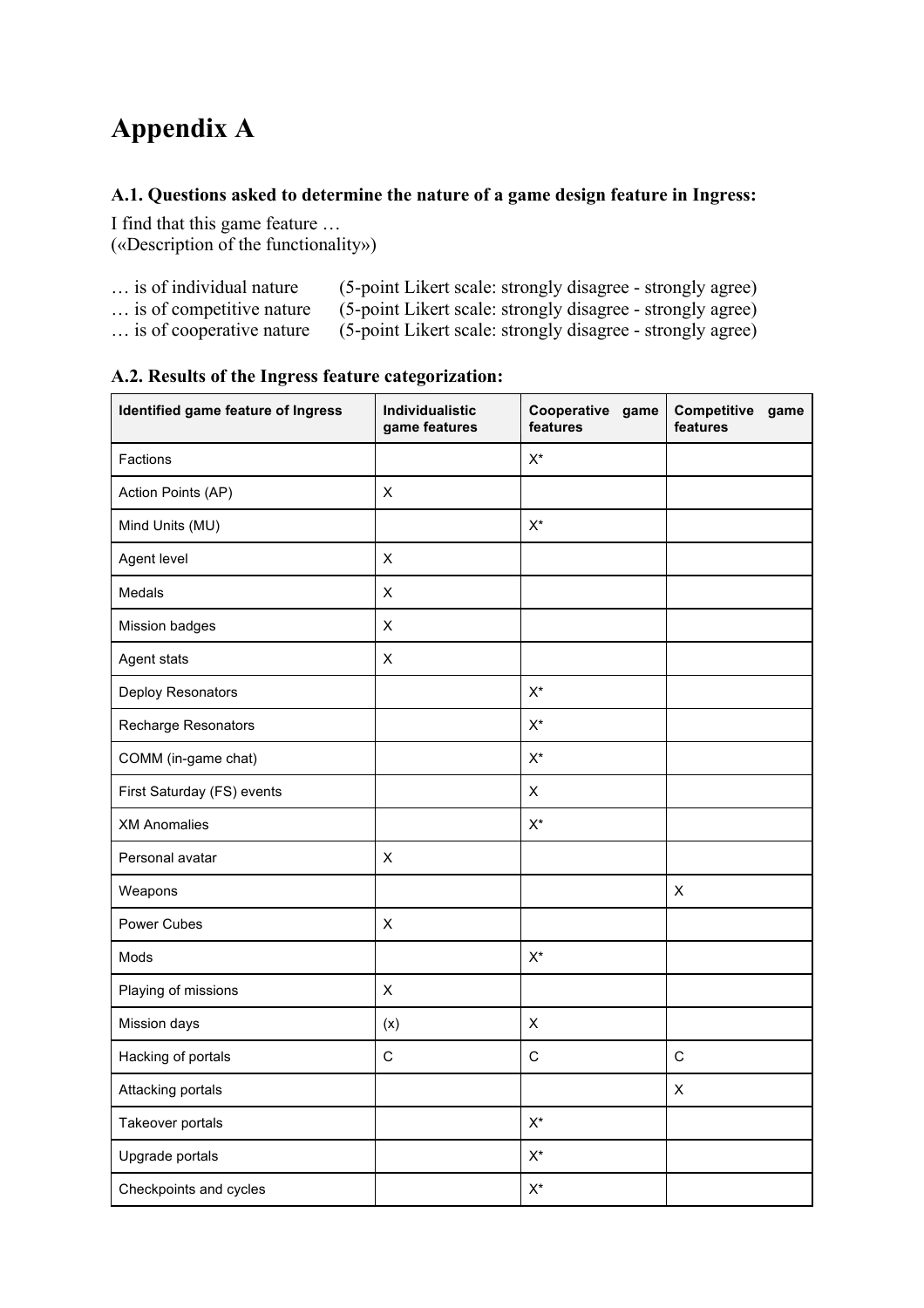# Appendix A

### A.1. Questions asked to determine the nature of a game design feature in Ingress:

I find that this game feature …
(«Description of the functionality»)

… is of individual nature (5-point Likert scale: strongly disagree - strongly agree)
… is of competitive nature (5-point Likert scale: strongly disagree - strongly agree)
… is of cooperative nature (5-point Likert scale: strongly disagree - strongly agree)

### A.2. Results of the Ingress feature categorization:

| Identified game feature of Ingress | Individualistic game features | Cooperative game features | Competitive game features |
|---|---|---|---|
| Factions | | X* | |
| Action Points (AP) | X | | |
| Mind Units (MU) | | X* | |
| Agent level | X | | |
| Medals | X | | |
| Mission badges | X | | |
| Agent stats | X | | |
| Deploy Resonators | | X* | |
| Recharge Resonators | | X* | |
| COMM (in-game chat) | | X* | |
| First Saturday (FS) events | | X | |
| XM Anomalies | | X* | |
| Personal avatar | X | | |
| Weapons | | | X |
| Power Cubes | X | | |
| Mods | | X* | |
| Playing of missions | X | | |
| Mission days | (x) | X | |
| Hacking of portals | C | C | C |
| Attacking portals | | | X |
| Takeover portals | | X* | |
| Upgrade portals | | X* | |
| Checkpoints and cycles | | X* | |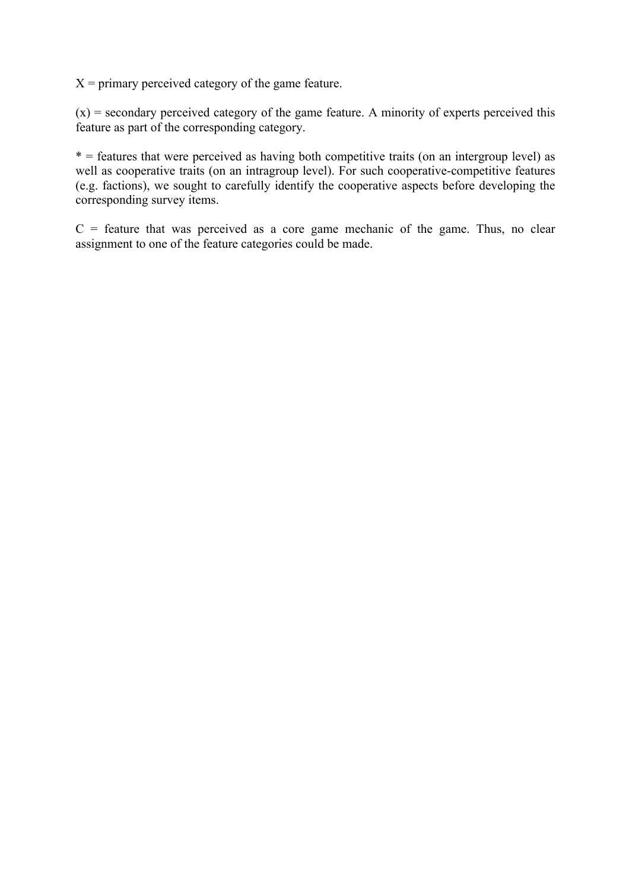X = primary perceived category of the game feature.

(x) = secondary perceived category of the game feature. A minority of experts perceived this feature as part of the corresponding category.

* = features that were perceived as having both competitive traits (on an intergroup level) as well as cooperative traits (on an intragroup level). For such cooperative-competitive features (e.g. factions), we sought to carefully identify the cooperative aspects before developing the corresponding survey items.

C = feature that was perceived as a core game mechanic of the game. Thus, no clear assignment to one of the feature categories could be made.